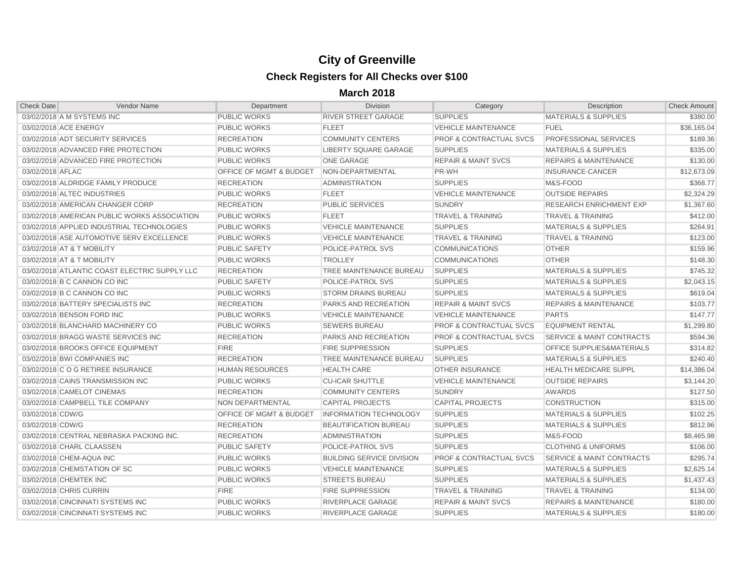# City of Greenville

## Check Registers for All Checks over $100

### March 2018

| Check Date | Vendor Name | Department | Division | Category | Description | Check Amount |
|---|---|---|---|---|---|---|
| 03/02/2018 | A M SYSTEMS INC | PUBLIC WORKS | RIVER STREET GARAGE | SUPPLIES | MATERIALS & SUPPLIES | $380.00 |
| 03/02/2018 | ACE ENERGY | PUBLIC WORKS | FLEET | VEHICLE MAINTENANCE | FUEL | $36,165.04 |
| 03/02/2018 | ADT SECURITY SERVICES | RECREATION | COMMUNITY CENTERS | PROF & CONTRACTUAL SVCS | PROFESSIONAL SERVICES | $189.36 |
| 03/02/2018 | ADVANCED FIRE PROTECTION | PUBLIC WORKS | LIBERTY SQUARE GARAGE | SUPPLIES | MATERIALS & SUPPLIES | $335.00 |
| 03/02/2018 | ADVANCED FIRE PROTECTION | PUBLIC WORKS | ONE GARAGE | REPAIR & MAINT SVCS | REPAIRS & MAINTENANCE | $130.00 |
| 03/02/2018 | AFLAC | OFFICE OF MGMT & BUDGET | NON-DEPARTMENTAL | PR-WH | INSURANCE-CANCER | $12,673.09 |
| 03/02/2018 | ALDRIDGE FAMILY PRODUCE | RECREATION | ADMINISTRATION | SUPPLIES | M&S-FOOD | $368.77 |
| 03/02/2018 | ALTEC INDUSTRIES | PUBLIC WORKS | FLEET | VEHICLE MAINTENANCE | OUTSIDE REPAIRS | $2,324.29 |
| 03/02/2018 | AMERICAN CHANGER CORP | RECREATION | PUBLIC SERVICES | SUNDRY | RESEARCH ENRICHMENT EXP | $1,367.60 |
| 03/02/2018 | AMERICAN PUBLIC WORKS ASSOCIATION | PUBLIC WORKS | FLEET | TRAVEL & TRAINING | TRAVEL & TRAINING | $412.00 |
| 03/02/2018 | APPLIED INDUSTRIAL TECHNOLOGIES | PUBLIC WORKS | VEHICLE MAINTENANCE | SUPPLIES | MATERIALS & SUPPLIES | $264.91 |
| 03/02/2018 | ASE AUTOMOTIVE SERV EXCELLENCE | PUBLIC WORKS | VEHICLE MAINTENANCE | TRAVEL & TRAINING | TRAVEL & TRAINING | $123.00 |
| 03/02/2018 | AT & T MOBILITY | PUBLIC SAFETY | POLICE-PATROL SVS | COMMUNICATIONS | OTHER | $159.96 |
| 03/02/2018 | AT & T MOBILITY | PUBLIC WORKS | TROLLEY | COMMUNICATIONS | OTHER | $148.30 |
| 03/02/2018 | ATLANTIC COAST ELECTRIC SUPPLY LLC | RECREATION | TREE MAINTENANCE BUREAU | SUPPLIES | MATERIALS & SUPPLIES | $745.32 |
| 03/02/2018 | B C CANNON CO INC | PUBLIC SAFETY | POLICE-PATROL SVS | SUPPLIES | MATERIALS & SUPPLIES | $2,043.15 |
| 03/02/2018 | B C CANNON CO INC | PUBLIC WORKS | STORM DRAINS BUREAU | SUPPLIES | MATERIALS & SUPPLIES | $619.04 |
| 03/02/2018 | BATTERY SPECIALISTS INC | RECREATION | PARKS AND RECREATION | REPAIR & MAINT SVCS | REPAIRS & MAINTENANCE | $103.77 |
| 03/02/2018 | BENSON FORD INC | PUBLIC WORKS | VEHICLE MAINTENANCE | VEHICLE MAINTENANCE | PARTS | $147.77 |
| 03/02/2018 | BLANCHARD MACHINERY CO | PUBLIC WORKS | SEWERS BUREAU | PROF & CONTRACTUAL SVCS | EQUIPMENT RENTAL | $1,299.80 |
| 03/02/2018 | BRAGG WASTE SERVICES INC | RECREATION | PARKS AND RECREATION | PROF & CONTRACTUAL SVCS | SERVICE & MAINT CONTRACTS | $594.36 |
| 03/02/2018 | BROOKS OFFICE EQUIPMENT | FIRE | FIRE SUPPRESSION | SUPPLIES | OFFICE SUPPLIES&MATERIALS | $314.82 |
| 03/02/2018 | BWI COMPANIES INC | RECREATION | TREE MAINTENANCE BUREAU | SUPPLIES | MATERIALS & SUPPLIES | $240.40 |
| 03/02/2018 | C O G RETIREE INSURANCE | HUMAN RESOURCES | HEALTH CARE | OTHER INSURANCE | HEALTH MEDICARE SUPPL | $14,386.04 |
| 03/02/2018 | CAINS TRANSMISSION INC | PUBLIC WORKS | CU-ICAR SHUTTLE | VEHICLE MAINTENANCE | OUTSIDE REPAIRS | $3,144.20 |
| 03/02/2018 | CAMELOT CINEMAS | RECREATION | COMMUNITY CENTERS | SUNDRY | AWARDS | $127.50 |
| 03/02/2018 | CAMPBELL TILE COMPANY | NON DEPARTMENTAL | CAPITAL PROJECTS | CAPITAL PROJECTS | CONSTRUCTION | $315.00 |
| 03/02/2018 | CDW/G | OFFICE OF MGMT & BUDGET | INFORMATION TECHNOLOGY | SUPPLIES | MATERIALS & SUPPLIES | $102.25 |
| 03/02/2018 | CDW/G | RECREATION | BEAUTIFICATION BUREAU | SUPPLIES | MATERIALS & SUPPLIES | $812.96 |
| 03/02/2018 | CENTRAL NEBRASKA PACKING INC. | RECREATION | ADMINISTRATION | SUPPLIES | M&S-FOOD | $8,465.98 |
| 03/02/2018 | CHARL CLAASSEN | PUBLIC SAFETY | POLICE-PATROL SVS | SUPPLIES | CLOTHING & UNIFORMS | $106.00 |
| 03/02/2018 | CHEM-AQUA INC | PUBLIC WORKS | BUILDING SERVICE DIVISION | PROF & CONTRACTUAL SVCS | SERVICE & MAINT CONTRACTS | $295.74 |
| 03/02/2018 | CHEMSTATION OF SC | PUBLIC WORKS | VEHICLE MAINTENANCE | SUPPLIES | MATERIALS & SUPPLIES | $2,625.14 |
| 03/02/2018 | CHEMTEK INC | PUBLIC WORKS | STREETS BUREAU | SUPPLIES | MATERIALS & SUPPLIES | $1,437.43 |
| 03/02/2018 | CHRIS CURRIN | FIRE | FIRE SUPPRESSION | TRAVEL & TRAINING | TRAVEL & TRAINING | $134.00 |
| 03/02/2018 | CINCINNATI SYSTEMS INC | PUBLIC WORKS | RIVERPLACE GARAGE | REPAIR & MAINT SVCS | REPAIRS & MAINTENANCE | $180.00 |
| 03/02/2018 | CINCINNATI SYSTEMS INC | PUBLIC WORKS | RIVERPLACE GARAGE | SUPPLIES | MATERIALS & SUPPLIES | $180.00 |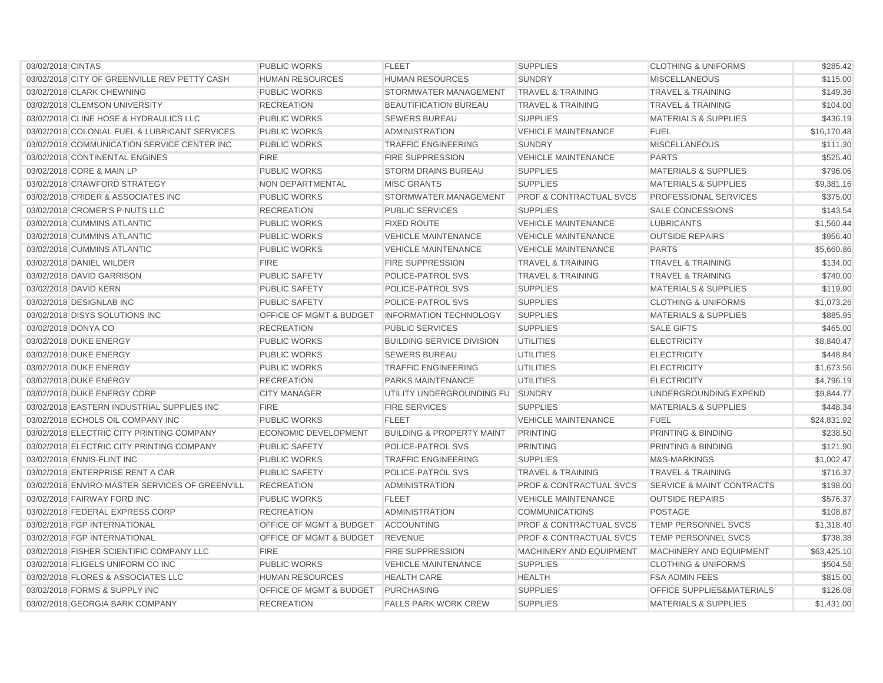| | | | | | | |
|---|---|---|---|---|---|---|
| 03/02/2018 | CINTAS | PUBLIC WORKS | FLEET | SUPPLIES | CLOTHING & UNIFORMS | $285.42 |
| 03/02/2018 | CITY OF GREENVILLE REV PETTY CASH | HUMAN RESOURCES | HUMAN RESOURCES | SUNDRY | MISCELLANEOUS | $115.00 |
| 03/02/2018 | CLARK CHEWNING | PUBLIC WORKS | STORMWATER MANAGEMENT | TRAVEL & TRAINING | TRAVEL & TRAINING | $149.36 |
| 03/02/2018 | CLEMSON UNIVERSITY | RECREATION | BEAUTIFICATION BUREAU | TRAVEL & TRAINING | TRAVEL & TRAINING | $104.00 |
| 03/02/2018 | CLINE HOSE & HYDRAULICS LLC | PUBLIC WORKS | SEWERS BUREAU | SUPPLIES | MATERIALS & SUPPLIES | $436.19 |
| 03/02/2018 | COLONIAL FUEL & LUBRICANT SERVICES | PUBLIC WORKS | ADMINISTRATION | VEHICLE MAINTENANCE | FUEL | $16,170.48 |
| 03/02/2018 | COMMUNICATION SERVICE CENTER INC | PUBLIC WORKS | TRAFFIC ENGINEERING | SUNDRY | MISCELLANEOUS | $111.30 |
| 03/02/2018 | CONTINENTAL ENGINES | FIRE | FIRE SUPPRESSION | VEHICLE MAINTENANCE | PARTS | $525.40 |
| 03/02/2018 | CORE & MAIN LP | PUBLIC WORKS | STORM DRAINS BUREAU | SUPPLIES | MATERIALS & SUPPLIES | $796.06 |
| 03/02/2018 | CRAWFORD STRATEGY | NON DEPARTMENTAL | MISC GRANTS | SUPPLIES | MATERIALS & SUPPLIES | $9,381.16 |
| 03/02/2018 | CRIDER & ASSOCIATES INC | PUBLIC WORKS | STORMWATER MANAGEMENT | PROF & CONTRACTUAL SVCS | PROFESSIONAL SERVICES | $375.00 |
| 03/02/2018 | CROMER'S P-NUTS LLC | RECREATION | PUBLIC SERVICES | SUPPLIES | SALE CONCESSIONS | $143.54 |
| 03/02/2018 | CUMMINS ATLANTIC | PUBLIC WORKS | FIXED ROUTE | VEHICLE MAINTENANCE | LUBRICANTS | $1,560.44 |
| 03/02/2018 | CUMMINS ATLANTIC | PUBLIC WORKS | VEHICLE MAINTENANCE | VEHICLE MAINTENANCE | OUTSIDE REPAIRS | $956.40 |
| 03/02/2018 | CUMMINS ATLANTIC | PUBLIC WORKS | VEHICLE MAINTENANCE | VEHICLE MAINTENANCE | PARTS | $5,660.86 |
| 03/02/2018 | DANIEL WILDER | FIRE | FIRE SUPPRESSION | TRAVEL & TRAINING | TRAVEL & TRAINING | $134.00 |
| 03/02/2018 | DAVID GARRISON | PUBLIC SAFETY | POLICE-PATROL SVS | TRAVEL & TRAINING | TRAVEL & TRAINING | $740.00 |
| 03/02/2018 | DAVID KERN | PUBLIC SAFETY | POLICE-PATROL SVS | SUPPLIES | MATERIALS & SUPPLIES | $119.90 |
| 03/02/2018 | DESIGNLAB INC | PUBLIC SAFETY | POLICE-PATROL SVS | SUPPLIES | CLOTHING & UNIFORMS | $1,073.26 |
| 03/02/2018 | DISYS SOLUTIONS INC | OFFICE OF MGMT & BUDGET | INFORMATION TECHNOLOGY | SUPPLIES | MATERIALS & SUPPLIES | $885.95 |
| 03/02/2018 | DONYA CO | RECREATION | PUBLIC SERVICES | SUPPLIES | SALE GIFTS | $465.00 |
| 03/02/2018 | DUKE ENERGY | PUBLIC WORKS | BUILDING SERVICE DIVISION | UTILITIES | ELECTRICITY | $8,840.47 |
| 03/02/2018 | DUKE ENERGY | PUBLIC WORKS | SEWERS BUREAU | UTILITIES | ELECTRICITY | $448.84 |
| 03/02/2018 | DUKE ENERGY | PUBLIC WORKS | TRAFFIC ENGINEERING | UTILITIES | ELECTRICITY | $1,673.56 |
| 03/02/2018 | DUKE ENERGY | RECREATION | PARKS MAINTENANCE | UTILITIES | ELECTRICITY | $4,796.19 |
| 03/02/2018 | DUKE ENERGY CORP | CITY MANAGER | UTILITY UNDERGROUNDING FU | SUNDRY | UNDERGROUNDING EXPEND | $9,844.77 |
| 03/02/2018 | EASTERN INDUSTRIAL SUPPLIES INC | FIRE | FIRE SERVICES | SUPPLIES | MATERIALS & SUPPLIES | $448.34 |
| 03/02/2018 | ECHOLS OIL COMPANY INC | PUBLIC WORKS | FLEET | VEHICLE MAINTENANCE | FUEL | $24,831.92 |
| 03/02/2018 | ELECTRIC CITY PRINTING COMPANY | ECONOMIC DEVELOPMENT | BUILDING & PROPERTY MAINT | PRINTING | PRINTING & BINDING | $238.50 |
| 03/02/2018 | ELECTRIC CITY PRINTING COMPANY | PUBLIC SAFETY | POLICE-PATROL SVS | PRINTING | PRINTING & BINDING | $121.90 |
| 03/02/2018 | ENNIS-FLINT INC | PUBLIC WORKS | TRAFFIC ENGINEERING | SUPPLIES | M&S-MARKINGS | $1,002.47 |
| 03/02/2018 | ENTERPRISE RENT A CAR | PUBLIC SAFETY | POLICE-PATROL SVS | TRAVEL & TRAINING | TRAVEL & TRAINING | $716.37 |
| 03/02/2018 | ENVIRO-MASTER SERVICES OF GREENVILL | RECREATION | ADMINISTRATION | PROF & CONTRACTUAL SVCS | SERVICE & MAINT CONTRACTS | $198.00 |
| 03/02/2018 | FAIRWAY FORD INC | PUBLIC WORKS | FLEET | VEHICLE MAINTENANCE | OUTSIDE REPAIRS | $576.37 |
| 03/02/2018 | FEDERAL EXPRESS CORP | RECREATION | ADMINISTRATION | COMMUNICATIONS | POSTAGE | $108.87 |
| 03/02/2018 | FGP INTERNATIONAL | OFFICE OF MGMT & BUDGET | ACCOUNTING | PROF & CONTRACTUAL SVCS | TEMP PERSONNEL SVCS | $1,318.40 |
| 03/02/2018 | FGP INTERNATIONAL | OFFICE OF MGMT & BUDGET | REVENUE | PROF & CONTRACTUAL SVCS | TEMP PERSONNEL SVCS | $738.38 |
| 03/02/2018 | FISHER SCIENTIFIC COMPANY LLC | FIRE | FIRE SUPPRESSION | MACHINERY AND EQUIPMENT | MACHINERY AND EQUIPMENT | $63,425.10 |
| 03/02/2018 | FLIGELS UNIFORM CO INC | PUBLIC WORKS | VEHICLE MAINTENANCE | SUPPLIES | CLOTHING & UNIFORMS | $504.56 |
| 03/02/2018 | FLORES & ASSOCIATES LLC | HUMAN RESOURCES | HEALTH CARE | HEALTH | FSA ADMIN FEES | $815.00 |
| 03/02/2018 | FORMS & SUPPLY INC | OFFICE OF MGMT & BUDGET | PURCHASING | SUPPLIES | OFFICE SUPPLIES&MATERIALS | $126.08 |
| 03/02/2018 | GEORGIA BARK COMPANY | RECREATION | FALLS PARK WORK CREW | SUPPLIES | MATERIALS & SUPPLIES | $1,431.00 |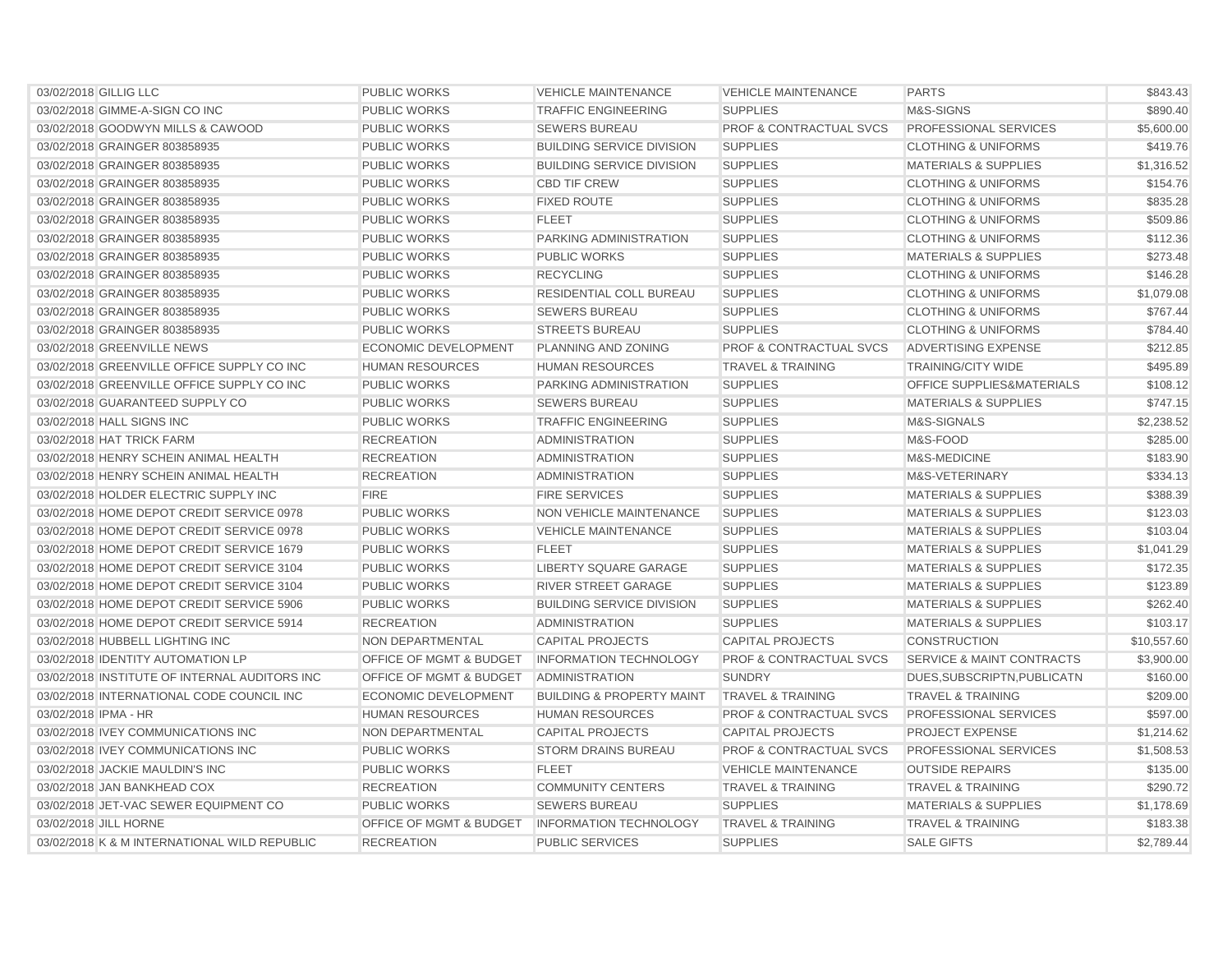| | | | | | | |
|---|---|---|---|---|---|---|
| 03/02/2018 | GILLIG LLC | PUBLIC WORKS | VEHICLE MAINTENANCE | VEHICLE MAINTENANCE | PARTS | $843.43 |
| 03/02/2018 | GIMME-A-SIGN CO INC | PUBLIC WORKS | TRAFFIC ENGINEERING | SUPPLIES | M&S-SIGNS | $890.40 |
| 03/02/2018 | GOODWYN MILLS & CAWOOD | PUBLIC WORKS | SEWERS BUREAU | PROF & CONTRACTUAL SVCS | PROFESSIONAL SERVICES | $5,600.00 |
| 03/02/2018 | GRAINGER 803858935 | PUBLIC WORKS | BUILDING SERVICE DIVISION | SUPPLIES | CLOTHING & UNIFORMS | $419.76 |
| 03/02/2018 | GRAINGER 803858935 | PUBLIC WORKS | BUILDING SERVICE DIVISION | SUPPLIES | MATERIALS & SUPPLIES | $1,316.52 |
| 03/02/2018 | GRAINGER 803858935 | PUBLIC WORKS | CBD TIF CREW | SUPPLIES | CLOTHING & UNIFORMS | $154.76 |
| 03/02/2018 | GRAINGER 803858935 | PUBLIC WORKS | FIXED ROUTE | SUPPLIES | CLOTHING & UNIFORMS | $835.28 |
| 03/02/2018 | GRAINGER 803858935 | PUBLIC WORKS | FLEET | SUPPLIES | CLOTHING & UNIFORMS | $509.86 |
| 03/02/2018 | GRAINGER 803858935 | PUBLIC WORKS | PARKING ADMINISTRATION | SUPPLIES | CLOTHING & UNIFORMS | $112.36 |
| 03/02/2018 | GRAINGER 803858935 | PUBLIC WORKS | PUBLIC WORKS | SUPPLIES | MATERIALS & SUPPLIES | $273.48 |
| 03/02/2018 | GRAINGER 803858935 | PUBLIC WORKS | RECYCLING | SUPPLIES | CLOTHING & UNIFORMS | $146.28 |
| 03/02/2018 | GRAINGER 803858935 | PUBLIC WORKS | RESIDENTIAL COLL BUREAU | SUPPLIES | CLOTHING & UNIFORMS | $1,079.08 |
| 03/02/2018 | GRAINGER 803858935 | PUBLIC WORKS | SEWERS BUREAU | SUPPLIES | CLOTHING & UNIFORMS | $767.44 |
| 03/02/2018 | GRAINGER 803858935 | PUBLIC WORKS | STREETS BUREAU | SUPPLIES | CLOTHING & UNIFORMS | $784.40 |
| 03/02/2018 | GREENVILLE NEWS | ECONOMIC DEVELOPMENT | PLANNING AND ZONING | PROF & CONTRACTUAL SVCS | ADVERTISING EXPENSE | $212.85 |
| 03/02/2018 | GREENVILLE OFFICE SUPPLY CO INC | HUMAN RESOURCES | HUMAN RESOURCES | TRAVEL & TRAINING | TRAINING/CITY WIDE | $495.89 |
| 03/02/2018 | GREENVILLE OFFICE SUPPLY CO INC | PUBLIC WORKS | PARKING ADMINISTRATION | SUPPLIES | OFFICE SUPPLIES&MATERIALS | $108.12 |
| 03/02/2018 | GUARANTEED SUPPLY CO | PUBLIC WORKS | SEWERS BUREAU | SUPPLIES | MATERIALS & SUPPLIES | $747.15 |
| 03/02/2018 | HALL SIGNS INC | PUBLIC WORKS | TRAFFIC ENGINEERING | SUPPLIES | M&S-SIGNALS | $2,238.52 |
| 03/02/2018 | HAT TRICK FARM | RECREATION | ADMINISTRATION | SUPPLIES | M&S-FOOD | $285.00 |
| 03/02/2018 | HENRY SCHEIN ANIMAL HEALTH | RECREATION | ADMINISTRATION | SUPPLIES | M&S-MEDICINE | $183.90 |
| 03/02/2018 | HENRY SCHEIN ANIMAL HEALTH | RECREATION | ADMINISTRATION | SUPPLIES | M&S-VETERINARY | $334.13 |
| 03/02/2018 | HOLDER ELECTRIC SUPPLY INC | FIRE | FIRE SERVICES | SUPPLIES | MATERIALS & SUPPLIES | $388.39 |
| 03/02/2018 | HOME DEPOT CREDIT SERVICE 0978 | PUBLIC WORKS | NON VEHICLE MAINTENANCE | SUPPLIES | MATERIALS & SUPPLIES | $123.03 |
| 03/02/2018 | HOME DEPOT CREDIT SERVICE 0978 | PUBLIC WORKS | VEHICLE MAINTENANCE | SUPPLIES | MATERIALS & SUPPLIES | $103.04 |
| 03/02/2018 | HOME DEPOT CREDIT SERVICE 1679 | PUBLIC WORKS | FLEET | SUPPLIES | MATERIALS & SUPPLIES | $1,041.29 |
| 03/02/2018 | HOME DEPOT CREDIT SERVICE 3104 | PUBLIC WORKS | LIBERTY SQUARE GARAGE | SUPPLIES | MATERIALS & SUPPLIES | $172.35 |
| 03/02/2018 | HOME DEPOT CREDIT SERVICE 3104 | PUBLIC WORKS | RIVER STREET GARAGE | SUPPLIES | MATERIALS & SUPPLIES | $123.89 |
| 03/02/2018 | HOME DEPOT CREDIT SERVICE 5906 | PUBLIC WORKS | BUILDING SERVICE DIVISION | SUPPLIES | MATERIALS & SUPPLIES | $262.40 |
| 03/02/2018 | HOME DEPOT CREDIT SERVICE 5914 | RECREATION | ADMINISTRATION | SUPPLIES | MATERIALS & SUPPLIES | $103.17 |
| 03/02/2018 | HUBBELL LIGHTING INC | NON DEPARTMENTAL | CAPITAL PROJECTS | CAPITAL PROJECTS | CONSTRUCTION | $10,557.60 |
| 03/02/2018 | IDENTITY AUTOMATION LP | OFFICE OF MGMT & BUDGET | INFORMATION TECHNOLOGY | PROF & CONTRACTUAL SVCS | SERVICE & MAINT CONTRACTS | $3,900.00 |
| 03/02/2018 | INSTITUTE OF INTERNAL AUDITORS INC | OFFICE OF MGMT & BUDGET | ADMINISTRATION | SUNDRY | DUES,SUBSCRIPTN,PUBLICATN | $160.00 |
| 03/02/2018 | INTERNATIONAL CODE COUNCIL INC | ECONOMIC DEVELOPMENT | BUILDING & PROPERTY MAINT | TRAVEL & TRAINING | TRAVEL & TRAINING | $209.00 |
| 03/02/2018 | IPMA - HR | HUMAN RESOURCES | HUMAN RESOURCES | PROF & CONTRACTUAL SVCS | PROFESSIONAL SERVICES | $597.00 |
| 03/02/2018 | IVEY COMMUNICATIONS INC | NON DEPARTMENTAL | CAPITAL PROJECTS | CAPITAL PROJECTS | PROJECT EXPENSE | $1,214.62 |
| 03/02/2018 | IVEY COMMUNICATIONS INC | PUBLIC WORKS | STORM DRAINS BUREAU | PROF & CONTRACTUAL SVCS | PROFESSIONAL SERVICES | $1,508.53 |
| 03/02/2018 | JACKIE MAULDIN'S INC | PUBLIC WORKS | FLEET | VEHICLE MAINTENANCE | OUTSIDE REPAIRS | $135.00 |
| 03/02/2018 | JAN BANKHEAD COX | RECREATION | COMMUNITY CENTERS | TRAVEL & TRAINING | TRAVEL & TRAINING | $290.72 |
| 03/02/2018 | JET-VAC SEWER EQUIPMENT CO | PUBLIC WORKS | SEWERS BUREAU | SUPPLIES | MATERIALS & SUPPLIES | $1,178.69 |
| 03/02/2018 | JILL HORNE | OFFICE OF MGMT & BUDGET | INFORMATION TECHNOLOGY | TRAVEL & TRAINING | TRAVEL & TRAINING | $183.38 |
| 03/02/2018 | K & M INTERNATIONAL WILD REPUBLIC | RECREATION | PUBLIC SERVICES | SUPPLIES | SALE GIFTS | $2,789.44 |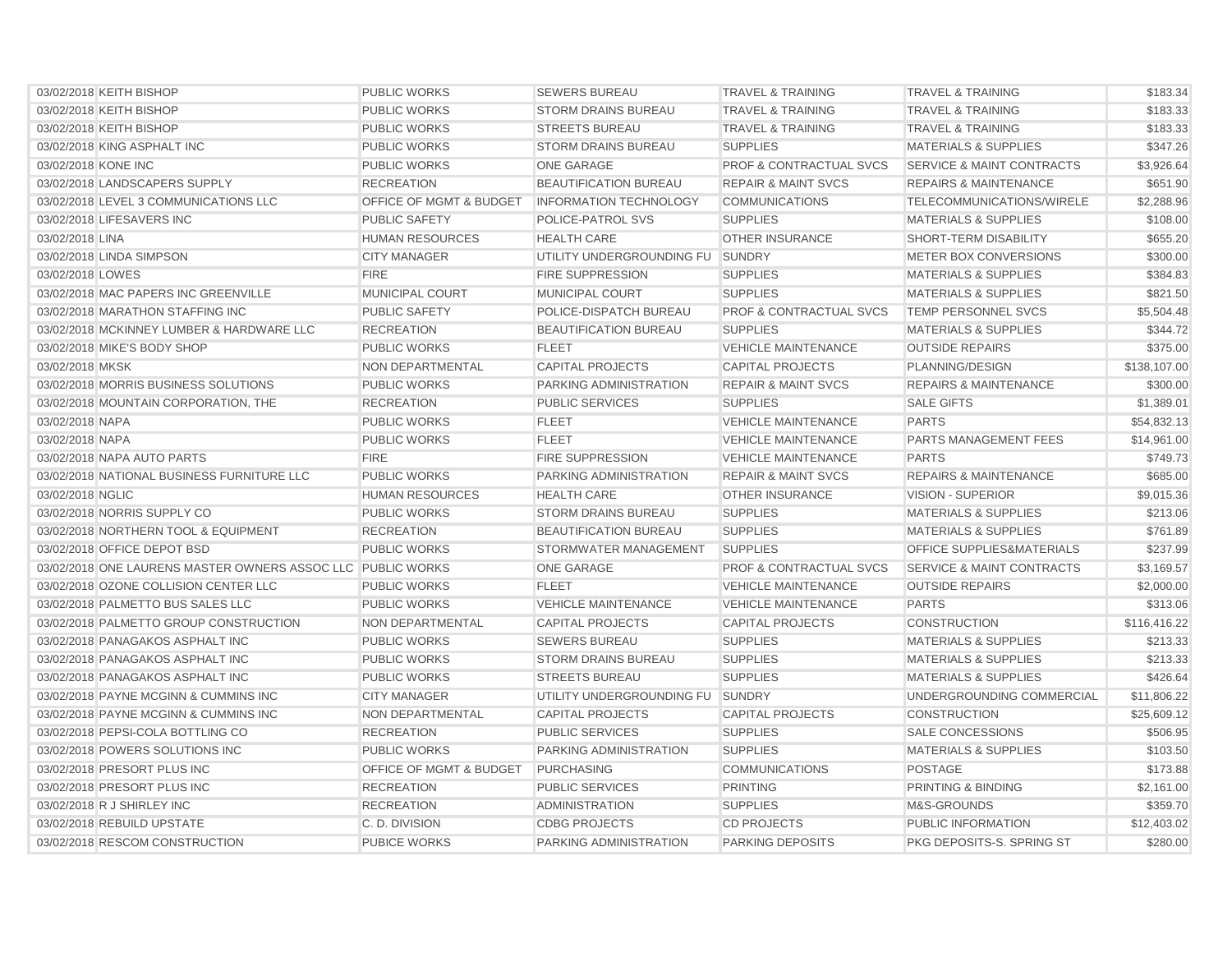| | | | | | | |
|---|---|---|---|---|---|---|
| 03/02/2018 | KEITH BISHOP | PUBLIC WORKS | SEWERS BUREAU | TRAVEL & TRAINING | TRAVEL & TRAINING | $183.34 |
| 03/02/2018 | KEITH BISHOP | PUBLIC WORKS | STORM DRAINS BUREAU | TRAVEL & TRAINING | TRAVEL & TRAINING | $183.33 |
| 03/02/2018 | KEITH BISHOP | PUBLIC WORKS | STREETS BUREAU | TRAVEL & TRAINING | TRAVEL & TRAINING | $183.33 |
| 03/02/2018 | KING ASPHALT INC | PUBLIC WORKS | STORM DRAINS BUREAU | SUPPLIES | MATERIALS & SUPPLIES | $347.26 |
| 03/02/2018 | KONE INC | PUBLIC WORKS | ONE GARAGE | PROF & CONTRACTUAL SVCS | SERVICE & MAINT CONTRACTS | $3,926.64 |
| 03/02/2018 | LANDSCAPERS SUPPLY | RECREATION | BEAUTIFICATION BUREAU | REPAIR & MAINT SVCS | REPAIRS & MAINTENANCE | $651.90 |
| 03/02/2018 | LEVEL 3 COMMUNICATIONS LLC | OFFICE OF MGMT & BUDGET | INFORMATION TECHNOLOGY | COMMUNICATIONS | TELECOMMUNICATIONS/WIRELE | $2,288.96 |
| 03/02/2018 | LIFESAVERS INC | PUBLIC SAFETY | POLICE-PATROL SVS | SUPPLIES | MATERIALS & SUPPLIES | $108.00 |
| 03/02/2018 | LINA | HUMAN RESOURCES | HEALTH CARE | OTHER INSURANCE | SHORT-TERM DISABILITY | $655.20 |
| 03/02/2018 | LINDA SIMPSON | CITY MANAGER | UTILITY UNDERGROUNDING FU | SUNDRY | METER BOX CONVERSIONS | $300.00 |
| 03/02/2018 | LOWES | FIRE | FIRE SUPPRESSION | SUPPLIES | MATERIALS & SUPPLIES | $384.83 |
| 03/02/2018 | MAC PAPERS INC GREENVILLE | MUNICIPAL COURT | MUNICIPAL COURT | SUPPLIES | MATERIALS & SUPPLIES | $821.50 |
| 03/02/2018 | MARATHON STAFFING INC | PUBLIC SAFETY | POLICE-DISPATCH BUREAU | PROF & CONTRACTUAL SVCS | TEMP PERSONNEL SVCS | $5,504.48 |
| 03/02/2018 | MCKINNEY LUMBER & HARDWARE LLC | RECREATION | BEAUTIFICATION BUREAU | SUPPLIES | MATERIALS & SUPPLIES | $344.72 |
| 03/02/2018 | MIKE'S BODY SHOP | PUBLIC WORKS | FLEET | VEHICLE MAINTENANCE | OUTSIDE REPAIRS | $375.00 |
| 03/02/2018 | MKSK | NON DEPARTMENTAL | CAPITAL PROJECTS | CAPITAL PROJECTS | PLANNING/DESIGN | $138,107.00 |
| 03/02/2018 | MORRIS BUSINESS SOLUTIONS | PUBLIC WORKS | PARKING ADMINISTRATION | REPAIR & MAINT SVCS | REPAIRS & MAINTENANCE | $300.00 |
| 03/02/2018 | MOUNTAIN CORPORATION, THE | RECREATION | PUBLIC SERVICES | SUPPLIES | SALE GIFTS | $1,389.01 |
| 03/02/2018 | NAPA | PUBLIC WORKS | FLEET | VEHICLE MAINTENANCE | PARTS | $54,832.13 |
| 03/02/2018 | NAPA | PUBLIC WORKS | FLEET | VEHICLE MAINTENANCE | PARTS MANAGEMENT FEES | $14,961.00 |
| 03/02/2018 | NAPA AUTO PARTS | FIRE | FIRE SUPPRESSION | VEHICLE MAINTENANCE | PARTS | $749.73 |
| 03/02/2018 | NATIONAL BUSINESS FURNITURE LLC | PUBLIC WORKS | PARKING ADMINISTRATION | REPAIR & MAINT SVCS | REPAIRS & MAINTENANCE | $685.00 |
| 03/02/2018 | NGLIC | HUMAN RESOURCES | HEALTH CARE | OTHER INSURANCE | VISION - SUPERIOR | $9,015.36 |
| 03/02/2018 | NORRIS SUPPLY CO | PUBLIC WORKS | STORM DRAINS BUREAU | SUPPLIES | MATERIALS & SUPPLIES | $213.06 |
| 03/02/2018 | NORTHERN TOOL & EQUIPMENT | RECREATION | BEAUTIFICATION BUREAU | SUPPLIES | MATERIALS & SUPPLIES | $761.89 |
| 03/02/2018 | OFFICE DEPOT BSD | PUBLIC WORKS | STORMWATER MANAGEMENT | SUPPLIES | OFFICE SUPPLIES&MATERIALS | $237.99 |
| 03/02/2018 | ONE LAURENS MASTER OWNERS ASSOC LLC | PUBLIC WORKS | ONE GARAGE | PROF & CONTRACTUAL SVCS | SERVICE & MAINT CONTRACTS | $3,169.57 |
| 03/02/2018 | OZONE COLLISION CENTER LLC | PUBLIC WORKS | FLEET | VEHICLE MAINTENANCE | OUTSIDE REPAIRS | $2,000.00 |
| 03/02/2018 | PALMETTO BUS SALES LLC | PUBLIC WORKS | VEHICLE MAINTENANCE | VEHICLE MAINTENANCE | PARTS | $313.06 |
| 03/02/2018 | PALMETTO GROUP CONSTRUCTION | NON DEPARTMENTAL | CAPITAL PROJECTS | CAPITAL PROJECTS | CONSTRUCTION | $116,416.22 |
| 03/02/2018 | PANAGAKOS ASPHALT INC | PUBLIC WORKS | SEWERS BUREAU | SUPPLIES | MATERIALS & SUPPLIES | $213.33 |
| 03/02/2018 | PANAGAKOS ASPHALT INC | PUBLIC WORKS | STORM DRAINS BUREAU | SUPPLIES | MATERIALS & SUPPLIES | $213.33 |
| 03/02/2018 | PANAGAKOS ASPHALT INC | PUBLIC WORKS | STREETS BUREAU | SUPPLIES | MATERIALS & SUPPLIES | $426.64 |
| 03/02/2018 | PAYNE MCGINN & CUMMINS INC | CITY MANAGER | UTILITY UNDERGROUNDING FU | SUNDRY | UNDERGROUNDING COMMERCIAL | $11,806.22 |
| 03/02/2018 | PAYNE MCGINN & CUMMINS INC | NON DEPARTMENTAL | CAPITAL PROJECTS | CAPITAL PROJECTS | CONSTRUCTION | $25,609.12 |
| 03/02/2018 | PEPSI-COLA BOTTLING CO | RECREATION | PUBLIC SERVICES | SUPPLIES | SALE CONCESSIONS | $506.95 |
| 03/02/2018 | POWERS SOLUTIONS INC | PUBLIC WORKS | PARKING ADMINISTRATION | SUPPLIES | MATERIALS & SUPPLIES | $103.50 |
| 03/02/2018 | PRESORT PLUS INC | OFFICE OF MGMT & BUDGET | PURCHASING | COMMUNICATIONS | POSTAGE | $173.88 |
| 03/02/2018 | PRESORT PLUS INC | RECREATION | PUBLIC SERVICES | PRINTING | PRINTING & BINDING | $2,161.00 |
| 03/02/2018 | R J SHIRLEY INC | RECREATION | ADMINISTRATION | SUPPLIES | M&S-GROUNDS | $359.70 |
| 03/02/2018 | REBUILD UPSTATE | C. D. DIVISION | CDBG PROJECTS | CD PROJECTS | PUBLIC INFORMATION | $12,403.02 |
| 03/02/2018 | RESCOM CONSTRUCTION | PUBICE WORKS | PARKING ADMINISTRATION | PARKING DEPOSITS | PKG DEPOSITS-S. SPRING ST | $280.00 |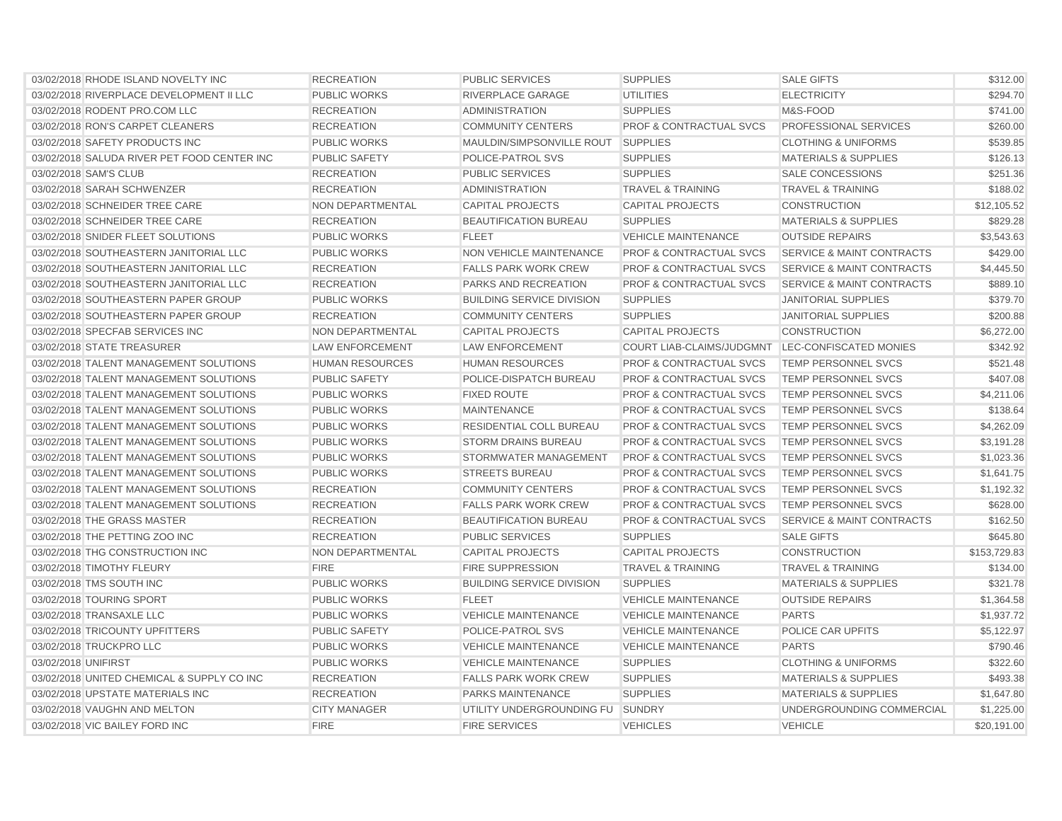| | | | | | | |
|---|---|---|---|---|---|---|
| 03/02/2018 | RHODE ISLAND NOVELTY INC | RECREATION | PUBLIC SERVICES | SUPPLIES | SALE GIFTS | $312.00 |
| 03/02/2018 | RIVERPLACE DEVELOPMENT II LLC | PUBLIC WORKS | RIVERPLACE GARAGE | UTILITIES | ELECTRICITY | $294.70 |
| 03/02/2018 | RODENT PRO.COM LLC | RECREATION | ADMINISTRATION | SUPPLIES | M&S-FOOD | $741.00 |
| 03/02/2018 | RON'S CARPET CLEANERS | RECREATION | COMMUNITY CENTERS | PROF & CONTRACTUAL SVCS | PROFESSIONAL SERVICES | $260.00 |
| 03/02/2018 | SAFETY PRODUCTS INC | PUBLIC WORKS | MAULDIN/SIMPSONVILLE ROUT | SUPPLIES | CLOTHING & UNIFORMS | $539.85 |
| 03/02/2018 | SALUDA RIVER PET FOOD CENTER INC | PUBLIC SAFETY | POLICE-PATROL SVS | SUPPLIES | MATERIALS & SUPPLIES | $126.13 |
| 03/02/2018 | SAM'S CLUB | RECREATION | PUBLIC SERVICES | SUPPLIES | SALE CONCESSIONS | $251.36 |
| 03/02/2018 | SARAH SCHWENZER | RECREATION | ADMINISTRATION | TRAVEL & TRAINING | TRAVEL & TRAINING | $188.02 |
| 03/02/2018 | SCHNEIDER TREE CARE | NON DEPARTMENTAL | CAPITAL PROJECTS | CAPITAL PROJECTS | CONSTRUCTION | $12,105.52 |
| 03/02/2018 | SCHNEIDER TREE CARE | RECREATION | BEAUTIFICATION BUREAU | SUPPLIES | MATERIALS & SUPPLIES | $829.28 |
| 03/02/2018 | SNIDER FLEET SOLUTIONS | PUBLIC WORKS | FLEET | VEHICLE MAINTENANCE | OUTSIDE REPAIRS | $3,543.63 |
| 03/02/2018 | SOUTHEASTERN JANITORIAL LLC | PUBLIC WORKS | NON VEHICLE MAINTENANCE | PROF & CONTRACTUAL SVCS | SERVICE & MAINT CONTRACTS | $429.00 |
| 03/02/2018 | SOUTHEASTERN JANITORIAL LLC | RECREATION | FALLS PARK WORK CREW | PROF & CONTRACTUAL SVCS | SERVICE & MAINT CONTRACTS | $4,445.50 |
| 03/02/2018 | SOUTHEASTERN JANITORIAL LLC | RECREATION | PARKS AND RECREATION | PROF & CONTRACTUAL SVCS | SERVICE & MAINT CONTRACTS | $889.10 |
| 03/02/2018 | SOUTHEASTERN PAPER GROUP | PUBLIC WORKS | BUILDING SERVICE DIVISION | SUPPLIES | JANITORIAL SUPPLIES | $379.70 |
| 03/02/2018 | SOUTHEASTERN PAPER GROUP | RECREATION | COMMUNITY CENTERS | SUPPLIES | JANITORIAL SUPPLIES | $200.88 |
| 03/02/2018 | SPECFAB SERVICES INC | NON DEPARTMENTAL | CAPITAL PROJECTS | CAPITAL PROJECTS | CONSTRUCTION | $6,272.00 |
| 03/02/2018 | STATE TREASURER | LAW ENFORCEMENT | LAW ENFORCEMENT | COURT LIAB-CLAIMS/JUDGMNT | LEC-CONFISCATED MONIES | $342.92 |
| 03/02/2018 | TALENT MANAGEMENT SOLUTIONS | HUMAN RESOURCES | HUMAN RESOURCES | PROF & CONTRACTUAL SVCS | TEMP PERSONNEL SVCS | $521.48 |
| 03/02/2018 | TALENT MANAGEMENT SOLUTIONS | PUBLIC SAFETY | POLICE-DISPATCH BUREAU | PROF & CONTRACTUAL SVCS | TEMP PERSONNEL SVCS | $407.08 |
| 03/02/2018 | TALENT MANAGEMENT SOLUTIONS | PUBLIC WORKS | FIXED ROUTE | PROF & CONTRACTUAL SVCS | TEMP PERSONNEL SVCS | $4,211.06 |
| 03/02/2018 | TALENT MANAGEMENT SOLUTIONS | PUBLIC WORKS | MAINTENANCE | PROF & CONTRACTUAL SVCS | TEMP PERSONNEL SVCS | $138.64 |
| 03/02/2018 | TALENT MANAGEMENT SOLUTIONS | PUBLIC WORKS | RESIDENTIAL COLL BUREAU | PROF & CONTRACTUAL SVCS | TEMP PERSONNEL SVCS | $4,262.09 |
| 03/02/2018 | TALENT MANAGEMENT SOLUTIONS | PUBLIC WORKS | STORM DRAINS BUREAU | PROF & CONTRACTUAL SVCS | TEMP PERSONNEL SVCS | $3,191.28 |
| 03/02/2018 | TALENT MANAGEMENT SOLUTIONS | PUBLIC WORKS | STORMWATER MANAGEMENT | PROF & CONTRACTUAL SVCS | TEMP PERSONNEL SVCS | $1,023.36 |
| 03/02/2018 | TALENT MANAGEMENT SOLUTIONS | PUBLIC WORKS | STREETS BUREAU | PROF & CONTRACTUAL SVCS | TEMP PERSONNEL SVCS | $1,641.75 |
| 03/02/2018 | TALENT MANAGEMENT SOLUTIONS | RECREATION | COMMUNITY CENTERS | PROF & CONTRACTUAL SVCS | TEMP PERSONNEL SVCS | $1,192.32 |
| 03/02/2018 | TALENT MANAGEMENT SOLUTIONS | RECREATION | FALLS PARK WORK CREW | PROF & CONTRACTUAL SVCS | TEMP PERSONNEL SVCS | $628.00 |
| 03/02/2018 | THE GRASS MASTER | RECREATION | BEAUTIFICATION BUREAU | PROF & CONTRACTUAL SVCS | SERVICE & MAINT CONTRACTS | $162.50 |
| 03/02/2018 | THE PETTING ZOO INC | RECREATION | PUBLIC SERVICES | SUPPLIES | SALE GIFTS | $645.80 |
| 03/02/2018 | THG CONSTRUCTION INC | NON DEPARTMENTAL | CAPITAL PROJECTS | CAPITAL PROJECTS | CONSTRUCTION | $153,729.83 |
| 03/02/2018 | TIMOTHY FLEURY | FIRE | FIRE SUPPRESSION | TRAVEL & TRAINING | TRAVEL & TRAINING | $134.00 |
| 03/02/2018 | TMS SOUTH INC | PUBLIC WORKS | BUILDING SERVICE DIVISION | SUPPLIES | MATERIALS & SUPPLIES | $321.78 |
| 03/02/2018 | TOURING SPORT | PUBLIC WORKS | FLEET | VEHICLE MAINTENANCE | OUTSIDE REPAIRS | $1,364.58 |
| 03/02/2018 | TRANSAXLE LLC | PUBLIC WORKS | VEHICLE MAINTENANCE | VEHICLE MAINTENANCE | PARTS | $1,937.72 |
| 03/02/2018 | TRICOUNTY UPFITTERS | PUBLIC SAFETY | POLICE-PATROL SVS | VEHICLE MAINTENANCE | POLICE CAR UPFITS | $5,122.97 |
| 03/02/2018 | TRUCKPRO LLC | PUBLIC WORKS | VEHICLE MAINTENANCE | VEHICLE MAINTENANCE | PARTS | $790.46 |
| 03/02/2018 | UNIFIRST | PUBLIC WORKS | VEHICLE MAINTENANCE | SUPPLIES | CLOTHING & UNIFORMS | $322.60 |
| 03/02/2018 | UNITED CHEMICAL & SUPPLY CO INC | RECREATION | FALLS PARK WORK CREW | SUPPLIES | MATERIALS & SUPPLIES | $493.38 |
| 03/02/2018 | UPSTATE MATERIALS INC | RECREATION | PARKS MAINTENANCE | SUPPLIES | MATERIALS & SUPPLIES | $1,647.80 |
| 03/02/2018 | VAUGHN AND MELTON | CITY MANAGER | UTILITY UNDERGROUNDING FU | SUNDRY | UNDERGROUNDING COMMERCIAL | $1,225.00 |
| 03/02/2018 | VIC BAILEY FORD INC | FIRE | FIRE SERVICES | VEHICLES | VEHICLE | $20,191.00 |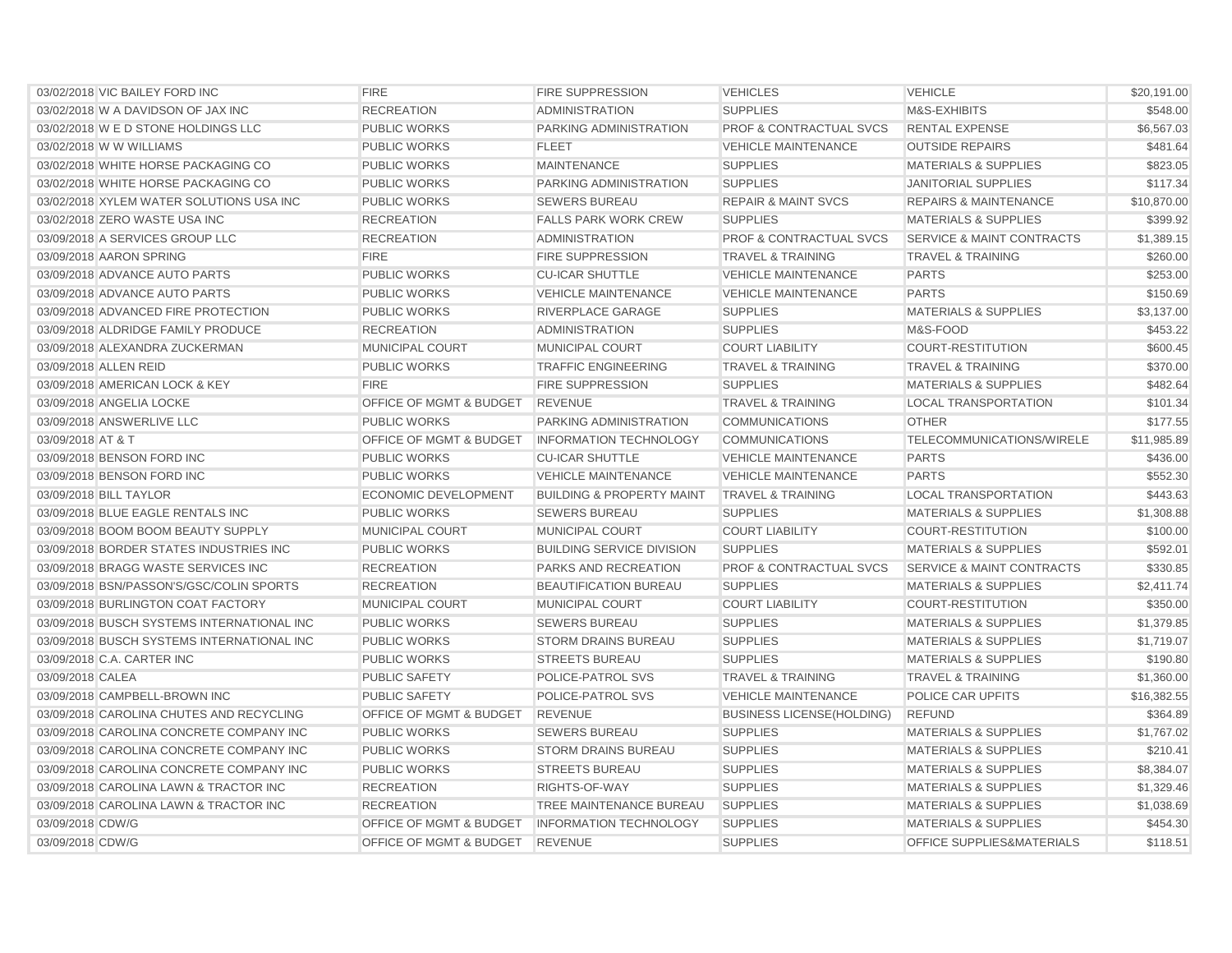| | | | | | | |
|---|---|---|---|---|---|---|
| 03/02/2018 | VIC BAILEY FORD INC | FIRE | FIRE SUPPRESSION | VEHICLES | VEHICLE | $20,191.00 |
| 03/02/2018 | W A DAVIDSON OF JAX INC | RECREATION | ADMINISTRATION | SUPPLIES | M&S-EXHIBITS | $548.00 |
| 03/02/2018 | W E D STONE HOLDINGS LLC | PUBLIC WORKS | PARKING ADMINISTRATION | PROF & CONTRACTUAL SVCS | RENTAL EXPENSE | $6,567.03 |
| 03/02/2018 | W W WILLIAMS | PUBLIC WORKS | FLEET | VEHICLE MAINTENANCE | OUTSIDE REPAIRS | $481.64 |
| 03/02/2018 | WHITE HORSE PACKAGING CO | PUBLIC WORKS | MAINTENANCE | SUPPLIES | MATERIALS & SUPPLIES | $823.05 |
| 03/02/2018 | WHITE HORSE PACKAGING CO | PUBLIC WORKS | PARKING ADMINISTRATION | SUPPLIES | JANITORIAL SUPPLIES | $117.34 |
| 03/02/2018 | XYLEM WATER SOLUTIONS USA INC | PUBLIC WORKS | SEWERS BUREAU | REPAIR & MAINT SVCS | REPAIRS & MAINTENANCE | $10,870.00 |
| 03/02/2018 | ZERO WASTE USA INC | RECREATION | FALLS PARK WORK CREW | SUPPLIES | MATERIALS & SUPPLIES | $399.92 |
| 03/09/2018 | A SERVICES GROUP LLC | RECREATION | ADMINISTRATION | PROF & CONTRACTUAL SVCS | SERVICE & MAINT CONTRACTS | $1,389.15 |
| 03/09/2018 | AARON SPRING | FIRE | FIRE SUPPRESSION | TRAVEL & TRAINING | TRAVEL & TRAINING | $260.00 |
| 03/09/2018 | ADVANCE AUTO PARTS | PUBLIC WORKS | CU-ICAR SHUTTLE | VEHICLE MAINTENANCE | PARTS | $253.00 |
| 03/09/2018 | ADVANCE AUTO PARTS | PUBLIC WORKS | VEHICLE MAINTENANCE | VEHICLE MAINTENANCE | PARTS | $150.69 |
| 03/09/2018 | ADVANCED FIRE PROTECTION | PUBLIC WORKS | RIVERPLACE GARAGE | SUPPLIES | MATERIALS & SUPPLIES | $3,137.00 |
| 03/09/2018 | ALDRIDGE FAMILY PRODUCE | RECREATION | ADMINISTRATION | SUPPLIES | M&S-FOOD | $453.22 |
| 03/09/2018 | ALEXANDRA ZUCKERMAN | MUNICIPAL COURT | MUNICIPAL COURT | COURT LIABILITY | COURT-RESTITUTION | $600.45 |
| 03/09/2018 | ALLEN REID | PUBLIC WORKS | TRAFFIC ENGINEERING | TRAVEL & TRAINING | TRAVEL & TRAINING | $370.00 |
| 03/09/2018 | AMERICAN LOCK & KEY | FIRE | FIRE SUPPRESSION | SUPPLIES | MATERIALS & SUPPLIES | $482.64 |
| 03/09/2018 | ANGELIA LOCKE | OFFICE OF MGMT & BUDGET | REVENUE | TRAVEL & TRAINING | LOCAL TRANSPORTATION | $101.34 |
| 03/09/2018 | ANSWERLIVE LLC | PUBLIC WORKS | PARKING ADMINISTRATION | COMMUNICATIONS | OTHER | $177.55 |
| 03/09/2018 | AT & T | OFFICE OF MGMT & BUDGET | INFORMATION TECHNOLOGY | COMMUNICATIONS | TELECOMMUNICATIONS/WIRELE | $11,985.89 |
| 03/09/2018 | BENSON FORD INC | PUBLIC WORKS | CU-ICAR SHUTTLE | VEHICLE MAINTENANCE | PARTS | $436.00 |
| 03/09/2018 | BENSON FORD INC | PUBLIC WORKS | VEHICLE MAINTENANCE | VEHICLE MAINTENANCE | PARTS | $552.30 |
| 03/09/2018 | BILL TAYLOR | ECONOMIC DEVELOPMENT | BUILDING & PROPERTY MAINT | TRAVEL & TRAINING | LOCAL TRANSPORTATION | $443.63 |
| 03/09/2018 | BLUE EAGLE RENTALS INC | PUBLIC WORKS | SEWERS BUREAU | SUPPLIES | MATERIALS & SUPPLIES | $1,308.88 |
| 03/09/2018 | BOOM BOOM BEAUTY SUPPLY | MUNICIPAL COURT | MUNICIPAL COURT | COURT LIABILITY | COURT-RESTITUTION | $100.00 |
| 03/09/2018 | BORDER STATES INDUSTRIES INC | PUBLIC WORKS | BUILDING SERVICE DIVISION | SUPPLIES | MATERIALS & SUPPLIES | $592.01 |
| 03/09/2018 | BRAGG WASTE SERVICES INC | RECREATION | PARKS AND RECREATION | PROF & CONTRACTUAL SVCS | SERVICE & MAINT CONTRACTS | $330.85 |
| 03/09/2018 | BSN/PASSON'S/GSC/COLIN SPORTS | RECREATION | BEAUTIFICATION BUREAU | SUPPLIES | MATERIALS & SUPPLIES | $2,411.74 |
| 03/09/2018 | BURLINGTON COAT FACTORY | MUNICIPAL COURT | MUNICIPAL COURT | COURT LIABILITY | COURT-RESTITUTION | $350.00 |
| 03/09/2018 | BUSCH SYSTEMS INTERNATIONAL INC | PUBLIC WORKS | SEWERS BUREAU | SUPPLIES | MATERIALS & SUPPLIES | $1,379.85 |
| 03/09/2018 | BUSCH SYSTEMS INTERNATIONAL INC | PUBLIC WORKS | STORM DRAINS BUREAU | SUPPLIES | MATERIALS & SUPPLIES | $1,719.07 |
| 03/09/2018 | C.A. CARTER INC | PUBLIC WORKS | STREETS BUREAU | SUPPLIES | MATERIALS & SUPPLIES | $190.80 |
| 03/09/2018 | CALEA | PUBLIC SAFETY | POLICE-PATROL SVS | TRAVEL & TRAINING | TRAVEL & TRAINING | $1,360.00 |
| 03/09/2018 | CAMPBELL-BROWN INC | PUBLIC SAFETY | POLICE-PATROL SVS | VEHICLE MAINTENANCE | POLICE CAR UPFITS | $16,382.55 |
| 03/09/2018 | CAROLINA CHUTES AND RECYCLING | OFFICE OF MGMT & BUDGET | REVENUE | BUSINESS LICENSE(HOLDING) | REFUND | $364.89 |
| 03/09/2018 | CAROLINA CONCRETE COMPANY INC | PUBLIC WORKS | SEWERS BUREAU | SUPPLIES | MATERIALS & SUPPLIES | $1,767.02 |
| 03/09/2018 | CAROLINA CONCRETE COMPANY INC | PUBLIC WORKS | STORM DRAINS BUREAU | SUPPLIES | MATERIALS & SUPPLIES | $210.41 |
| 03/09/2018 | CAROLINA CONCRETE COMPANY INC | PUBLIC WORKS | STREETS BUREAU | SUPPLIES | MATERIALS & SUPPLIES | $8,384.07 |
| 03/09/2018 | CAROLINA LAWN & TRACTOR INC | RECREATION | RIGHTS-OF-WAY | SUPPLIES | MATERIALS & SUPPLIES | $1,329.46 |
| 03/09/2018 | CAROLINA LAWN & TRACTOR INC | RECREATION | TREE MAINTENANCE BUREAU | SUPPLIES | MATERIALS & SUPPLIES | $1,038.69 |
| 03/09/2018 | CDW/G | OFFICE OF MGMT & BUDGET | INFORMATION TECHNOLOGY | SUPPLIES | MATERIALS & SUPPLIES | $454.30 |
| 03/09/2018 | CDW/G | OFFICE OF MGMT & BUDGET | REVENUE | SUPPLIES | OFFICE SUPPLIES&MATERIALS | $118.51 |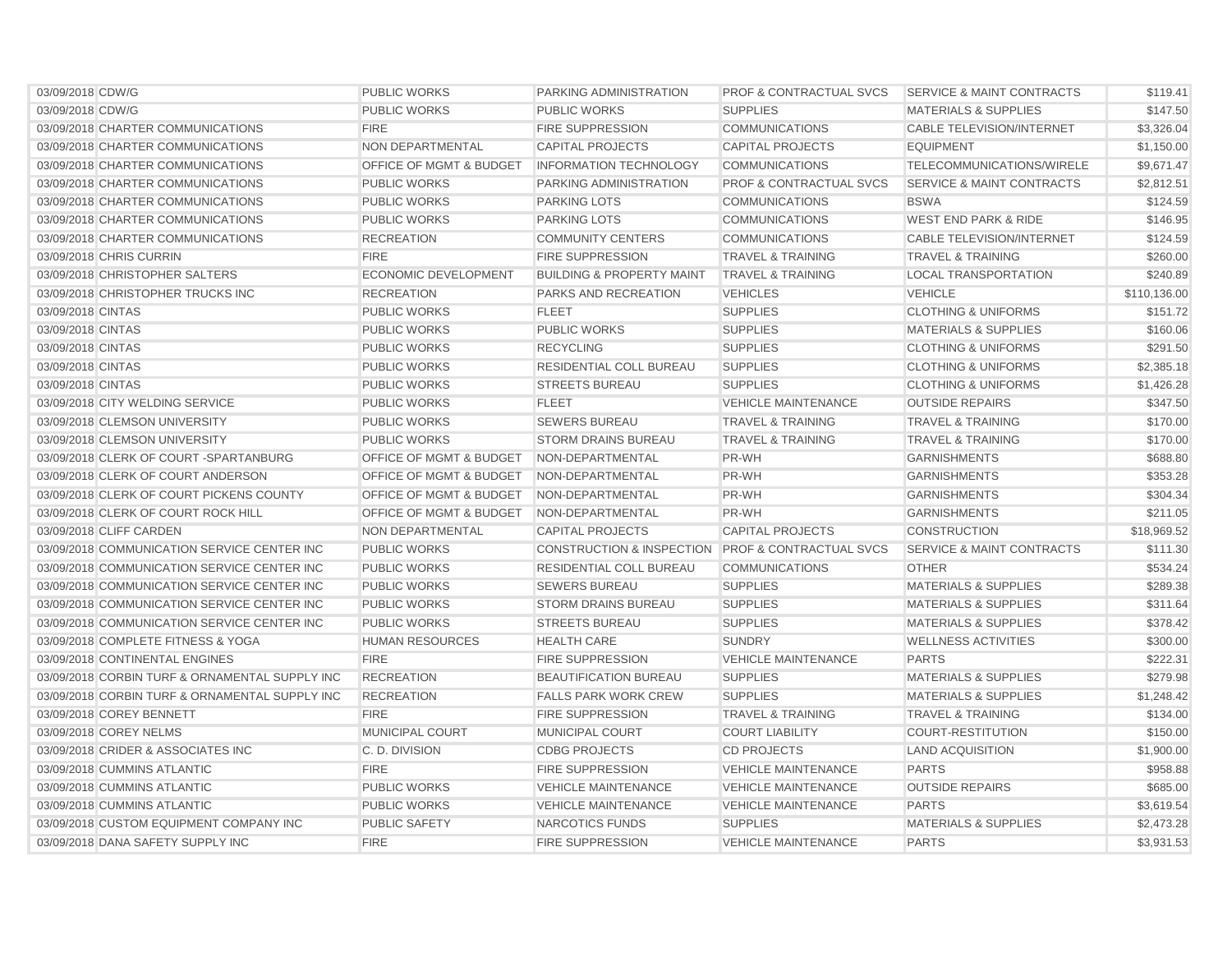| | | | | | | |
|---|---|---|---|---|---|---|
| 03/09/2018 | CDW/G | PUBLIC WORKS | PARKING ADMINISTRATION | PROF & CONTRACTUAL SVCS | SERVICE & MAINT CONTRACTS | $119.41 |
| 03/09/2018 | CDW/G | PUBLIC WORKS | PUBLIC WORKS | SUPPLIES | MATERIALS & SUPPLIES | $147.50 |
| 03/09/2018 | CHARTER COMMUNICATIONS | FIRE | FIRE SUPPRESSION | COMMUNICATIONS | CABLE TELEVISION/INTERNET | $3,326.04 |
| 03/09/2018 | CHARTER COMMUNICATIONS | NON DEPARTMENTAL | CAPITAL PROJECTS | CAPITAL PROJECTS | EQUIPMENT | $1,150.00 |
| 03/09/2018 | CHARTER COMMUNICATIONS | OFFICE OF MGMT & BUDGET | INFORMATION TECHNOLOGY | COMMUNICATIONS | TELECOMMUNICATIONS/WIRELE | $9,671.47 |
| 03/09/2018 | CHARTER COMMUNICATIONS | PUBLIC WORKS | PARKING ADMINISTRATION | PROF & CONTRACTUAL SVCS | SERVICE & MAINT CONTRACTS | $2,812.51 |
| 03/09/2018 | CHARTER COMMUNICATIONS | PUBLIC WORKS | PARKING LOTS | COMMUNICATIONS | BSWA | $124.59 |
| 03/09/2018 | CHARTER COMMUNICATIONS | PUBLIC WORKS | PARKING LOTS | COMMUNICATIONS | WEST END PARK & RIDE | $146.95 |
| 03/09/2018 | CHARTER COMMUNICATIONS | RECREATION | COMMUNITY CENTERS | COMMUNICATIONS | CABLE TELEVISION/INTERNET | $124.59 |
| 03/09/2018 | CHRIS CURRIN | FIRE | FIRE SUPPRESSION | TRAVEL & TRAINING | TRAVEL & TRAINING | $260.00 |
| 03/09/2018 | CHRISTOPHER SALTERS | ECONOMIC DEVELOPMENT | BUILDING & PROPERTY MAINT | TRAVEL & TRAINING | LOCAL TRANSPORTATION | $240.89 |
| 03/09/2018 | CHRISTOPHER TRUCKS INC | RECREATION | PARKS AND RECREATION | VEHICLES | VEHICLE | $110,136.00 |
| 03/09/2018 | CINTAS | PUBLIC WORKS | FLEET | SUPPLIES | CLOTHING & UNIFORMS | $151.72 |
| 03/09/2018 | CINTAS | PUBLIC WORKS | PUBLIC WORKS | SUPPLIES | MATERIALS & SUPPLIES | $160.06 |
| 03/09/2018 | CINTAS | PUBLIC WORKS | RECYCLING | SUPPLIES | CLOTHING & UNIFORMS | $291.50 |
| 03/09/2018 | CINTAS | PUBLIC WORKS | RESIDENTIAL COLL BUREAU | SUPPLIES | CLOTHING & UNIFORMS | $2,385.18 |
| 03/09/2018 | CINTAS | PUBLIC WORKS | STREETS BUREAU | SUPPLIES | CLOTHING & UNIFORMS | $1,426.28 |
| 03/09/2018 | CITY WELDING SERVICE | PUBLIC WORKS | FLEET | VEHICLE MAINTENANCE | OUTSIDE REPAIRS | $347.50 |
| 03/09/2018 | CLEMSON UNIVERSITY | PUBLIC WORKS | SEWERS BUREAU | TRAVEL & TRAINING | TRAVEL & TRAINING | $170.00 |
| 03/09/2018 | CLEMSON UNIVERSITY | PUBLIC WORKS | STORM DRAINS BUREAU | TRAVEL & TRAINING | TRAVEL & TRAINING | $170.00 |
| 03/09/2018 | CLERK OF COURT -SPARTANBURG | OFFICE OF MGMT & BUDGET | NON-DEPARTMENTAL | PR-WH | GARNISHMENTS | $688.80 |
| 03/09/2018 | CLERK OF COURT ANDERSON | OFFICE OF MGMT & BUDGET | NON-DEPARTMENTAL | PR-WH | GARNISHMENTS | $353.28 |
| 03/09/2018 | CLERK OF COURT PICKENS COUNTY | OFFICE OF MGMT & BUDGET | NON-DEPARTMENTAL | PR-WH | GARNISHMENTS | $304.34 |
| 03/09/2018 | CLERK OF COURT ROCK HILL | OFFICE OF MGMT & BUDGET | NON-DEPARTMENTAL | PR-WH | GARNISHMENTS | $211.05 |
| 03/09/2018 | CLIFF CARDEN | NON DEPARTMENTAL | CAPITAL PROJECTS | CAPITAL PROJECTS | CONSTRUCTION | $18,969.52 |
| 03/09/2018 | COMMUNICATION SERVICE CENTER INC | PUBLIC WORKS | CONSTRUCTION & INSPECTION | PROF & CONTRACTUAL SVCS | SERVICE & MAINT CONTRACTS | $111.30 |
| 03/09/2018 | COMMUNICATION SERVICE CENTER INC | PUBLIC WORKS | RESIDENTIAL COLL BUREAU | COMMUNICATIONS | OTHER | $534.24 |
| 03/09/2018 | COMMUNICATION SERVICE CENTER INC | PUBLIC WORKS | SEWERS BUREAU | SUPPLIES | MATERIALS & SUPPLIES | $289.38 |
| 03/09/2018 | COMMUNICATION SERVICE CENTER INC | PUBLIC WORKS | STORM DRAINS BUREAU | SUPPLIES | MATERIALS & SUPPLIES | $311.64 |
| 03/09/2018 | COMMUNICATION SERVICE CENTER INC | PUBLIC WORKS | STREETS BUREAU | SUPPLIES | MATERIALS & SUPPLIES | $378.42 |
| 03/09/2018 | COMPLETE FITNESS & YOGA | HUMAN RESOURCES | HEALTH CARE | SUNDRY | WELLNESS ACTIVITIES | $300.00 |
| 03/09/2018 | CONTINENTAL ENGINES | FIRE | FIRE SUPPRESSION | VEHICLE MAINTENANCE | PARTS | $222.31 |
| 03/09/2018 | CORBIN TURF & ORNAMENTAL SUPPLY INC | RECREATION | BEAUTIFICATION BUREAU | SUPPLIES | MATERIALS & SUPPLIES | $279.98 |
| 03/09/2018 | CORBIN TURF & ORNAMENTAL SUPPLY INC | RECREATION | FALLS PARK WORK CREW | SUPPLIES | MATERIALS & SUPPLIES | $1,248.42 |
| 03/09/2018 | COREY BENNETT | FIRE | FIRE SUPPRESSION | TRAVEL & TRAINING | TRAVEL & TRAINING | $134.00 |
| 03/09/2018 | COREY NELMS | MUNICIPAL COURT | MUNICIPAL COURT | COURT LIABILITY | COURT-RESTITUTION | $150.00 |
| 03/09/2018 | CRIDER & ASSOCIATES INC | C. D. DIVISION | CDBG PROJECTS | CD PROJECTS | LAND ACQUISITION | $1,900.00 |
| 03/09/2018 | CUMMINS ATLANTIC | FIRE | FIRE SUPPRESSION | VEHICLE MAINTENANCE | PARTS | $958.88 |
| 03/09/2018 | CUMMINS ATLANTIC | PUBLIC WORKS | VEHICLE MAINTENANCE | VEHICLE MAINTENANCE | OUTSIDE REPAIRS | $685.00 |
| 03/09/2018 | CUMMINS ATLANTIC | PUBLIC WORKS | VEHICLE MAINTENANCE | VEHICLE MAINTENANCE | PARTS | $3,619.54 |
| 03/09/2018 | CUSTOM EQUIPMENT COMPANY INC | PUBLIC SAFETY | NARCOTICS FUNDS | SUPPLIES | MATERIALS & SUPPLIES | $2,473.28 |
| 03/09/2018 | DANA SAFETY SUPPLY INC | FIRE | FIRE SUPPRESSION | VEHICLE MAINTENANCE | PARTS | $3,931.53 |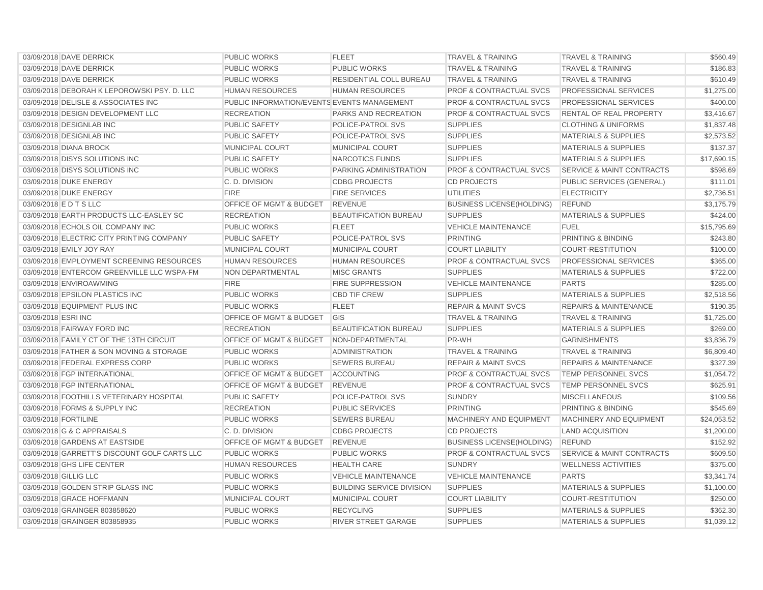| | | | | | | |
|---|---|---|---|---|---|---|
| 03/09/2018 | DAVE DERRICK | PUBLIC WORKS | FLEET | TRAVEL & TRAINING | TRAVEL & TRAINING | $560.49 |
| 03/09/2018 | DAVE DERRICK | PUBLIC WORKS | PUBLIC WORKS | TRAVEL & TRAINING | TRAVEL & TRAINING | $186.83 |
| 03/09/2018 | DAVE DERRICK | PUBLIC WORKS | RESIDENTIAL COLL BUREAU | TRAVEL & TRAINING | TRAVEL & TRAINING | $610.49 |
| 03/09/2018 | DEBORAH K LEPOROWSKI PSY. D. LLC | HUMAN RESOURCES | HUMAN RESOURCES | PROF & CONTRACTUAL SVCS | PROFESSIONAL SERVICES | $1,275.00 |
| 03/09/2018 | DELISLE & ASSOCIATES INC | PUBLIC INFORMATION/EVENTS | EVENTS MANAGEMENT | PROF & CONTRACTUAL SVCS | PROFESSIONAL SERVICES | $400.00 |
| 03/09/2018 | DESIGN DEVELOPMENT LLC | RECREATION | PARKS AND RECREATION | PROF & CONTRACTUAL SVCS | RENTAL OF REAL PROPERTY | $3,416.67 |
| 03/09/2018 | DESIGNLAB INC | PUBLIC SAFETY | POLICE-PATROL SVS | SUPPLIES | CLOTHING & UNIFORMS | $1,837.48 |
| 03/09/2018 | DESIGNLAB INC | PUBLIC SAFETY | POLICE-PATROL SVS | SUPPLIES | MATERIALS & SUPPLIES | $2,573.52 |
| 03/09/2018 | DIANA BROCK | MUNICIPAL COURT | MUNICIPAL COURT | SUPPLIES | MATERIALS & SUPPLIES | $137.37 |
| 03/09/2018 | DISYS SOLUTIONS INC | PUBLIC SAFETY | NARCOTICS FUNDS | SUPPLIES | MATERIALS & SUPPLIES | $17,690.15 |
| 03/09/2018 | DISYS SOLUTIONS INC | PUBLIC WORKS | PARKING ADMINISTRATION | PROF & CONTRACTUAL SVCS | SERVICE & MAINT CONTRACTS | $598.69 |
| 03/09/2018 | DUKE ENERGY | C. D. DIVISION | CDBG PROJECTS | CD PROJECTS | PUBLIC SERVICES (GENERAL) | $111.01 |
| 03/09/2018 | DUKE ENERGY | FIRE | FIRE SERVICES | UTILITIES | ELECTRICITY | $2,736.51 |
| 03/09/2018 | E D T S LLC | OFFICE OF MGMT & BUDGET | REVENUE | BUSINESS LICENSE(HOLDING) | REFUND | $3,175.79 |
| 03/09/2018 | EARTH PRODUCTS LLC-EASLEY SC | RECREATION | BEAUTIFICATION BUREAU | SUPPLIES | MATERIALS & SUPPLIES | $424.00 |
| 03/09/2018 | ECHOLS OIL COMPANY INC | PUBLIC WORKS | FLEET | VEHICLE MAINTENANCE | FUEL | $15,795.69 |
| 03/09/2018 | ELECTRIC CITY PRINTING COMPANY | PUBLIC SAFETY | POLICE-PATROL SVS | PRINTING | PRINTING & BINDING | $243.80 |
| 03/09/2018 | EMILY JOY RAY | MUNICIPAL COURT | MUNICIPAL COURT | COURT LIABILITY | COURT-RESTITUTION | $100.00 |
| 03/09/2018 | EMPLOYMENT SCREENING RESOURCES | HUMAN RESOURCES | HUMAN RESOURCES | PROF & CONTRACTUAL SVCS | PROFESSIONAL SERVICES | $365.00 |
| 03/09/2018 | ENTERCOM GREENVILLE LLC WSPA-FM | NON DEPARTMENTAL | MISC GRANTS | SUPPLIES | MATERIALS & SUPPLIES | $722.00 |
| 03/09/2018 | ENVIROAWMING | FIRE | FIRE SUPPRESSION | VEHICLE MAINTENANCE | PARTS | $285.00 |
| 03/09/2018 | EPSILON PLASTICS INC | PUBLIC WORKS | CBD TIF CREW | SUPPLIES | MATERIALS & SUPPLIES | $2,518.56 |
| 03/09/2018 | EQUIPMENT PLUS INC | PUBLIC WORKS | FLEET | REPAIR & MAINT SVCS | REPAIRS & MAINTENANCE | $190.35 |
| 03/09/2018 | ESRI INC | OFFICE OF MGMT & BUDGET | GIS | TRAVEL & TRAINING | TRAVEL & TRAINING | $1,725.00 |
| 03/09/2018 | FAIRWAY FORD INC | RECREATION | BEAUTIFICATION BUREAU | SUPPLIES | MATERIALS & SUPPLIES | $269.00 |
| 03/09/2018 | FAMILY CT OF THE 13TH CIRCUIT | OFFICE OF MGMT & BUDGET | NON-DEPARTMENTAL | PR-WH | GARNISHMENTS | $3,836.79 |
| 03/09/2018 | FATHER & SON MOVING & STORAGE | PUBLIC WORKS | ADMINISTRATION | TRAVEL & TRAINING | TRAVEL & TRAINING | $6,809.40 |
| 03/09/2018 | FEDERAL EXPRESS CORP | PUBLIC WORKS | SEWERS BUREAU | REPAIR & MAINT SVCS | REPAIRS & MAINTENANCE | $327.39 |
| 03/09/2018 | FGP INTERNATIONAL | OFFICE OF MGMT & BUDGET | ACCOUNTING | PROF & CONTRACTUAL SVCS | TEMP PERSONNEL SVCS | $1,054.72 |
| 03/09/2018 | FGP INTERNATIONAL | OFFICE OF MGMT & BUDGET | REVENUE | PROF & CONTRACTUAL SVCS | TEMP PERSONNEL SVCS | $625.91 |
| 03/09/2018 | FOOTHILLS VETERINARY HOSPITAL | PUBLIC SAFETY | POLICE-PATROL SVS | SUNDRY | MISCELLANEOUS | $109.56 |
| 03/09/2018 | FORMS & SUPPLY INC | RECREATION | PUBLIC SERVICES | PRINTING | PRINTING & BINDING | $545.69 |
| 03/09/2018 | FORTILINE | PUBLIC WORKS | SEWERS BUREAU | MACHINERY AND EQUIPMENT | MACHINERY AND EQUIPMENT | $24,053.52 |
| 03/09/2018 | G & C APPRAISALS | C. D. DIVISION | CDBG PROJECTS | CD PROJECTS | LAND ACQUISITION | $1,200.00 |
| 03/09/2018 | GARDENS AT EASTSIDE | OFFICE OF MGMT & BUDGET | REVENUE | BUSINESS LICENSE(HOLDING) | REFUND | $152.92 |
| 03/09/2018 | GARRETT'S DISCOUNT GOLF CARTS LLC | PUBLIC WORKS | PUBLIC WORKS | PROF & CONTRACTUAL SVCS | SERVICE & MAINT CONTRACTS | $609.50 |
| 03/09/2018 | GHS LIFE CENTER | HUMAN RESOURCES | HEALTH CARE | SUNDRY | WELLNESS ACTIVITIES | $375.00 |
| 03/09/2018 | GILLIG LLC | PUBLIC WORKS | VEHICLE MAINTENANCE | VEHICLE MAINTENANCE | PARTS | $3,341.74 |
| 03/09/2018 | GOLDEN STRIP GLASS INC | PUBLIC WORKS | BUILDING SERVICE DIVISION | SUPPLIES | MATERIALS & SUPPLIES | $1,100.00 |
| 03/09/2018 | GRACE HOFFMANN | MUNICIPAL COURT | MUNICIPAL COURT | COURT LIABILITY | COURT-RESTITUTION | $250.00 |
| 03/09/2018 | GRAINGER 803858620 | PUBLIC WORKS | RECYCLING | SUPPLIES | MATERIALS & SUPPLIES | $362.30 |
| 03/09/2018 | GRAINGER 803858935 | PUBLIC WORKS | RIVER STREET GARAGE | SUPPLIES | MATERIALS & SUPPLIES | $1,039.12 |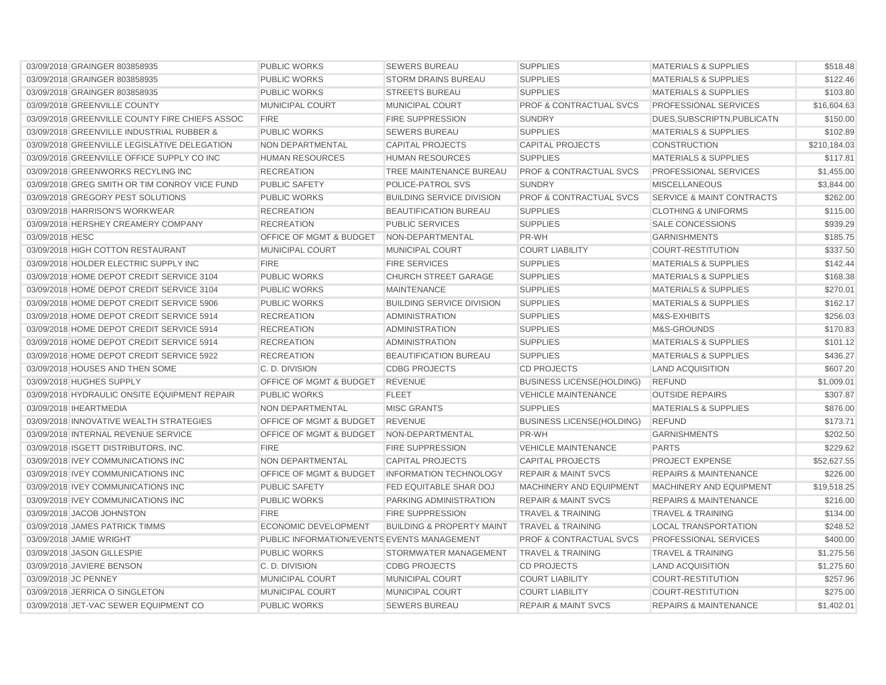| | | | | | | |
|---|---|---|---|---|---|---|
| 03/09/2018 | GRAINGER 803858935 | PUBLIC WORKS | SEWERS BUREAU | SUPPLIES | MATERIALS & SUPPLIES | $518.48 |
| 03/09/2018 | GRAINGER 803858935 | PUBLIC WORKS | STORM DRAINS BUREAU | SUPPLIES | MATERIALS & SUPPLIES | $122.46 |
| 03/09/2018 | GRAINGER 803858935 | PUBLIC WORKS | STREETS BUREAU | SUPPLIES | MATERIALS & SUPPLIES | $103.80 |
| 03/09/2018 | GREENVILLE COUNTY | MUNICIPAL COURT | MUNICIPAL COURT | PROF & CONTRACTUAL SVCS | PROFESSIONAL SERVICES | $16,604.63 |
| 03/09/2018 | GREENVILLE COUNTY FIRE CHIEFS ASSOC | FIRE | FIRE SUPPRESSION | SUNDRY | DUES,SUBSCRIPTN,PUBLICATN | $150.00 |
| 03/09/2018 | GREENVILLE INDUSTRIAL RUBBER & | PUBLIC WORKS | SEWERS BUREAU | SUPPLIES | MATERIALS & SUPPLIES | $102.89 |
| 03/09/2018 | GREENVILLE LEGISLATIVE DELEGATION | NON DEPARTMENTAL | CAPITAL PROJECTS | CAPITAL PROJECTS | CONSTRUCTION | $210,184.03 |
| 03/09/2018 | GREENVILLE OFFICE SUPPLY CO INC | HUMAN RESOURCES | HUMAN RESOURCES | SUPPLIES | MATERIALS & SUPPLIES | $117.81 |
| 03/09/2018 | GREENWORKS RECYLING INC | RECREATION | TREE MAINTENANCE BUREAU | PROF & CONTRACTUAL SVCS | PROFESSIONAL SERVICES | $1,455.00 |
| 03/09/2018 | GREG SMITH OR TIM CONROY VICE FUND | PUBLIC SAFETY | POLICE-PATROL SVS | SUNDRY | MISCELLANEOUS | $3,844.00 |
| 03/09/2018 | GREGORY PEST SOLUTIONS | PUBLIC WORKS | BUILDING SERVICE DIVISION | PROF & CONTRACTUAL SVCS | SERVICE & MAINT CONTRACTS | $262.00 |
| 03/09/2018 | HARRISON'S WORKWEAR | RECREATION | BEAUTIFICATION BUREAU | SUPPLIES | CLOTHING & UNIFORMS | $115.00 |
| 03/09/2018 | HERSHEY CREAMERY COMPANY | RECREATION | PUBLIC SERVICES | SUPPLIES | SALE CONCESSIONS | $939.29 |
| 03/09/2018 | HESC | OFFICE OF MGMT & BUDGET | NON-DEPARTMENTAL | PR-WH | GARNISHMENTS | $185.75 |
| 03/09/2018 | HIGH COTTON RESTAURANT | MUNICIPAL COURT | MUNICIPAL COURT | COURT LIABILITY | COURT-RESTITUTION | $337.50 |
| 03/09/2018 | HOLDER ELECTRIC SUPPLY INC | FIRE | FIRE SERVICES | SUPPLIES | MATERIALS & SUPPLIES | $142.44 |
| 03/09/2018 | HOME DEPOT CREDIT SERVICE 3104 | PUBLIC WORKS | CHURCH STREET GARAGE | SUPPLIES | MATERIALS & SUPPLIES | $168.38 |
| 03/09/2018 | HOME DEPOT CREDIT SERVICE 3104 | PUBLIC WORKS | MAINTENANCE | SUPPLIES | MATERIALS & SUPPLIES | $270.01 |
| 03/09/2018 | HOME DEPOT CREDIT SERVICE 5906 | PUBLIC WORKS | BUILDING SERVICE DIVISION | SUPPLIES | MATERIALS & SUPPLIES | $162.17 |
| 03/09/2018 | HOME DEPOT CREDIT SERVICE 5914 | RECREATION | ADMINISTRATION | SUPPLIES | M&S-EXHIBITS | $256.03 |
| 03/09/2018 | HOME DEPOT CREDIT SERVICE 5914 | RECREATION | ADMINISTRATION | SUPPLIES | M&S-GROUNDS | $170.83 |
| 03/09/2018 | HOME DEPOT CREDIT SERVICE 5914 | RECREATION | ADMINISTRATION | SUPPLIES | MATERIALS & SUPPLIES | $101.12 |
| 03/09/2018 | HOME DEPOT CREDIT SERVICE 5922 | RECREATION | BEAUTIFICATION BUREAU | SUPPLIES | MATERIALS & SUPPLIES | $436.27 |
| 03/09/2018 | HOUSES AND THEN SOME | C. D. DIVISION | CDBG PROJECTS | CD PROJECTS | LAND ACQUISITION | $607.20 |
| 03/09/2018 | HUGHES SUPPLY | OFFICE OF MGMT & BUDGET | REVENUE | BUSINESS LICENSE(HOLDING) | REFUND | $1,009.01 |
| 03/09/2018 | HYDRAULIC ONSITE EQUIPMENT REPAIR | PUBLIC WORKS | FLEET | VEHICLE MAINTENANCE | OUTSIDE REPAIRS | $307.87 |
| 03/09/2018 | IHEARTMEDIA | NON DEPARTMENTAL | MISC GRANTS | SUPPLIES | MATERIALS & SUPPLIES | $876.00 |
| 03/09/2018 | INNOVATIVE WEALTH STRATEGIES | OFFICE OF MGMT & BUDGET | REVENUE | BUSINESS LICENSE(HOLDING) | REFUND | $173.71 |
| 03/09/2018 | INTERNAL REVENUE SERVICE | OFFICE OF MGMT & BUDGET | NON-DEPARTMENTAL | PR-WH | GARNISHMENTS | $202.50 |
| 03/09/2018 | ISGETT DISTRIBUTORS, INC. | FIRE | FIRE SUPPRESSION | VEHICLE MAINTENANCE | PARTS | $229.62 |
| 03/09/2018 | IVEY COMMUNICATIONS INC | NON DEPARTMENTAL | CAPITAL PROJECTS | CAPITAL PROJECTS | PROJECT EXPENSE | $52,627.55 |
| 03/09/2018 | IVEY COMMUNICATIONS INC | OFFICE OF MGMT & BUDGET | INFORMATION TECHNOLOGY | REPAIR & MAINT SVCS | REPAIRS & MAINTENANCE | $226.00 |
| 03/09/2018 | IVEY COMMUNICATIONS INC | PUBLIC SAFETY | FED EQUITABLE SHAR DOJ | MACHINERY AND EQUIPMENT | MACHINERY AND EQUIPMENT | $19,518.25 |
| 03/09/2018 | IVEY COMMUNICATIONS INC | PUBLIC WORKS | PARKING ADMINISTRATION | REPAIR & MAINT SVCS | REPAIRS & MAINTENANCE | $216.00 |
| 03/09/2018 | JACOB JOHNSTON | FIRE | FIRE SUPPRESSION | TRAVEL & TRAINING | TRAVEL & TRAINING | $134.00 |
| 03/09/2018 | JAMES PATRICK TIMMS | ECONOMIC DEVELOPMENT | BUILDING & PROPERTY MAINT | TRAVEL & TRAINING | LOCAL TRANSPORTATION | $248.52 |
| 03/09/2018 | JAMIE WRIGHT | PUBLIC INFORMATION/EVENTS | EVENTS MANAGEMENT | PROF & CONTRACTUAL SVCS | PROFESSIONAL SERVICES | $400.00 |
| 03/09/2018 | JASON GILLESPIE | PUBLIC WORKS | STORMWATER MANAGEMENT | TRAVEL & TRAINING | TRAVEL & TRAINING | $1,275.56 |
| 03/09/2018 | JAVIERE BENSON | C. D. DIVISION | CDBG PROJECTS | CD PROJECTS | LAND ACQUISITION | $1,275.60 |
| 03/09/2018 | JC PENNEY | MUNICIPAL COURT | MUNICIPAL COURT | COURT LIABILITY | COURT-RESTITUTION | $257.96 |
| 03/09/2018 | JERRICA O SINGLETON | MUNICIPAL COURT | MUNICIPAL COURT | COURT LIABILITY | COURT-RESTITUTION | $275.00 |
| 03/09/2018 | JET-VAC SEWER EQUIPMENT CO | PUBLIC WORKS | SEWERS BUREAU | REPAIR & MAINT SVCS | REPAIRS & MAINTENANCE | $1,402.01 |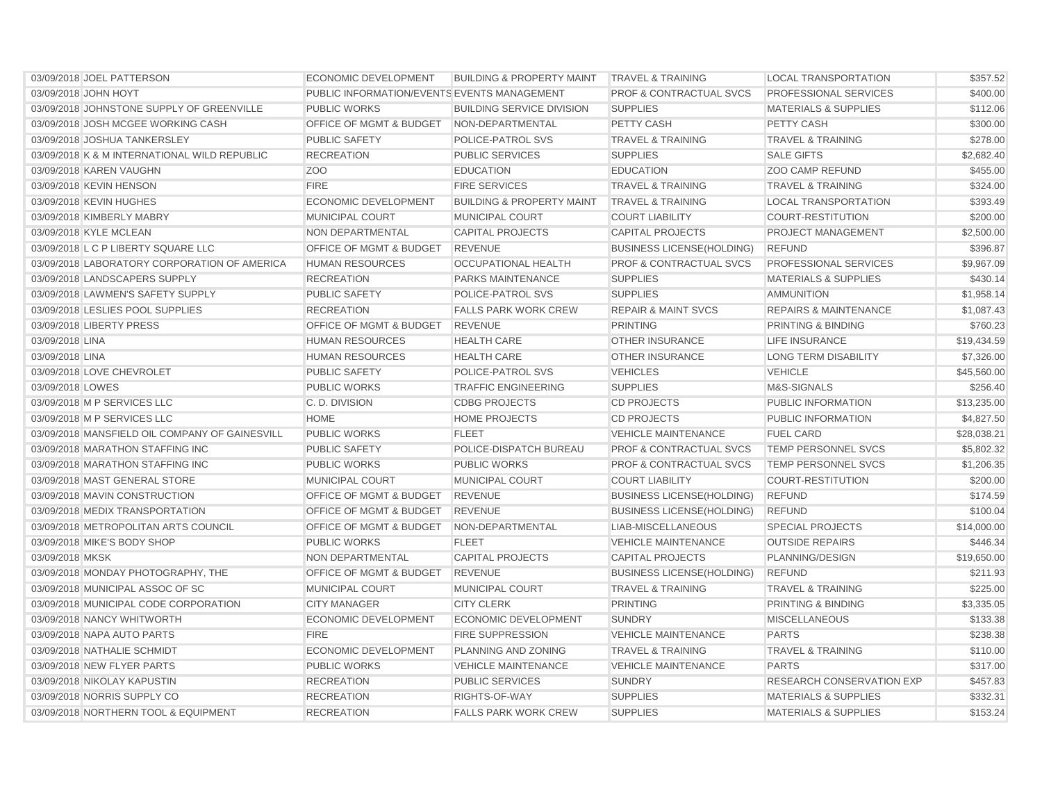| | | | | | | |
|---|---|---|---|---|---|---|
| 03/09/2018 | JOEL PATTERSON | ECONOMIC DEVELOPMENT | BUILDING & PROPERTY MAINT | TRAVEL & TRAINING | LOCAL TRANSPORTATION | $357.52 |
| 03/09/2018 | JOHN HOYT | PUBLIC INFORMATION/EVENTS | EVENTS MANAGEMENT | PROF & CONTRACTUAL SVCS | PROFESSIONAL SERVICES | $400.00 |
| 03/09/2018 | JOHNSTONE SUPPLY OF GREENVILLE | PUBLIC WORKS | BUILDING SERVICE DIVISION | SUPPLIES | MATERIALS & SUPPLIES | $112.06 |
| 03/09/2018 | JOSH MCGEE WORKING CASH | OFFICE OF MGMT & BUDGET | NON-DEPARTMENTAL | PETTY CASH | PETTY CASH | $300.00 |
| 03/09/2018 | JOSHUA TANKERSLEY | PUBLIC SAFETY | POLICE-PATROL SVS | TRAVEL & TRAINING | TRAVEL & TRAINING | $278.00 |
| 03/09/2018 | K & M INTERNATIONAL WILD REPUBLIC | RECREATION | PUBLIC SERVICES | SUPPLIES | SALE GIFTS | $2,682.40 |
| 03/09/2018 | KAREN VAUGHN | ZOO | EDUCATION | EDUCATION | ZOO CAMP REFUND | $455.00 |
| 03/09/2018 | KEVIN HENSON | FIRE | FIRE SERVICES | TRAVEL & TRAINING | TRAVEL & TRAINING | $324.00 |
| 03/09/2018 | KEVIN HUGHES | ECONOMIC DEVELOPMENT | BUILDING & PROPERTY MAINT | TRAVEL & TRAINING | LOCAL TRANSPORTATION | $393.49 |
| 03/09/2018 | KIMBERLY MABRY | MUNICIPAL COURT | MUNICIPAL COURT | COURT LIABILITY | COURT-RESTITUTION | $200.00 |
| 03/09/2018 | KYLE MCLEAN | NON DEPARTMENTAL | CAPITAL PROJECTS | CAPITAL PROJECTS | PROJECT MANAGEMENT | $2,500.00 |
| 03/09/2018 | L C P LIBERTY SQUARE LLC | OFFICE OF MGMT & BUDGET | REVENUE | BUSINESS LICENSE(HOLDING) | REFUND | $396.87 |
| 03/09/2018 | LABORATORY CORPORATION OF AMERICA | HUMAN RESOURCES | OCCUPATIONAL HEALTH | PROF & CONTRACTUAL SVCS | PROFESSIONAL SERVICES | $9,967.09 |
| 03/09/2018 | LANDSCAPERS SUPPLY | RECREATION | PARKS MAINTENANCE | SUPPLIES | MATERIALS & SUPPLIES | $430.14 |
| 03/09/2018 | LAWMEN'S SAFETY SUPPLY | PUBLIC SAFETY | POLICE-PATROL SVS | SUPPLIES | AMMUNITION | $1,958.14 |
| 03/09/2018 | LESLIES POOL SUPPLIES | RECREATION | FALLS PARK WORK CREW | REPAIR & MAINT SVCS | REPAIRS & MAINTENANCE | $1,087.43 |
| 03/09/2018 | LIBERTY PRESS | OFFICE OF MGMT & BUDGET | REVENUE | PRINTING | PRINTING & BINDING | $760.23 |
| 03/09/2018 | LINA | HUMAN RESOURCES | HEALTH CARE | OTHER INSURANCE | LIFE INSURANCE | $19,434.59 |
| 03/09/2018 | LINA | HUMAN RESOURCES | HEALTH CARE | OTHER INSURANCE | LONG TERM DISABILITY | $7,326.00 |
| 03/09/2018 | LOVE CHEVROLET | PUBLIC SAFETY | POLICE-PATROL SVS | VEHICLES | VEHICLE | $45,560.00 |
| 03/09/2018 | LOWES | PUBLIC WORKS | TRAFFIC ENGINEERING | SUPPLIES | M&S-SIGNALS | $256.40 |
| 03/09/2018 | M P SERVICES LLC | C. D. DIVISION | CDBG PROJECTS | CD PROJECTS | PUBLIC INFORMATION | $13,235.00 |
| 03/09/2018 | M P SERVICES LLC | HOME | HOME PROJECTS | CD PROJECTS | PUBLIC INFORMATION | $4,827.50 |
| 03/09/2018 | MANSFIELD OIL COMPANY OF GAINESVILL | PUBLIC WORKS | FLEET | VEHICLE MAINTENANCE | FUEL CARD | $28,038.21 |
| 03/09/2018 | MARATHON STAFFING INC | PUBLIC SAFETY | POLICE-DISPATCH BUREAU | PROF & CONTRACTUAL SVCS | TEMP PERSONNEL SVCS | $5,802.32 |
| 03/09/2018 | MARATHON STAFFING INC | PUBLIC WORKS | PUBLIC WORKS | PROF & CONTRACTUAL SVCS | TEMP PERSONNEL SVCS | $1,206.35 |
| 03/09/2018 | MAST GENERAL STORE | MUNICIPAL COURT | MUNICIPAL COURT | COURT LIABILITY | COURT-RESTITUTION | $200.00 |
| 03/09/2018 | MAVIN CONSTRUCTION | OFFICE OF MGMT & BUDGET | REVENUE | BUSINESS LICENSE(HOLDING) | REFUND | $174.59 |
| 03/09/2018 | MEDIX TRANSPORTATION | OFFICE OF MGMT & BUDGET | REVENUE | BUSINESS LICENSE(HOLDING) | REFUND | $100.04 |
| 03/09/2018 | METROPOLITAN ARTS COUNCIL | OFFICE OF MGMT & BUDGET | NON-DEPARTMENTAL | LIAB-MISCELLANEOUS | SPECIAL PROJECTS | $14,000.00 |
| 03/09/2018 | MIKE'S BODY SHOP | PUBLIC WORKS | FLEET | VEHICLE MAINTENANCE | OUTSIDE REPAIRS | $446.34 |
| 03/09/2018 | MKSK | NON DEPARTMENTAL | CAPITAL PROJECTS | CAPITAL PROJECTS | PLANNING/DESIGN | $19,650.00 |
| 03/09/2018 | MONDAY PHOTOGRAPHY, THE | OFFICE OF MGMT & BUDGET | REVENUE | BUSINESS LICENSE(HOLDING) | REFUND | $211.93 |
| 03/09/2018 | MUNICIPAL ASSOC OF SC | MUNICIPAL COURT | MUNICIPAL COURT | TRAVEL & TRAINING | TRAVEL & TRAINING | $225.00 |
| 03/09/2018 | MUNICIPAL CODE CORPORATION | CITY MANAGER | CITY CLERK | PRINTING | PRINTING & BINDING | $3,335.05 |
| 03/09/2018 | NANCY WHITWORTH | ECONOMIC DEVELOPMENT | ECONOMIC DEVELOPMENT | SUNDRY | MISCELLANEOUS | $133.38 |
| 03/09/2018 | NAPA AUTO PARTS | FIRE | FIRE SUPPRESSION | VEHICLE MAINTENANCE | PARTS | $238.38 |
| 03/09/2018 | NATHALIE SCHMIDT | ECONOMIC DEVELOPMENT | PLANNING AND ZONING | TRAVEL & TRAINING | TRAVEL & TRAINING | $110.00 |
| 03/09/2018 | NEW FLYER PARTS | PUBLIC WORKS | VEHICLE MAINTENANCE | VEHICLE MAINTENANCE | PARTS | $317.00 |
| 03/09/2018 | NIKOLAY KAPUSTIN | RECREATION | PUBLIC SERVICES | SUNDRY | RESEARCH CONSERVATION EXP | $457.83 |
| 03/09/2018 | NORRIS SUPPLY CO | RECREATION | RIGHTS-OF-WAY | SUPPLIES | MATERIALS & SUPPLIES | $332.31 |
| 03/09/2018 | NORTHERN TOOL & EQUIPMENT | RECREATION | FALLS PARK WORK CREW | SUPPLIES | MATERIALS & SUPPLIES | $153.24 |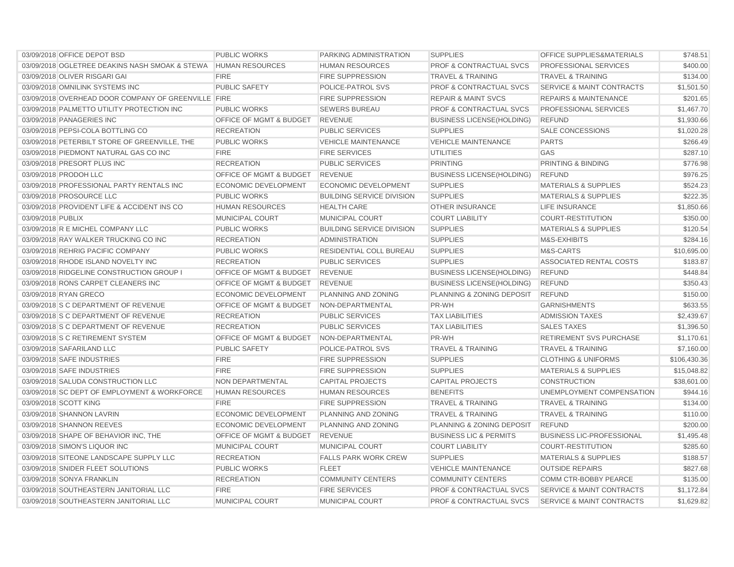| | | | | | | |
|---|---|---|---|---|---|---|
| 03/09/2018 | OFFICE DEPOT BSD | PUBLIC WORKS | PARKING ADMINISTRATION | SUPPLIES | OFFICE SUPPLIES&MATERIALS | $748.51 |
| 03/09/2018 | OGLETREE DEAKINS NASH SMOAK & STEWA | HUMAN RESOURCES | HUMAN RESOURCES | PROF & CONTRACTUAL SVCS | PROFESSIONAL SERVICES | $400.00 |
| 03/09/2018 | OLIVER RISGARI GAI | FIRE | FIRE SUPPRESSION | TRAVEL & TRAINING | TRAVEL & TRAINING | $134.00 |
| 03/09/2018 | OMNILINK SYSTEMS INC | PUBLIC SAFETY | POLICE-PATROL SVS | PROF & CONTRACTUAL SVCS | SERVICE & MAINT CONTRACTS | $1,501.50 |
| 03/09/2018 | OVERHEAD DOOR COMPANY OF GREENVILLE | FIRE | FIRE SUPPRESSION | REPAIR & MAINT SVCS | REPAIRS & MAINTENANCE | $201.65 |
| 03/09/2018 | PALMETTO UTILITY PROTECTION INC | PUBLIC WORKS | SEWERS BUREAU | PROF & CONTRACTUAL SVCS | PROFESSIONAL SERVICES | $1,467.70 |
| 03/09/2018 | PANAGERIES INC | OFFICE OF MGMT & BUDGET | REVENUE | BUSINESS LICENSE(HOLDING) | REFUND | $1,930.66 |
| 03/09/2018 | PEPSI-COLA BOTTLING CO | RECREATION | PUBLIC SERVICES | SUPPLIES | SALE CONCESSIONS | $1,020.28 |
| 03/09/2018 | PETERBILT STORE OF GREENVILLE, THE | PUBLIC WORKS | VEHICLE MAINTENANCE | VEHICLE MAINTENANCE | PARTS | $266.49 |
| 03/09/2018 | PIEDMONT NATURAL GAS CO INC | FIRE | FIRE SERVICES | UTILITIES | GAS | $287.10 |
| 03/09/2018 | PRESORT PLUS INC | RECREATION | PUBLIC SERVICES | PRINTING | PRINTING & BINDING | $776.98 |
| 03/09/2018 | PRODOH LLC | OFFICE OF MGMT & BUDGET | REVENUE | BUSINESS LICENSE(HOLDING) | REFUND | $976.25 |
| 03/09/2018 | PROFESSIONAL PARTY RENTALS INC | ECONOMIC DEVELOPMENT | ECONOMIC DEVELOPMENT | SUPPLIES | MATERIALS & SUPPLIES | $524.23 |
| 03/09/2018 | PROSOURCE LLC | PUBLIC WORKS | BUILDING SERVICE DIVISION | SUPPLIES | MATERIALS & SUPPLIES | $222.35 |
| 03/09/2018 | PROVIDENT LIFE & ACCIDENT INS CO | HUMAN RESOURCES | HEALTH CARE | OTHER INSURANCE | LIFE INSURANCE | $1,850.66 |
| 03/09/2018 | PUBLIX | MUNICIPAL COURT | MUNICIPAL COURT | COURT LIABILITY | COURT-RESTITUTION | $350.00 |
| 03/09/2018 | R E MICHEL COMPANY LLC | PUBLIC WORKS | BUILDING SERVICE DIVISION | SUPPLIES | MATERIALS & SUPPLIES | $120.54 |
| 03/09/2018 | RAY WALKER TRUCKING CO INC | RECREATION | ADMINISTRATION | SUPPLIES | M&S-EXHIBITS | $284.16 |
| 03/09/2018 | REHRIG PACIFIC COMPANY | PUBLIC WORKS | RESIDENTIAL COLL BUREAU | SUPPLIES | M&S-CARTS | $10,695.00 |
| 03/09/2018 | RHODE ISLAND NOVELTY INC | RECREATION | PUBLIC SERVICES | SUPPLIES | ASSOCIATED RENTAL COSTS | $183.87 |
| 03/09/2018 | RIDGELINE CONSTRUCTION GROUP I | OFFICE OF MGMT & BUDGET | REVENUE | BUSINESS LICENSE(HOLDING) | REFUND | $448.84 |
| 03/09/2018 | RONS CARPET CLEANERS INC | OFFICE OF MGMT & BUDGET | REVENUE | BUSINESS LICENSE(HOLDING) | REFUND | $350.43 |
| 03/09/2018 | RYAN GRECO | ECONOMIC DEVELOPMENT | PLANNING AND ZONING | PLANNING & ZONING DEPOSIT | REFUND | $150.00 |
| 03/09/2018 | S C DEPARTMENT OF REVENUE | OFFICE OF MGMT & BUDGET | NON-DEPARTMENTAL | PR-WH | GARNISHMENTS | $633.55 |
| 03/09/2018 | S C DEPARTMENT OF REVENUE | RECREATION | PUBLIC SERVICES | TAX LIABILITIES | ADMISSION TAXES | $2,439.67 |
| 03/09/2018 | S C DEPARTMENT OF REVENUE | RECREATION | PUBLIC SERVICES | TAX LIABILITIES | SALES TAXES | $1,396.50 |
| 03/09/2018 | S C RETIREMENT SYSTEM | OFFICE OF MGMT & BUDGET | NON-DEPARTMENTAL | PR-WH | RETIREMENT SVS PURCHASE | $1,170.61 |
| 03/09/2018 | SAFARILAND LLC | PUBLIC SAFETY | POLICE-PATROL SVS | TRAVEL & TRAINING | TRAVEL & TRAINING | $7,160.00 |
| 03/09/2018 | SAFE INDUSTRIES | FIRE | FIRE SUPPRESSION | SUPPLIES | CLOTHING & UNIFORMS | $106,430.36 |
| 03/09/2018 | SAFE INDUSTRIES | FIRE | FIRE SUPPRESSION | SUPPLIES | MATERIALS & SUPPLIES | $15,048.82 |
| 03/09/2018 | SALUDA CONSTRUCTION LLC | NON DEPARTMENTAL | CAPITAL PROJECTS | CAPITAL PROJECTS | CONSTRUCTION | $38,601.00 |
| 03/09/2018 | SC DEPT OF EMPLOYMENT & WORKFORCE | HUMAN RESOURCES | HUMAN RESOURCES | BENEFITS | UNEMPLOYMENT COMPENSATION | $944.16 |
| 03/09/2018 | SCOTT KING | FIRE | FIRE SUPPRESSION | TRAVEL & TRAINING | TRAVEL & TRAINING | $134.00 |
| 03/09/2018 | SHANNON LAVRIN | ECONOMIC DEVELOPMENT | PLANNING AND ZONING | TRAVEL & TRAINING | TRAVEL & TRAINING | $110.00 |
| 03/09/2018 | SHANNON REEVES | ECONOMIC DEVELOPMENT | PLANNING AND ZONING | PLANNING & ZONING DEPOSIT | REFUND | $200.00 |
| 03/09/2018 | SHAPE OF BEHAVIOR INC, THE | OFFICE OF MGMT & BUDGET | REVENUE | BUSINESS LIC & PERMITS | BUSINESS LIC-PROFESSIONAL | $1,495.48 |
| 03/09/2018 | SIMON'S LIQUOR INC | MUNICIPAL COURT | MUNICIPAL COURT | COURT LIABILITY | COURT-RESTITUTION | $285.60 |
| 03/09/2018 | SITEONE LANDSCAPE SUPPLY LLC | RECREATION | FALLS PARK WORK CREW | SUPPLIES | MATERIALS & SUPPLIES | $188.57 |
| 03/09/2018 | SNIDER FLEET SOLUTIONS | PUBLIC WORKS | FLEET | VEHICLE MAINTENANCE | OUTSIDE REPAIRS | $827.68 |
| 03/09/2018 | SONYA FRANKLIN | RECREATION | COMMUNITY CENTERS | COMMUNITY CENTERS | COMM CTR-BOBBY PEARCE | $135.00 |
| 03/09/2018 | SOUTHEASTERN JANITORIAL LLC | FIRE | FIRE SERVICES | PROF & CONTRACTUAL SVCS | SERVICE & MAINT CONTRACTS | $1,172.84 |
| 03/09/2018 | SOUTHEASTERN JANITORIAL LLC | MUNICIPAL COURT | MUNICIPAL COURT | PROF & CONTRACTUAL SVCS | SERVICE & MAINT CONTRACTS | $1,629.82 |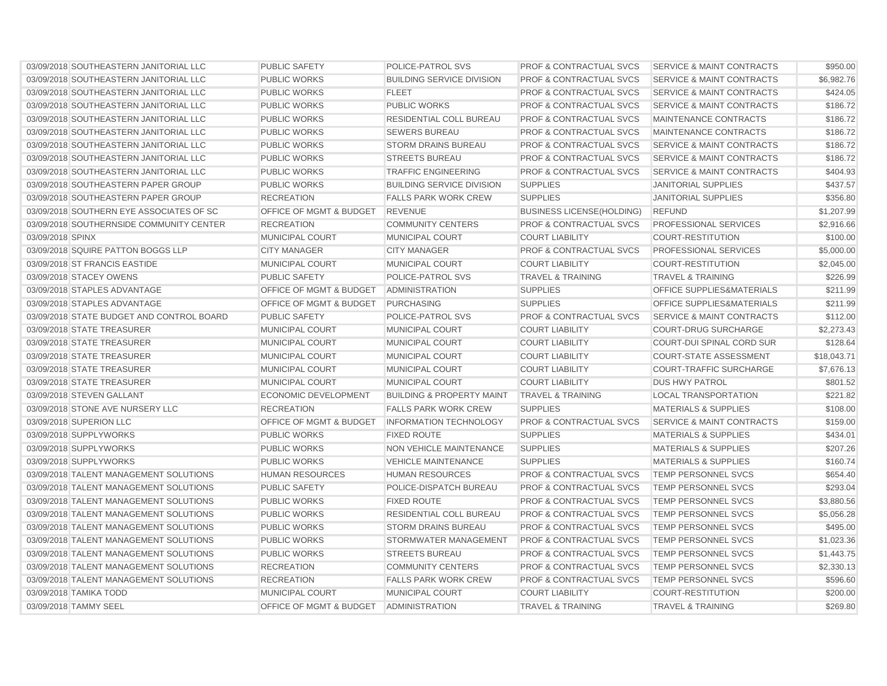| | | | | | | |
|---|---|---|---|---|---|---|
| 03/09/2018 | SOUTHEASTERN JANITORIAL LLC | PUBLIC SAFETY | POLICE-PATROL SVS | PROF & CONTRACTUAL SVCS | SERVICE & MAINT CONTRACTS | $950.00 |
| 03/09/2018 | SOUTHEASTERN JANITORIAL LLC | PUBLIC WORKS | BUILDING SERVICE DIVISION | PROF & CONTRACTUAL SVCS | SERVICE & MAINT CONTRACTS | $6,982.76 |
| 03/09/2018 | SOUTHEASTERN JANITORIAL LLC | PUBLIC WORKS | FLEET | PROF & CONTRACTUAL SVCS | SERVICE & MAINT CONTRACTS | $424.05 |
| 03/09/2018 | SOUTHEASTERN JANITORIAL LLC | PUBLIC WORKS | PUBLIC WORKS | PROF & CONTRACTUAL SVCS | SERVICE & MAINT CONTRACTS | $186.72 |
| 03/09/2018 | SOUTHEASTERN JANITORIAL LLC | PUBLIC WORKS | RESIDENTIAL COLL BUREAU | PROF & CONTRACTUAL SVCS | MAINTENANCE CONTRACTS | $186.72 |
| 03/09/2018 | SOUTHEASTERN JANITORIAL LLC | PUBLIC WORKS | SEWERS BUREAU | PROF & CONTRACTUAL SVCS | MAINTENANCE CONTRACTS | $186.72 |
| 03/09/2018 | SOUTHEASTERN JANITORIAL LLC | PUBLIC WORKS | STORM DRAINS BUREAU | PROF & CONTRACTUAL SVCS | SERVICE & MAINT CONTRACTS | $186.72 |
| 03/09/2018 | SOUTHEASTERN JANITORIAL LLC | PUBLIC WORKS | STREETS BUREAU | PROF & CONTRACTUAL SVCS | SERVICE & MAINT CONTRACTS | $186.72 |
| 03/09/2018 | SOUTHEASTERN JANITORIAL LLC | PUBLIC WORKS | TRAFFIC ENGINEERING | PROF & CONTRACTUAL SVCS | SERVICE & MAINT CONTRACTS | $404.93 |
| 03/09/2018 | SOUTHEASTERN PAPER GROUP | PUBLIC WORKS | BUILDING SERVICE DIVISION | SUPPLIES | JANITORIAL SUPPLIES | $437.57 |
| 03/09/2018 | SOUTHEASTERN PAPER GROUP | RECREATION | FALLS PARK WORK CREW | SUPPLIES | JANITORIAL SUPPLIES | $356.80 |
| 03/09/2018 | SOUTHERN EYE ASSOCIATES OF SC | OFFICE OF MGMT & BUDGET | REVENUE | BUSINESS LICENSE(HOLDING) | REFUND | $1,207.99 |
| 03/09/2018 | SOUTHERNSIDE COMMUNITY CENTER | RECREATION | COMMUNITY CENTERS | PROF & CONTRACTUAL SVCS | PROFESSIONAL SERVICES | $2,916.66 |
| 03/09/2018 | SPINX | MUNICIPAL COURT | MUNICIPAL COURT | COURT LIABILITY | COURT-RESTITUTION | $100.00 |
| 03/09/2018 | SQUIRE PATTON BOGGS LLP | CITY MANAGER | CITY MANAGER | PROF & CONTRACTUAL SVCS | PROFESSIONAL SERVICES | $5,000.00 |
| 03/09/2018 | ST FRANCIS EASTIDE | MUNICIPAL COURT | MUNICIPAL COURT | COURT LIABILITY | COURT-RESTITUTION | $2,045.00 |
| 03/09/2018 | STACEY OWENS | PUBLIC SAFETY | POLICE-PATROL SVS | TRAVEL & TRAINING | TRAVEL & TRAINING | $226.99 |
| 03/09/2018 | STAPLES ADVANTAGE | OFFICE OF MGMT & BUDGET | ADMINISTRATION | SUPPLIES | OFFICE SUPPLIES&MATERIALS | $211.99 |
| 03/09/2018 | STAPLES ADVANTAGE | OFFICE OF MGMT & BUDGET | PURCHASING | SUPPLIES | OFFICE SUPPLIES&MATERIALS | $211.99 |
| 03/09/2018 | STATE BUDGET AND CONTROL BOARD | PUBLIC SAFETY | POLICE-PATROL SVS | PROF & CONTRACTUAL SVCS | SERVICE & MAINT CONTRACTS | $112.00 |
| 03/09/2018 | STATE TREASURER | MUNICIPAL COURT | MUNICIPAL COURT | COURT LIABILITY | COURT-DRUG SURCHARGE | $2,273.43 |
| 03/09/2018 | STATE TREASURER | MUNICIPAL COURT | MUNICIPAL COURT | COURT LIABILITY | COURT-DUI SPINAL CORD SUR | $128.64 |
| 03/09/2018 | STATE TREASURER | MUNICIPAL COURT | MUNICIPAL COURT | COURT LIABILITY | COURT-STATE ASSESSMENT | $18,043.71 |
| 03/09/2018 | STATE TREASURER | MUNICIPAL COURT | MUNICIPAL COURT | COURT LIABILITY | COURT-TRAFFIC SURCHARGE | $7,676.13 |
| 03/09/2018 | STATE TREASURER | MUNICIPAL COURT | MUNICIPAL COURT | COURT LIABILITY | DUS HWY PATROL | $801.52 |
| 03/09/2018 | STEVEN GALLANT | ECONOMIC DEVELOPMENT | BUILDING & PROPERTY MAINT | TRAVEL & TRAINING | LOCAL TRANSPORTATION | $221.82 |
| 03/09/2018 | STONE AVE NURSERY LLC | RECREATION | FALLS PARK WORK CREW | SUPPLIES | MATERIALS & SUPPLIES | $108.00 |
| 03/09/2018 | SUPERION LLC | OFFICE OF MGMT & BUDGET | INFORMATION TECHNOLOGY | PROF & CONTRACTUAL SVCS | SERVICE & MAINT CONTRACTS | $159.00 |
| 03/09/2018 | SUPPLYWORKS | PUBLIC WORKS | FIXED ROUTE | SUPPLIES | MATERIALS & SUPPLIES | $434.01 |
| 03/09/2018 | SUPPLYWORKS | PUBLIC WORKS | NON VEHICLE MAINTENANCE | SUPPLIES | MATERIALS & SUPPLIES | $207.26 |
| 03/09/2018 | SUPPLYWORKS | PUBLIC WORKS | VEHICLE MAINTENANCE | SUPPLIES | MATERIALS & SUPPLIES | $160.74 |
| 03/09/2018 | TALENT MANAGEMENT SOLUTIONS | HUMAN RESOURCES | HUMAN RESOURCES | PROF & CONTRACTUAL SVCS | TEMP PERSONNEL SVCS | $654.40 |
| 03/09/2018 | TALENT MANAGEMENT SOLUTIONS | PUBLIC SAFETY | POLICE-DISPATCH BUREAU | PROF & CONTRACTUAL SVCS | TEMP PERSONNEL SVCS | $293.04 |
| 03/09/2018 | TALENT MANAGEMENT SOLUTIONS | PUBLIC WORKS | FIXED ROUTE | PROF & CONTRACTUAL SVCS | TEMP PERSONNEL SVCS | $3,880.56 |
| 03/09/2018 | TALENT MANAGEMENT SOLUTIONS | PUBLIC WORKS | RESIDENTIAL COLL BUREAU | PROF & CONTRACTUAL SVCS | TEMP PERSONNEL SVCS | $5,056.28 |
| 03/09/2018 | TALENT MANAGEMENT SOLUTIONS | PUBLIC WORKS | STORM DRAINS BUREAU | PROF & CONTRACTUAL SVCS | TEMP PERSONNEL SVCS | $495.00 |
| 03/09/2018 | TALENT MANAGEMENT SOLUTIONS | PUBLIC WORKS | STORMWATER MANAGEMENT | PROF & CONTRACTUAL SVCS | TEMP PERSONNEL SVCS | $1,023.36 |
| 03/09/2018 | TALENT MANAGEMENT SOLUTIONS | PUBLIC WORKS | STREETS BUREAU | PROF & CONTRACTUAL SVCS | TEMP PERSONNEL SVCS | $1,443.75 |
| 03/09/2018 | TALENT MANAGEMENT SOLUTIONS | RECREATION | COMMUNITY CENTERS | PROF & CONTRACTUAL SVCS | TEMP PERSONNEL SVCS | $2,330.13 |
| 03/09/2018 | TALENT MANAGEMENT SOLUTIONS | RECREATION | FALLS PARK WORK CREW | PROF & CONTRACTUAL SVCS | TEMP PERSONNEL SVCS | $596.60 |
| 03/09/2018 | TAMIKA TODD | MUNICIPAL COURT | MUNICIPAL COURT | COURT LIABILITY | COURT-RESTITUTION | $200.00 |
| 03/09/2018 | TAMMY SEEL | OFFICE OF MGMT & BUDGET | ADMINISTRATION | TRAVEL & TRAINING | TRAVEL & TRAINING | $269.80 |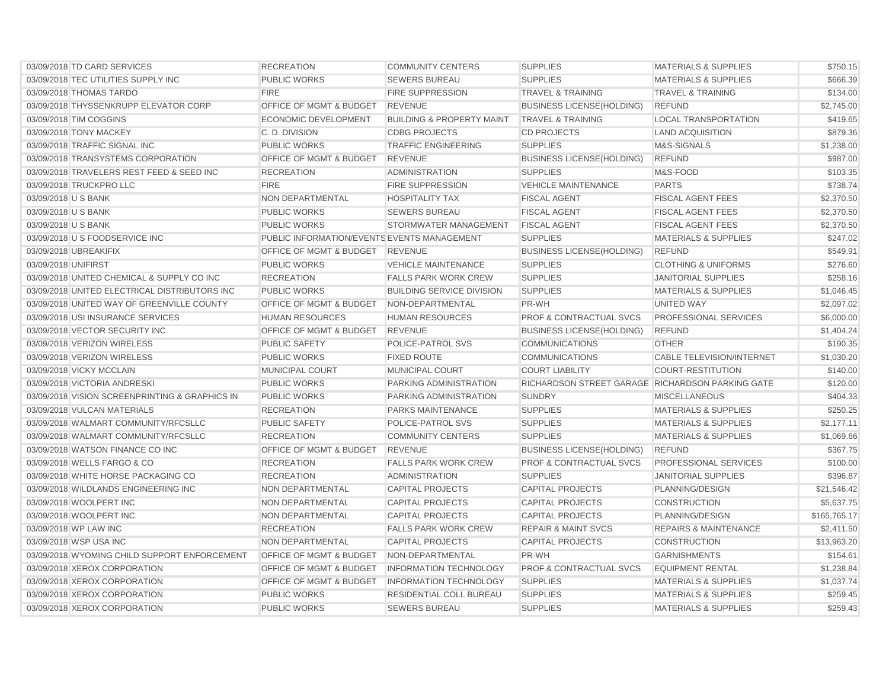| | | | | | | |
|---|---|---|---|---|---|---|
| 03/09/2018 | TD CARD SERVICES | RECREATION | COMMUNITY CENTERS | SUPPLIES | MATERIALS & SUPPLIES | $750.15 |
| 03/09/2018 | TEC UTILITIES SUPPLY INC | PUBLIC WORKS | SEWERS BUREAU | SUPPLIES | MATERIALS & SUPPLIES | $666.39 |
| 03/09/2018 | THOMAS TARDO | FIRE | FIRE SUPPRESSION | TRAVEL & TRAINING | TRAVEL & TRAINING | $134.00 |
| 03/09/2018 | THYSSENKRUPP ELEVATOR CORP | OFFICE OF MGMT & BUDGET | REVENUE | BUSINESS LICENSE(HOLDING) | REFUND | $2,745.00 |
| 03/09/2018 | TIM COGGINS | ECONOMIC DEVELOPMENT | BUILDING & PROPERTY MAINT | TRAVEL & TRAINING | LOCAL TRANSPORTATION | $419.65 |
| 03/09/2018 | TONY MACKEY | C. D. DIVISION | CDBG PROJECTS | CD PROJECTS | LAND ACQUISITION | $879.36 |
| 03/09/2018 | TRAFFIC SIGNAL INC | PUBLIC WORKS | TRAFFIC ENGINEERING | SUPPLIES | M&S-SIGNALS | $1,238.00 |
| 03/09/2018 | TRANSYSTEMS CORPORATION | OFFICE OF MGMT & BUDGET | REVENUE | BUSINESS LICENSE(HOLDING) | REFUND | $987.00 |
| 03/09/2018 | TRAVELERS REST FEED & SEED INC | RECREATION | ADMINISTRATION | SUPPLIES | M&S-FOOD | $103.35 |
| 03/09/2018 | TRUCKPRO LLC | FIRE | FIRE SUPPRESSION | VEHICLE MAINTENANCE | PARTS | $738.74 |
| 03/09/2018 | U S BANK | NON DEPARTMENTAL | HOSPITALITY TAX | FISCAL AGENT | FISCAL AGENT FEES | $2,370.50 |
| 03/09/2018 | U S BANK | PUBLIC WORKS | SEWERS BUREAU | FISCAL AGENT | FISCAL AGENT FEES | $2,370.50 |
| 03/09/2018 | U S BANK | PUBLIC WORKS | STORMWATER MANAGEMENT | FISCAL AGENT | FISCAL AGENT FEES | $2,370.50 |
| 03/09/2018 | U S FOODSERVICE INC | PUBLIC INFORMATION/EVENTS | EVENTS MANAGEMENT | SUPPLIES | MATERIALS & SUPPLIES | $247.02 |
| 03/09/2018 | UBREAKIFIX | OFFICE OF MGMT & BUDGET | REVENUE | BUSINESS LICENSE(HOLDING) | REFUND | $549.91 |
| 03/09/2018 | UNIFIRST | PUBLIC WORKS | VEHICLE MAINTENANCE | SUPPLIES | CLOTHING & UNIFORMS | $276.60 |
| 03/09/2018 | UNITED CHEMICAL & SUPPLY CO INC | RECREATION | FALLS PARK WORK CREW | SUPPLIES | JANITORIAL SUPPLIES | $258.16 |
| 03/09/2018 | UNITED ELECTRICAL DISTRIBUTORS INC | PUBLIC WORKS | BUILDING SERVICE DIVISION | SUPPLIES | MATERIALS & SUPPLIES | $1,046.45 |
| 03/09/2018 | UNITED WAY OF GREENVILLE COUNTY | OFFICE OF MGMT & BUDGET | NON-DEPARTMENTAL | PR-WH | UNITED WAY | $2,097.02 |
| 03/09/2018 | USI INSURANCE SERVICES | HUMAN RESOURCES | HUMAN RESOURCES | PROF & CONTRACTUAL SVCS | PROFESSIONAL SERVICES | $6,000.00 |
| 03/09/2018 | VECTOR SECURITY INC | OFFICE OF MGMT & BUDGET | REVENUE | BUSINESS LICENSE(HOLDING) | REFUND | $1,404.24 |
| 03/09/2018 | VERIZON WIRELESS | PUBLIC SAFETY | POLICE-PATROL SVS | COMMUNICATIONS | OTHER | $190.35 |
| 03/09/2018 | VERIZON WIRELESS | PUBLIC WORKS | FIXED ROUTE | COMMUNICATIONS | CABLE TELEVISION/INTERNET | $1,030.20 |
| 03/09/2018 | VICKY MCCLAIN | MUNICIPAL COURT | MUNICIPAL COURT | COURT LIABILITY | COURT-RESTITUTION | $140.00 |
| 03/09/2018 | VICTORIA ANDRESKI | PUBLIC WORKS | PARKING ADMINISTRATION | RICHARDSON STREET GARAGE | RICHARDSON PARKING GATE | $120.00 |
| 03/09/2018 | VISION SCREENPRINTING & GRAPHICS IN | PUBLIC WORKS | PARKING ADMINISTRATION | SUNDRY | MISCELLANEOUS | $404.33 |
| 03/09/2018 | VULCAN MATERIALS | RECREATION | PARKS MAINTENANCE | SUPPLIES | MATERIALS & SUPPLIES | $250.25 |
| 03/09/2018 | WALMART COMMUNITY/RFCSLLC | PUBLIC SAFETY | POLICE-PATROL SVS | SUPPLIES | MATERIALS & SUPPLIES | $2,177.11 |
| 03/09/2018 | WALMART COMMUNITY/RFCSLLC | RECREATION | COMMUNITY CENTERS | SUPPLIES | MATERIALS & SUPPLIES | $1,069.66 |
| 03/09/2018 | WATSON FINANCE CO INC | OFFICE OF MGMT & BUDGET | REVENUE | BUSINESS LICENSE(HOLDING) | REFUND | $367.75 |
| 03/09/2018 | WELLS FARGO & CO | RECREATION | FALLS PARK WORK CREW | PROF & CONTRACTUAL SVCS | PROFESSIONAL SERVICES | $100.00 |
| 03/09/2018 | WHITE HORSE PACKAGING CO | RECREATION | ADMINISTRATION | SUPPLIES | JANITORIAL SUPPLIES | $396.87 |
| 03/09/2018 | WILDLANDS ENGINEERING INC | NON DEPARTMENTAL | CAPITAL PROJECTS | CAPITAL PROJECTS | PLANNING/DESIGN | $21,546.42 |
| 03/09/2018 | WOOLPERT INC | NON DEPARTMENTAL | CAPITAL PROJECTS | CAPITAL PROJECTS | CONSTRUCTION | $5,637.75 |
| 03/09/2018 | WOOLPERT INC | NON DEPARTMENTAL | CAPITAL PROJECTS | CAPITAL PROJECTS | PLANNING/DESIGN | $165,765.17 |
| 03/09/2018 | WP LAW INC | RECREATION | FALLS PARK WORK CREW | REPAIR & MAINT SVCS | REPAIRS & MAINTENANCE | $2,411.50 |
| 03/09/2018 | WSP USA INC | NON DEPARTMENTAL | CAPITAL PROJECTS | CAPITAL PROJECTS | CONSTRUCTION | $13,963.20 |
| 03/09/2018 | WYOMING CHILD SUPPORT ENFORCEMENT | OFFICE OF MGMT & BUDGET | NON-DEPARTMENTAL | PR-WH | GARNISHMENTS | $154.61 |
| 03/09/2018 | XEROX CORPORATION | OFFICE OF MGMT & BUDGET | INFORMATION TECHNOLOGY | PROF & CONTRACTUAL SVCS | EQUIPMENT RENTAL | $1,238.84 |
| 03/09/2018 | XEROX CORPORATION | OFFICE OF MGMT & BUDGET | INFORMATION TECHNOLOGY | SUPPLIES | MATERIALS & SUPPLIES | $1,037.74 |
| 03/09/2018 | XEROX CORPORATION | PUBLIC WORKS | RESIDENTIAL COLL BUREAU | SUPPLIES | MATERIALS & SUPPLIES | $259.45 |
| 03/09/2018 | XEROX CORPORATION | PUBLIC WORKS | SEWERS BUREAU | SUPPLIES | MATERIALS & SUPPLIES | $259.43 |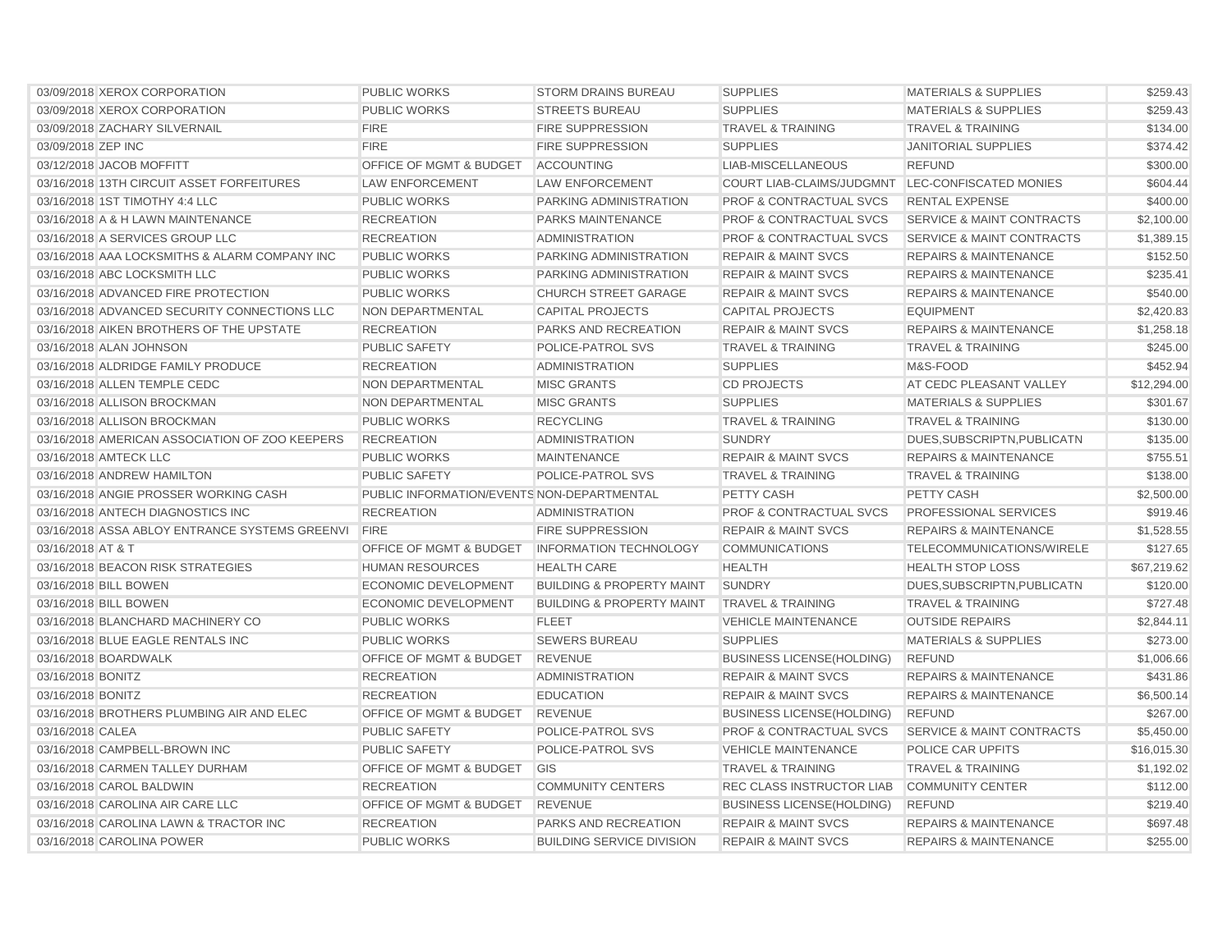| | | | | | | |
|---|---|---|---|---|---|---|
| 03/09/2018 | XEROX CORPORATION | PUBLIC WORKS | STORM DRAINS BUREAU | SUPPLIES | MATERIALS & SUPPLIES | $259.43 |
| 03/09/2018 | XEROX CORPORATION | PUBLIC WORKS | STREETS BUREAU | SUPPLIES | MATERIALS & SUPPLIES | $259.43 |
| 03/09/2018 | ZACHARY SILVERNAIL | FIRE | FIRE SUPPRESSION | TRAVEL & TRAINING | TRAVEL & TRAINING | $134.00 |
| 03/09/2018 | ZEP INC | FIRE | FIRE SUPPRESSION | SUPPLIES | JANITORIAL SUPPLIES | $374.42 |
| 03/12/2018 | JACOB MOFFITT | OFFICE OF MGMT & BUDGET | ACCOUNTING | LIAB-MISCELLANEOUS | REFUND | $300.00 |
| 03/16/2018 | 13TH CIRCUIT ASSET FORFEITURES | LAW ENFORCEMENT | LAW ENFORCEMENT | COURT LIAB-CLAIMS/JUDGMNT | LEC-CONFISCATED MONIES | $604.44 |
| 03/16/2018 | 1ST TIMOTHY 4:4 LLC | PUBLIC WORKS | PARKING ADMINISTRATION | PROF & CONTRACTUAL SVCS | RENTAL EXPENSE | $400.00 |
| 03/16/2018 | A & H LAWN MAINTENANCE | RECREATION | PARKS MAINTENANCE | PROF & CONTRACTUAL SVCS | SERVICE & MAINT CONTRACTS | $2,100.00 |
| 03/16/2018 | A SERVICES GROUP LLC | RECREATION | ADMINISTRATION | PROF & CONTRACTUAL SVCS | SERVICE & MAINT CONTRACTS | $1,389.15 |
| 03/16/2018 | AAA LOCKSMITHS & ALARM COMPANY INC | PUBLIC WORKS | PARKING ADMINISTRATION | REPAIR & MAINT SVCS | REPAIRS & MAINTENANCE | $152.50 |
| 03/16/2018 | ABC LOCKSMITH LLC | PUBLIC WORKS | PARKING ADMINISTRATION | REPAIR & MAINT SVCS | REPAIRS & MAINTENANCE | $235.41 |
| 03/16/2018 | ADVANCED FIRE PROTECTION | PUBLIC WORKS | CHURCH STREET GARAGE | REPAIR & MAINT SVCS | REPAIRS & MAINTENANCE | $540.00 |
| 03/16/2018 | ADVANCED SECURITY CONNECTIONS LLC | NON DEPARTMENTAL | CAPITAL PROJECTS | CAPITAL PROJECTS | EQUIPMENT | $2,420.83 |
| 03/16/2018 | AIKEN BROTHERS OF THE UPSTATE | RECREATION | PARKS AND RECREATION | REPAIR & MAINT SVCS | REPAIRS & MAINTENANCE | $1,258.18 |
| 03/16/2018 | ALAN JOHNSON | PUBLIC SAFETY | POLICE-PATROL SVS | TRAVEL & TRAINING | TRAVEL & TRAINING | $245.00 |
| 03/16/2018 | ALDRIDGE FAMILY PRODUCE | RECREATION | ADMINISTRATION | SUPPLIES | M&S-FOOD | $452.94 |
| 03/16/2018 | ALLEN TEMPLE CEDC | NON DEPARTMENTAL | MISC GRANTS | CD PROJECTS | AT CEDC PLEASANT VALLEY | $12,294.00 |
| 03/16/2018 | ALLISON BROCKMAN | NON DEPARTMENTAL | MISC GRANTS | SUPPLIES | MATERIALS & SUPPLIES | $301.67 |
| 03/16/2018 | ALLISON BROCKMAN | PUBLIC WORKS | RECYCLING | TRAVEL & TRAINING | TRAVEL & TRAINING | $130.00 |
| 03/16/2018 | AMERICAN ASSOCIATION OF ZOO KEEPERS | RECREATION | ADMINISTRATION | SUNDRY | DUES,SUBSCRIPTN,PUBLICATN | $135.00 |
| 03/16/2018 | AMTECK LLC | PUBLIC WORKS | MAINTENANCE | REPAIR & MAINT SVCS | REPAIRS & MAINTENANCE | $755.51 |
| 03/16/2018 | ANDREW HAMILTON | PUBLIC SAFETY | POLICE-PATROL SVS | TRAVEL & TRAINING | TRAVEL & TRAINING | $138.00 |
| 03/16/2018 | ANGIE PROSSER WORKING CASH | PUBLIC INFORMATION/EVENTS | NON-DEPARTMENTAL | PETTY CASH | PETTY CASH | $2,500.00 |
| 03/16/2018 | ANTECH DIAGNOSTICS INC | RECREATION | ADMINISTRATION | PROF & CONTRACTUAL SVCS | PROFESSIONAL SERVICES | $919.46 |
| 03/16/2018 | ASSA ABLOY ENTRANCE SYSTEMS GREENVI | FIRE | FIRE SUPPRESSION | REPAIR & MAINT SVCS | REPAIRS & MAINTENANCE | $1,528.55 |
| 03/16/2018 | AT & T | OFFICE OF MGMT & BUDGET | INFORMATION TECHNOLOGY | COMMUNICATIONS | TELECOMMUNICATIONS/WIRELE | $127.65 |
| 03/16/2018 | BEACON RISK STRATEGIES | HUMAN RESOURCES | HEALTH CARE | HEALTH | HEALTH STOP LOSS | $67,219.62 |
| 03/16/2018 | BILL BOWEN | ECONOMIC DEVELOPMENT | BUILDING & PROPERTY MAINT | SUNDRY | DUES,SUBSCRIPTN,PUBLICATN | $120.00 |
| 03/16/2018 | BILL BOWEN | ECONOMIC DEVELOPMENT | BUILDING & PROPERTY MAINT | TRAVEL & TRAINING | TRAVEL & TRAINING | $727.48 |
| 03/16/2018 | BLANCHARD MACHINERY CO | PUBLIC WORKS | FLEET | VEHICLE MAINTENANCE | OUTSIDE REPAIRS | $2,844.11 |
| 03/16/2018 | BLUE EAGLE RENTALS INC | PUBLIC WORKS | SEWERS BUREAU | SUPPLIES | MATERIALS & SUPPLIES | $273.00 |
| 03/16/2018 | BOARDWALK | OFFICE OF MGMT & BUDGET | REVENUE | BUSINESS LICENSE(HOLDING) | REFUND | $1,006.66 |
| 03/16/2018 | BONITZ | RECREATION | ADMINISTRATION | REPAIR & MAINT SVCS | REPAIRS & MAINTENANCE | $431.86 |
| 03/16/2018 | BONITZ | RECREATION | EDUCATION | REPAIR & MAINT SVCS | REPAIRS & MAINTENANCE | $6,500.14 |
| 03/16/2018 | BROTHERS PLUMBING AIR AND ELEC | OFFICE OF MGMT & BUDGET | REVENUE | BUSINESS LICENSE(HOLDING) | REFUND | $267.00 |
| 03/16/2018 | CALEA | PUBLIC SAFETY | POLICE-PATROL SVS | PROF & CONTRACTUAL SVCS | SERVICE & MAINT CONTRACTS | $5,450.00 |
| 03/16/2018 | CAMPBELL-BROWN INC | PUBLIC SAFETY | POLICE-PATROL SVS | VEHICLE MAINTENANCE | POLICE CAR UPFITS | $16,015.30 |
| 03/16/2018 | CARMEN TALLEY DURHAM | OFFICE OF MGMT & BUDGET | GIS | TRAVEL & TRAINING | TRAVEL & TRAINING | $1,192.02 |
| 03/16/2018 | CAROL BALDWIN | RECREATION | COMMUNITY CENTERS | REC CLASS INSTRUCTOR LIAB | COMMUNITY CENTER | $112.00 |
| 03/16/2018 | CAROLINA AIR CARE LLC | OFFICE OF MGMT & BUDGET | REVENUE | BUSINESS LICENSE(HOLDING) | REFUND | $219.40 |
| 03/16/2018 | CAROLINA LAWN & TRACTOR INC | RECREATION | PARKS AND RECREATION | REPAIR & MAINT SVCS | REPAIRS & MAINTENANCE | $697.48 |
| 03/16/2018 | CAROLINA POWER | PUBLIC WORKS | BUILDING SERVICE DIVISION | REPAIR & MAINT SVCS | REPAIRS & MAINTENANCE | $255.00 |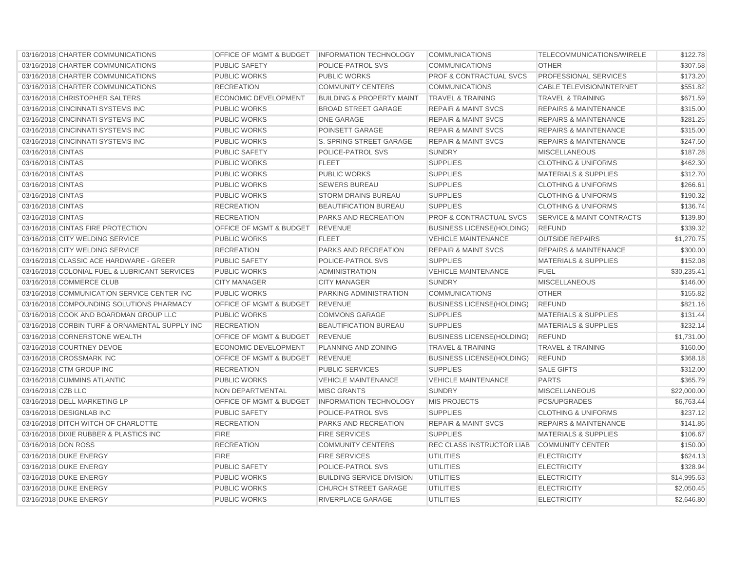| | | | | | | |
|---|---|---|---|---|---|---|
| 03/16/2018 | CHARTER COMMUNICATIONS | OFFICE OF MGMT & BUDGET | INFORMATION TECHNOLOGY | COMMUNICATIONS | TELECOMMUNICATIONS/WIRELE | $122.78 |
| 03/16/2018 | CHARTER COMMUNICATIONS | PUBLIC SAFETY | POLICE-PATROL SVS | COMMUNICATIONS | OTHER | $307.58 |
| 03/16/2018 | CHARTER COMMUNICATIONS | PUBLIC WORKS | PUBLIC WORKS | PROF & CONTRACTUAL SVCS | PROFESSIONAL SERVICES | $173.20 |
| 03/16/2018 | CHARTER COMMUNICATIONS | RECREATION | COMMUNITY CENTERS | COMMUNICATIONS | CABLE TELEVISION/INTERNET | $551.82 |
| 03/16/2018 | CHRISTOPHER SALTERS | ECONOMIC DEVELOPMENT | BUILDING & PROPERTY MAINT | TRAVEL & TRAINING | TRAVEL & TRAINING | $671.59 |
| 03/16/2018 | CINCINNATI SYSTEMS INC | PUBLIC WORKS | BROAD STREET GARAGE | REPAIR & MAINT SVCS | REPAIRS & MAINTENANCE | $315.00 |
| 03/16/2018 | CINCINNATI SYSTEMS INC | PUBLIC WORKS | ONE GARAGE | REPAIR & MAINT SVCS | REPAIRS & MAINTENANCE | $281.25 |
| 03/16/2018 | CINCINNATI SYSTEMS INC | PUBLIC WORKS | POINSETT GARAGE | REPAIR & MAINT SVCS | REPAIRS & MAINTENANCE | $315.00 |
| 03/16/2018 | CINCINNATI SYSTEMS INC | PUBLIC WORKS | S. SPRING STREET GARAGE | REPAIR & MAINT SVCS | REPAIRS & MAINTENANCE | $247.50 |
| 03/16/2018 | CINTAS | PUBLIC SAFETY | POLICE-PATROL SVS | SUNDRY | MISCELLANEOUS | $187.28 |
| 03/16/2018 | CINTAS | PUBLIC WORKS | FLEET | SUPPLIES | CLOTHING & UNIFORMS | $462.30 |
| 03/16/2018 | CINTAS | PUBLIC WORKS | PUBLIC WORKS | SUPPLIES | MATERIALS & SUPPLIES | $312.70 |
| 03/16/2018 | CINTAS | PUBLIC WORKS | SEWERS BUREAU | SUPPLIES | CLOTHING & UNIFORMS | $266.61 |
| 03/16/2018 | CINTAS | PUBLIC WORKS | STORM DRAINS BUREAU | SUPPLIES | CLOTHING & UNIFORMS | $190.32 |
| 03/16/2018 | CINTAS | RECREATION | BEAUTIFICATION BUREAU | SUPPLIES | CLOTHING & UNIFORMS | $136.74 |
| 03/16/2018 | CINTAS | RECREATION | PARKS AND RECREATION | PROF & CONTRACTUAL SVCS | SERVICE & MAINT CONTRACTS | $139.80 |
| 03/16/2018 | CINTAS FIRE PROTECTION | OFFICE OF MGMT & BUDGET | REVENUE | BUSINESS LICENSE(HOLDING) | REFUND | $339.32 |
| 03/16/2018 | CITY WELDING SERVICE | PUBLIC WORKS | FLEET | VEHICLE MAINTENANCE | OUTSIDE REPAIRS | $1,270.75 |
| 03/16/2018 | CITY WELDING SERVICE | RECREATION | PARKS AND RECREATION | REPAIR & MAINT SVCS | REPAIRS & MAINTENANCE | $300.00 |
| 03/16/2018 | CLASSIC ACE HARDWARE - GREER | PUBLIC SAFETY | POLICE-PATROL SVS | SUPPLIES | MATERIALS & SUPPLIES | $152.08 |
| 03/16/2018 | COLONIAL FUEL & LUBRICANT SERVICES | PUBLIC WORKS | ADMINISTRATION | VEHICLE MAINTENANCE | FUEL | $30,235.41 |
| 03/16/2018 | COMMERCE CLUB | CITY MANAGER | CITY MANAGER | SUNDRY | MISCELLANEOUS | $146.00 |
| 03/16/2018 | COMMUNICATION SERVICE CENTER INC | PUBLIC WORKS | PARKING ADMINISTRATION | COMMUNICATIONS | OTHER | $155.82 |
| 03/16/2018 | COMPOUNDING SOLUTIONS PHARMACY | OFFICE OF MGMT & BUDGET | REVENUE | BUSINESS LICENSE(HOLDING) | REFUND | $821.16 |
| 03/16/2018 | COOK AND BOARDMAN GROUP LLC | PUBLIC WORKS | COMMONS GARAGE | SUPPLIES | MATERIALS & SUPPLIES | $131.44 |
| 03/16/2018 | CORBIN TURF & ORNAMENTAL SUPPLY INC | RECREATION | BEAUTIFICATION BUREAU | SUPPLIES | MATERIALS & SUPPLIES | $232.14 |
| 03/16/2018 | CORNERSTONE WEALTH | OFFICE OF MGMT & BUDGET | REVENUE | BUSINESS LICENSE(HOLDING) | REFUND | $1,731.00 |
| 03/16/2018 | COURTNEY DEVOE | ECONOMIC DEVELOPMENT | PLANNING AND ZONING | TRAVEL & TRAINING | TRAVEL & TRAINING | $160.00 |
| 03/16/2018 | CROSSMARK INC | OFFICE OF MGMT & BUDGET | REVENUE | BUSINESS LICENSE(HOLDING) | REFUND | $368.18 |
| 03/16/2018 | CTM GROUP INC | RECREATION | PUBLIC SERVICES | SUPPLIES | SALE GIFTS | $312.00 |
| 03/16/2018 | CUMMINS ATLANTIC | PUBLIC WORKS | VEHICLE MAINTENANCE | VEHICLE MAINTENANCE | PARTS | $365.79 |
| 03/16/2018 | CZB LLC | NON DEPARTMENTAL | MISC GRANTS | SUNDRY | MISCELLANEOUS | $22,000.00 |
| 03/16/2018 | DELL MARKETING LP | OFFICE OF MGMT & BUDGET | INFORMATION TECHNOLOGY | MIS PROJECTS | PCS/UPGRADES | $6,763.44 |
| 03/16/2018 | DESIGNLAB INC | PUBLIC SAFETY | POLICE-PATROL SVS | SUPPLIES | CLOTHING & UNIFORMS | $237.12 |
| 03/16/2018 | DITCH WITCH OF CHARLOTTE | RECREATION | PARKS AND RECREATION | REPAIR & MAINT SVCS | REPAIRS & MAINTENANCE | $141.86 |
| 03/16/2018 | DIXIE RUBBER & PLASTICS INC | FIRE | FIRE SERVICES | SUPPLIES | MATERIALS & SUPPLIES | $106.67 |
| 03/16/2018 | DON ROSS | RECREATION | COMMUNITY CENTERS | REC CLASS INSTRUCTOR LIAB | COMMUNITY CENTER | $150.00 |
| 03/16/2018 | DUKE ENERGY | FIRE | FIRE SERVICES | UTILITIES | ELECTRICITY | $624.13 |
| 03/16/2018 | DUKE ENERGY | PUBLIC SAFETY | POLICE-PATROL SVS | UTILITIES | ELECTRICITY | $328.94 |
| 03/16/2018 | DUKE ENERGY | PUBLIC WORKS | BUILDING SERVICE DIVISION | UTILITIES | ELECTRICITY | $14,995.63 |
| 03/16/2018 | DUKE ENERGY | PUBLIC WORKS | CHURCH STREET GARAGE | UTILITIES | ELECTRICITY | $2,050.45 |
| 03/16/2018 | DUKE ENERGY | PUBLIC WORKS | RIVERPLACE GARAGE | UTILITIES | ELECTRICITY | $2,646.80 |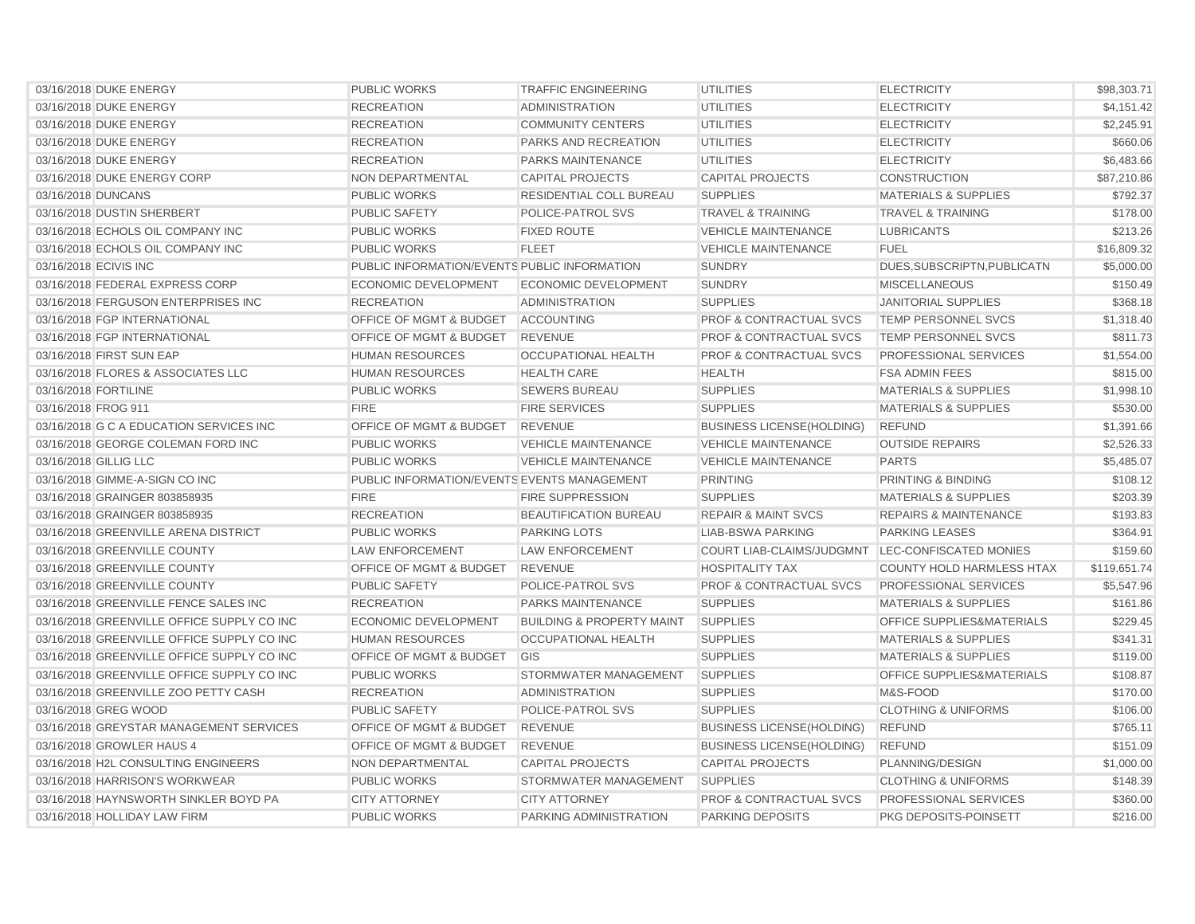| | | | | | | |
|---|---|---|---|---|---|---|
| 03/16/2018 | DUKE ENERGY | PUBLIC WORKS | TRAFFIC ENGINEERING | UTILITIES | ELECTRICITY | $98,303.71 |
| 03/16/2018 | DUKE ENERGY | RECREATION | ADMINISTRATION | UTILITIES | ELECTRICITY | $4,151.42 |
| 03/16/2018 | DUKE ENERGY | RECREATION | COMMUNITY CENTERS | UTILITIES | ELECTRICITY | $2,245.91 |
| 03/16/2018 | DUKE ENERGY | RECREATION | PARKS AND RECREATION | UTILITIES | ELECTRICITY | $660.06 |
| 03/16/2018 | DUKE ENERGY | RECREATION | PARKS MAINTENANCE | UTILITIES | ELECTRICITY | $6,483.66 |
| 03/16/2018 | DUKE ENERGY CORP | NON DEPARTMENTAL | CAPITAL PROJECTS | CAPITAL PROJECTS | CONSTRUCTION | $87,210.86 |
| 03/16/2018 | DUNCANS | PUBLIC WORKS | RESIDENTIAL COLL BUREAU | SUPPLIES | MATERIALS & SUPPLIES | $792.37 |
| 03/16/2018 | DUSTIN SHERBERT | PUBLIC SAFETY | POLICE-PATROL SVS | TRAVEL & TRAINING | TRAVEL & TRAINING | $178.00 |
| 03/16/2018 | ECHOLS OIL COMPANY INC | PUBLIC WORKS | FIXED ROUTE | VEHICLE MAINTENANCE | LUBRICANTS | $213.26 |
| 03/16/2018 | ECHOLS OIL COMPANY INC | PUBLIC WORKS | FLEET | VEHICLE MAINTENANCE | FUEL | $16,809.32 |
| 03/16/2018 | ECIVIS INC | PUBLIC INFORMATION/EVENTS | PUBLIC INFORMATION | SUNDRY | DUES,SUBSCRIPTN,PUBLICATN | $5,000.00 |
| 03/16/2018 | FEDERAL EXPRESS CORP | ECONOMIC DEVELOPMENT | ECONOMIC DEVELOPMENT | SUNDRY | MISCELLANEOUS | $150.49 |
| 03/16/2018 | FERGUSON ENTERPRISES INC | RECREATION | ADMINISTRATION | SUPPLIES | JANITORIAL SUPPLIES | $368.18 |
| 03/16/2018 | FGP INTERNATIONAL | OFFICE OF MGMT & BUDGET | ACCOUNTING | PROF & CONTRACTUAL SVCS | TEMP PERSONNEL SVCS | $1,318.40 |
| 03/16/2018 | FGP INTERNATIONAL | OFFICE OF MGMT & BUDGET | REVENUE | PROF & CONTRACTUAL SVCS | TEMP PERSONNEL SVCS | $811.73 |
| 03/16/2018 | FIRST SUN EAP | HUMAN RESOURCES | OCCUPATIONAL HEALTH | PROF & CONTRACTUAL SVCS | PROFESSIONAL SERVICES | $1,554.00 |
| 03/16/2018 | FLORES & ASSOCIATES LLC | HUMAN RESOURCES | HEALTH CARE | HEALTH | FSA ADMIN FEES | $815.00 |
| 03/16/2018 | FORTILINE | PUBLIC WORKS | SEWERS BUREAU | SUPPLIES | MATERIALS & SUPPLIES | $1,998.10 |
| 03/16/2018 | FROG 911 | FIRE | FIRE SERVICES | SUPPLIES | MATERIALS & SUPPLIES | $530.00 |
| 03/16/2018 | G C A EDUCATION SERVICES INC | OFFICE OF MGMT & BUDGET | REVENUE | BUSINESS LICENSE(HOLDING) | REFUND | $1,391.66 |
| 03/16/2018 | GEORGE COLEMAN FORD INC | PUBLIC WORKS | VEHICLE MAINTENANCE | VEHICLE MAINTENANCE | OUTSIDE REPAIRS | $2,526.33 |
| 03/16/2018 | GILLIG LLC | PUBLIC WORKS | VEHICLE MAINTENANCE | VEHICLE MAINTENANCE | PARTS | $5,485.07 |
| 03/16/2018 | GIMME-A-SIGN CO INC | PUBLIC INFORMATION/EVENTS | EVENTS MANAGEMENT | PRINTING | PRINTING & BINDING | $108.12 |
| 03/16/2018 | GRAINGER 803858935 | FIRE | FIRE SUPPRESSION | SUPPLIES | MATERIALS & SUPPLIES | $203.39 |
| 03/16/2018 | GRAINGER 803858935 | RECREATION | BEAUTIFICATION BUREAU | REPAIR & MAINT SVCS | REPAIRS & MAINTENANCE | $193.83 |
| 03/16/2018 | GREENVILLE ARENA DISTRICT | PUBLIC WORKS | PARKING LOTS | LIAB-BSWA PARKING | PARKING LEASES | $364.91 |
| 03/16/2018 | GREENVILLE COUNTY | LAW ENFORCEMENT | LAW ENFORCEMENT | COURT LIAB-CLAIMS/JUDGMNT | LEC-CONFISCATED MONIES | $159.60 |
| 03/16/2018 | GREENVILLE COUNTY | OFFICE OF MGMT & BUDGET | REVENUE | HOSPITALITY TAX | COUNTY HOLD HARMLESS HTAX | $119,651.74 |
| 03/16/2018 | GREENVILLE COUNTY | PUBLIC SAFETY | POLICE-PATROL SVS | PROF & CONTRACTUAL SVCS | PROFESSIONAL SERVICES | $5,547.96 |
| 03/16/2018 | GREENVILLE FENCE SALES INC | RECREATION | PARKS MAINTENANCE | SUPPLIES | MATERIALS & SUPPLIES | $161.86 |
| 03/16/2018 | GREENVILLE OFFICE SUPPLY CO INC | ECONOMIC DEVELOPMENT | BUILDING & PROPERTY MAINT | SUPPLIES | OFFICE SUPPLIES&MATERIALS | $229.45 |
| 03/16/2018 | GREENVILLE OFFICE SUPPLY CO INC | HUMAN RESOURCES | OCCUPATIONAL HEALTH | SUPPLIES | MATERIALS & SUPPLIES | $341.31 |
| 03/16/2018 | GREENVILLE OFFICE SUPPLY CO INC | OFFICE OF MGMT & BUDGET | GIS | SUPPLIES | MATERIALS & SUPPLIES | $119.00 |
| 03/16/2018 | GREENVILLE OFFICE SUPPLY CO INC | PUBLIC WORKS | STORMWATER MANAGEMENT | SUPPLIES | OFFICE SUPPLIES&MATERIALS | $108.87 |
| 03/16/2018 | GREENVILLE ZOO PETTY CASH | RECREATION | ADMINISTRATION | SUPPLIES | M&S-FOOD | $170.00 |
| 03/16/2018 | GREG WOOD | PUBLIC SAFETY | POLICE-PATROL SVS | SUPPLIES | CLOTHING & UNIFORMS | $106.00 |
| 03/16/2018 | GREYSTAR MANAGEMENT SERVICES | OFFICE OF MGMT & BUDGET | REVENUE | BUSINESS LICENSE(HOLDING) | REFUND | $765.11 |
| 03/16/2018 | GROWLER HAUS 4 | OFFICE OF MGMT & BUDGET | REVENUE | BUSINESS LICENSE(HOLDING) | REFUND | $151.09 |
| 03/16/2018 | H2L CONSULTING ENGINEERS | NON DEPARTMENTAL | CAPITAL PROJECTS | CAPITAL PROJECTS | PLANNING/DESIGN | $1,000.00 |
| 03/16/2018 | HARRISON'S WORKWEAR | PUBLIC WORKS | STORMWATER MANAGEMENT | SUPPLIES | CLOTHING & UNIFORMS | $148.39 |
| 03/16/2018 | HAYNSWORTH SINKLER BOYD PA | CITY ATTORNEY | CITY ATTORNEY | PROF & CONTRACTUAL SVCS | PROFESSIONAL SERVICES | $360.00 |
| 03/16/2018 | HOLLIDAY LAW FIRM | PUBLIC WORKS | PARKING ADMINISTRATION | PARKING DEPOSITS | PKG DEPOSITS-POINSETT | $216.00 |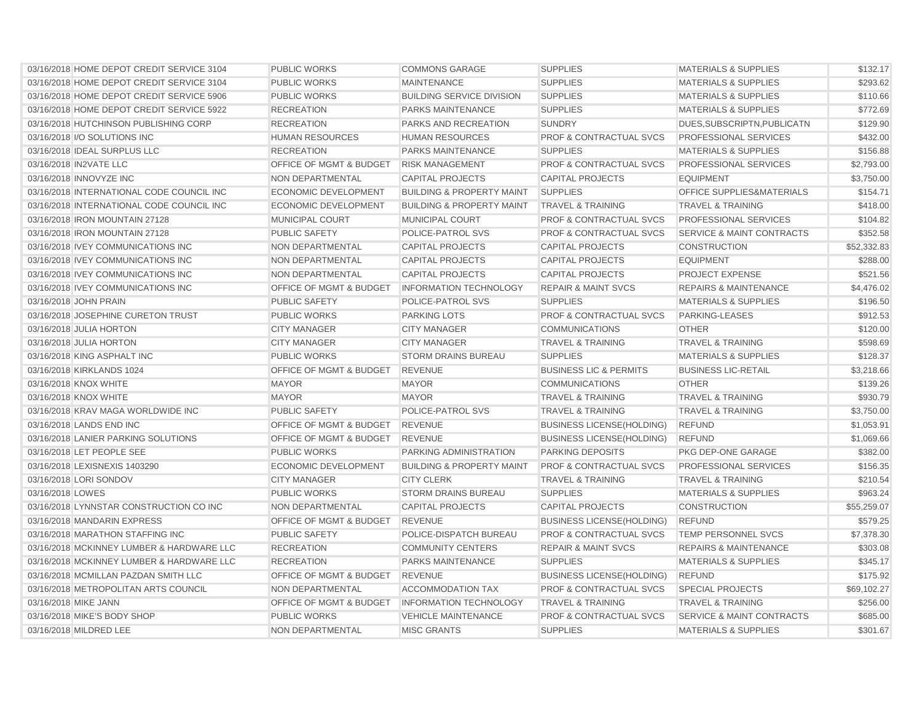| | | | | | | |
|---|---|---|---|---|---|---|
| 03/16/2018 | HOME DEPOT CREDIT SERVICE 3104 | PUBLIC WORKS | COMMONS GARAGE | SUPPLIES | MATERIALS & SUPPLIES | $132.17 |
| 03/16/2018 | HOME DEPOT CREDIT SERVICE 3104 | PUBLIC WORKS | MAINTENANCE | SUPPLIES | MATERIALS & SUPPLIES | $293.62 |
| 03/16/2018 | HOME DEPOT CREDIT SERVICE 5906 | PUBLIC WORKS | BUILDING SERVICE DIVISION | SUPPLIES | MATERIALS & SUPPLIES | $110.66 |
| 03/16/2018 | HOME DEPOT CREDIT SERVICE 5922 | RECREATION | PARKS MAINTENANCE | SUPPLIES | MATERIALS & SUPPLIES | $772.69 |
| 03/16/2018 | HUTCHINSON PUBLISHING CORP | RECREATION | PARKS AND RECREATION | SUNDRY | DUES,SUBSCRIPTN,PUBLICATN | $129.90 |
| 03/16/2018 | I/O SOLUTIONS INC | HUMAN RESOURCES | HUMAN RESOURCES | PROF & CONTRACTUAL SVCS | PROFESSIONAL SERVICES | $432.00 |
| 03/16/2018 | IDEAL SURPLUS LLC | RECREATION | PARKS MAINTENANCE | SUPPLIES | MATERIALS & SUPPLIES | $156.88 |
| 03/16/2018 | IN2VATE LLC | OFFICE OF MGMT & BUDGET | RISK MANAGEMENT | PROF & CONTRACTUAL SVCS | PROFESSIONAL SERVICES | $2,793.00 |
| 03/16/2018 | INNOVYZE INC | NON DEPARTMENTAL | CAPITAL PROJECTS | CAPITAL PROJECTS | EQUIPMENT | $3,750.00 |
| 03/16/2018 | INTERNATIONAL CODE COUNCIL INC | ECONOMIC DEVELOPMENT | BUILDING & PROPERTY MAINT | SUPPLIES | OFFICE SUPPLIES&MATERIALS | $154.71 |
| 03/16/2018 | INTERNATIONAL CODE COUNCIL INC | ECONOMIC DEVELOPMENT | BUILDING & PROPERTY MAINT | TRAVEL & TRAINING | TRAVEL & TRAINING | $418.00 |
| 03/16/2018 | IRON MOUNTAIN 27128 | MUNICIPAL COURT | MUNICIPAL COURT | PROF & CONTRACTUAL SVCS | PROFESSIONAL SERVICES | $104.82 |
| 03/16/2018 | IRON MOUNTAIN 27128 | PUBLIC SAFETY | POLICE-PATROL SVS | PROF & CONTRACTUAL SVCS | SERVICE & MAINT CONTRACTS | $352.58 |
| 03/16/2018 | IVEY COMMUNICATIONS INC | NON DEPARTMENTAL | CAPITAL PROJECTS | CAPITAL PROJECTS | CONSTRUCTION | $52,332.83 |
| 03/16/2018 | IVEY COMMUNICATIONS INC | NON DEPARTMENTAL | CAPITAL PROJECTS | CAPITAL PROJECTS | EQUIPMENT | $288.00 |
| 03/16/2018 | IVEY COMMUNICATIONS INC | NON DEPARTMENTAL | CAPITAL PROJECTS | CAPITAL PROJECTS | PROJECT EXPENSE | $521.56 |
| 03/16/2018 | IVEY COMMUNICATIONS INC | OFFICE OF MGMT & BUDGET | INFORMATION TECHNOLOGY | REPAIR & MAINT SVCS | REPAIRS & MAINTENANCE | $4,476.02 |
| 03/16/2018 | JOHN PRAIN | PUBLIC SAFETY | POLICE-PATROL SVS | SUPPLIES | MATERIALS & SUPPLIES | $196.50 |
| 03/16/2018 | JOSEPHINE CURETON TRUST | PUBLIC WORKS | PARKING LOTS | PROF & CONTRACTUAL SVCS | PARKING-LEASES | $912.53 |
| 03/16/2018 | JULIA HORTON | CITY MANAGER | CITY MANAGER | COMMUNICATIONS | OTHER | $120.00 |
| 03/16/2018 | JULIA HORTON | CITY MANAGER | CITY MANAGER | TRAVEL & TRAINING | TRAVEL & TRAINING | $598.69 |
| 03/16/2018 | KING ASPHALT INC | PUBLIC WORKS | STORM DRAINS BUREAU | SUPPLIES | MATERIALS & SUPPLIES | $128.37 |
| 03/16/2018 | KIRKLANDS 1024 | OFFICE OF MGMT & BUDGET | REVENUE | BUSINESS LIC & PERMITS | BUSINESS LIC-RETAIL | $3,218.66 |
| 03/16/2018 | KNOX WHITE | MAYOR | MAYOR | COMMUNICATIONS | OTHER | $139.26 |
| 03/16/2018 | KNOX WHITE | MAYOR | MAYOR | TRAVEL & TRAINING | TRAVEL & TRAINING | $930.79 |
| 03/16/2018 | KRAV MAGA WORLDWIDE INC | PUBLIC SAFETY | POLICE-PATROL SVS | TRAVEL & TRAINING | TRAVEL & TRAINING | $3,750.00 |
| 03/16/2018 | LANDS END INC | OFFICE OF MGMT & BUDGET | REVENUE | BUSINESS LICENSE(HOLDING) | REFUND | $1,053.91 |
| 03/16/2018 | LANIER PARKING SOLUTIONS | OFFICE OF MGMT & BUDGET | REVENUE | BUSINESS LICENSE(HOLDING) | REFUND | $1,069.66 |
| 03/16/2018 | LET PEOPLE SEE | PUBLIC WORKS | PARKING ADMINISTRATION | PARKING DEPOSITS | PKG DEP-ONE GARAGE | $382.00 |
| 03/16/2018 | LEXISNEXIS 1403290 | ECONOMIC DEVELOPMENT | BUILDING & PROPERTY MAINT | PROF & CONTRACTUAL SVCS | PROFESSIONAL SERVICES | $156.35 |
| 03/16/2018 | LORI SONDOV | CITY MANAGER | CITY CLERK | TRAVEL & TRAINING | TRAVEL & TRAINING | $210.54 |
| 03/16/2018 | LOWES | PUBLIC WORKS | STORM DRAINS BUREAU | SUPPLIES | MATERIALS & SUPPLIES | $963.24 |
| 03/16/2018 | LYNNSTAR CONSTRUCTION CO INC | NON DEPARTMENTAL | CAPITAL PROJECTS | CAPITAL PROJECTS | CONSTRUCTION | $55,259.07 |
| 03/16/2018 | MANDARIN EXPRESS | OFFICE OF MGMT & BUDGET | REVENUE | BUSINESS LICENSE(HOLDING) | REFUND | $579.25 |
| 03/16/2018 | MARATHON STAFFING INC | PUBLIC SAFETY | POLICE-DISPATCH BUREAU | PROF & CONTRACTUAL SVCS | TEMP PERSONNEL SVCS | $7,378.30 |
| 03/16/2018 | MCKINNEY LUMBER & HARDWARE LLC | RECREATION | COMMUNITY CENTERS | REPAIR & MAINT SVCS | REPAIRS & MAINTENANCE | $303.08 |
| 03/16/2018 | MCKINNEY LUMBER & HARDWARE LLC | RECREATION | PARKS MAINTENANCE | SUPPLIES | MATERIALS & SUPPLIES | $345.17 |
| 03/16/2018 | MCMILLAN PAZDAN SMITH LLC | OFFICE OF MGMT & BUDGET | REVENUE | BUSINESS LICENSE(HOLDING) | REFUND | $175.92 |
| 03/16/2018 | METROPOLITAN ARTS COUNCIL | NON DEPARTMENTAL | ACCOMMODATION TAX | PROF & CONTRACTUAL SVCS | SPECIAL PROJECTS | $69,102.27 |
| 03/16/2018 | MIKE JANN | OFFICE OF MGMT & BUDGET | INFORMATION TECHNOLOGY | TRAVEL & TRAINING | TRAVEL & TRAINING | $256.00 |
| 03/16/2018 | MIKE'S BODY SHOP | PUBLIC WORKS | VEHICLE MAINTENANCE | PROF & CONTRACTUAL SVCS | SERVICE & MAINT CONTRACTS | $685.00 |
| 03/16/2018 | MILDRED LEE | NON DEPARTMENTAL | MISC GRANTS | SUPPLIES | MATERIALS & SUPPLIES | $301.67 |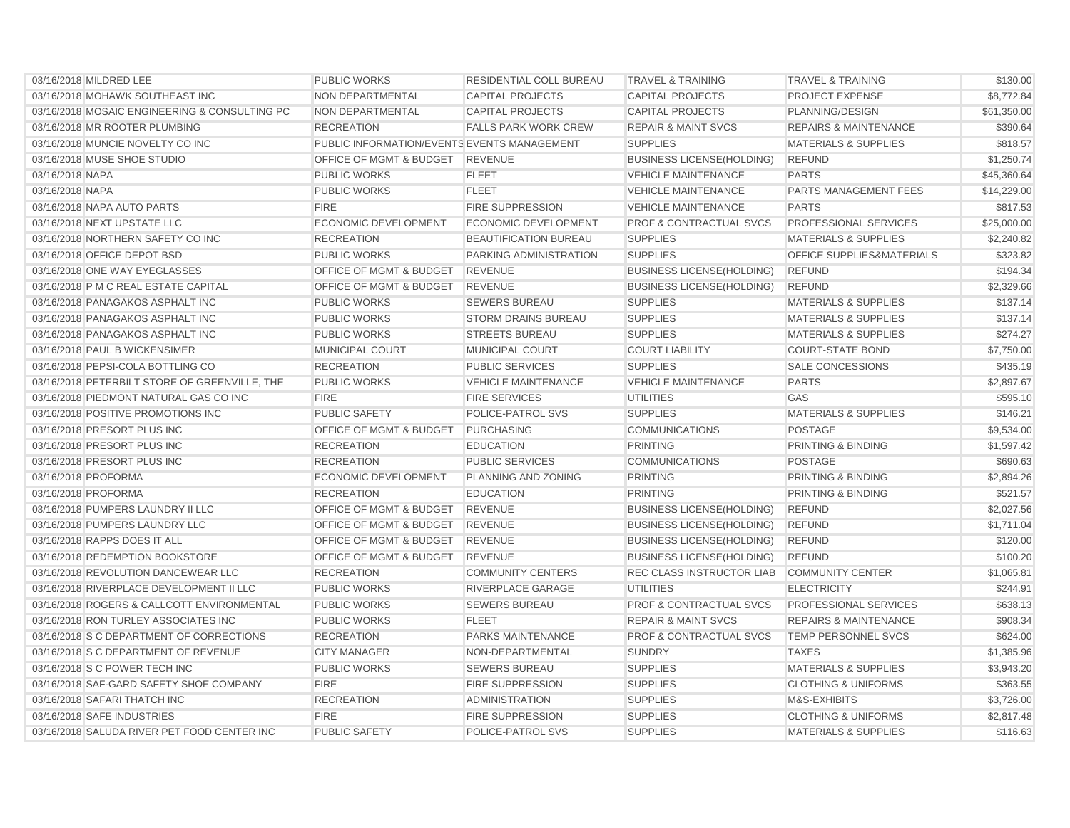| | | | | | | |
|---|---|---|---|---|---|---|
| 03/16/2018 | MILDRED LEE | PUBLIC WORKS | RESIDENTIAL COLL BUREAU | TRAVEL & TRAINING | TRAVEL & TRAINING | $130.00 |
| 03/16/2018 | MOHAWK SOUTHEAST INC | NON DEPARTMENTAL | CAPITAL PROJECTS | CAPITAL PROJECTS | PROJECT EXPENSE | $8,772.84 |
| 03/16/2018 | MOSAIC ENGINEERING & CONSULTING PC | NON DEPARTMENTAL | CAPITAL PROJECTS | CAPITAL PROJECTS | PLANNING/DESIGN | $61,350.00 |
| 03/16/2018 | MR ROOTER PLUMBING | RECREATION | FALLS PARK WORK CREW | REPAIR & MAINT SVCS | REPAIRS & MAINTENANCE | $390.64 |
| 03/16/2018 | MUNCIE NOVELTY CO INC | PUBLIC INFORMATION/EVENTS | EVENTS MANAGEMENT | SUPPLIES | MATERIALS & SUPPLIES | $818.57 |
| 03/16/2018 | MUSE SHOE STUDIO | OFFICE OF MGMT & BUDGET | REVENUE | BUSINESS LICENSE(HOLDING) | REFUND | $1,250.74 |
| 03/16/2018 | NAPA | PUBLIC WORKS | FLEET | VEHICLE MAINTENANCE | PARTS | $45,360.64 |
| 03/16/2018 | NAPA | PUBLIC WORKS | FLEET | VEHICLE MAINTENANCE | PARTS MANAGEMENT FEES | $14,229.00 |
| 03/16/2018 | NAPA AUTO PARTS | FIRE | FIRE SUPPRESSION | VEHICLE MAINTENANCE | PARTS | $817.53 |
| 03/16/2018 | NEXT UPSTATE LLC | ECONOMIC DEVELOPMENT | ECONOMIC DEVELOPMENT | PROF & CONTRACTUAL SVCS | PROFESSIONAL SERVICES | $25,000.00 |
| 03/16/2018 | NORTHERN SAFETY CO INC | RECREATION | BEAUTIFICATION BUREAU | SUPPLIES | MATERIALS & SUPPLIES | $2,240.82 |
| 03/16/2018 | OFFICE DEPOT BSD | PUBLIC WORKS | PARKING ADMINISTRATION | SUPPLIES | OFFICE SUPPLIES&MATERIALS | $323.82 |
| 03/16/2018 | ONE WAY EYEGLASSES | OFFICE OF MGMT & BUDGET | REVENUE | BUSINESS LICENSE(HOLDING) | REFUND | $194.34 |
| 03/16/2018 | P M C REAL ESTATE CAPITAL | OFFICE OF MGMT & BUDGET | REVENUE | BUSINESS LICENSE(HOLDING) | REFUND | $2,329.66 |
| 03/16/2018 | PANAGAKOS ASPHALT INC | PUBLIC WORKS | SEWERS BUREAU | SUPPLIES | MATERIALS & SUPPLIES | $137.14 |
| 03/16/2018 | PANAGAKOS ASPHALT INC | PUBLIC WORKS | STORM DRAINS BUREAU | SUPPLIES | MATERIALS & SUPPLIES | $137.14 |
| 03/16/2018 | PANAGAKOS ASPHALT INC | PUBLIC WORKS | STREETS BUREAU | SUPPLIES | MATERIALS & SUPPLIES | $274.27 |
| 03/16/2018 | PAUL B WICKENSIMER | MUNICIPAL COURT | MUNICIPAL COURT | COURT LIABILITY | COURT-STATE BOND | $7,750.00 |
| 03/16/2018 | PEPSI-COLA BOTTLING CO | RECREATION | PUBLIC SERVICES | SUPPLIES | SALE CONCESSIONS | $435.19 |
| 03/16/2018 | PETERBILT STORE OF GREENVILLE, THE | PUBLIC WORKS | VEHICLE MAINTENANCE | VEHICLE MAINTENANCE | PARTS | $2,897.67 |
| 03/16/2018 | PIEDMONT NATURAL GAS CO INC | FIRE | FIRE SERVICES | UTILITIES | GAS | $595.10 |
| 03/16/2018 | POSITIVE PROMOTIONS INC | PUBLIC SAFETY | POLICE-PATROL SVS | SUPPLIES | MATERIALS & SUPPLIES | $146.21 |
| 03/16/2018 | PRESORT PLUS INC | OFFICE OF MGMT & BUDGET | PURCHASING | COMMUNICATIONS | POSTAGE | $9,534.00 |
| 03/16/2018 | PRESORT PLUS INC | RECREATION | EDUCATION | PRINTING | PRINTING & BINDING | $1,597.42 |
| 03/16/2018 | PRESORT PLUS INC | RECREATION | PUBLIC SERVICES | COMMUNICATIONS | POSTAGE | $690.63 |
| 03/16/2018 | PROFORMA | ECONOMIC DEVELOPMENT | PLANNING AND ZONING | PRINTING | PRINTING & BINDING | $2,894.26 |
| 03/16/2018 | PROFORMA | RECREATION | EDUCATION | PRINTING | PRINTING & BINDING | $521.57 |
| 03/16/2018 | PUMPERS LAUNDRY II LLC | OFFICE OF MGMT & BUDGET | REVENUE | BUSINESS LICENSE(HOLDING) | REFUND | $2,027.56 |
| 03/16/2018 | PUMPERS LAUNDRY LLC | OFFICE OF MGMT & BUDGET | REVENUE | BUSINESS LICENSE(HOLDING) | REFUND | $1,711.04 |
| 03/16/2018 | RAPPS DOES IT ALL | OFFICE OF MGMT & BUDGET | REVENUE | BUSINESS LICENSE(HOLDING) | REFUND | $120.00 |
| 03/16/2018 | REDEMPTION BOOKSTORE | OFFICE OF MGMT & BUDGET | REVENUE | BUSINESS LICENSE(HOLDING) | REFUND | $100.20 |
| 03/16/2018 | REVOLUTION DANCEWEAR LLC | RECREATION | COMMUNITY CENTERS | REC CLASS INSTRUCTOR LIAB | COMMUNITY CENTER | $1,065.81 |
| 03/16/2018 | RIVERPLACE DEVELOPMENT II LLC | PUBLIC WORKS | RIVERPLACE GARAGE | UTILITIES | ELECTRICITY | $244.91 |
| 03/16/2018 | ROGERS & CALLCOTT ENVIRONMENTAL | PUBLIC WORKS | SEWERS BUREAU | PROF & CONTRACTUAL SVCS | PROFESSIONAL SERVICES | $638.13 |
| 03/16/2018 | RON TURLEY ASSOCIATES INC | PUBLIC WORKS | FLEET | REPAIR & MAINT SVCS | REPAIRS & MAINTENANCE | $908.34 |
| 03/16/2018 | S C DEPARTMENT OF CORRECTIONS | RECREATION | PARKS MAINTENANCE | PROF & CONTRACTUAL SVCS | TEMP PERSONNEL SVCS | $624.00 |
| 03/16/2018 | S C DEPARTMENT OF REVENUE | CITY MANAGER | NON-DEPARTMENTAL | SUNDRY | TAXES | $1,385.96 |
| 03/16/2018 | S C POWER TECH INC | PUBLIC WORKS | SEWERS BUREAU | SUPPLIES | MATERIALS & SUPPLIES | $3,943.20 |
| 03/16/2018 | SAF-GARD SAFETY SHOE COMPANY | FIRE | FIRE SUPPRESSION | SUPPLIES | CLOTHING & UNIFORMS | $363.55 |
| 03/16/2018 | SAFARI THATCH INC | RECREATION | ADMINISTRATION | SUPPLIES | M&S-EXHIBITS | $3,726.00 |
| 03/16/2018 | SAFE INDUSTRIES | FIRE | FIRE SUPPRESSION | SUPPLIES | CLOTHING & UNIFORMS | $2,817.48 |
| 03/16/2018 | SALUDA RIVER PET FOOD CENTER INC | PUBLIC SAFETY | POLICE-PATROL SVS | SUPPLIES | MATERIALS & SUPPLIES | $116.63 |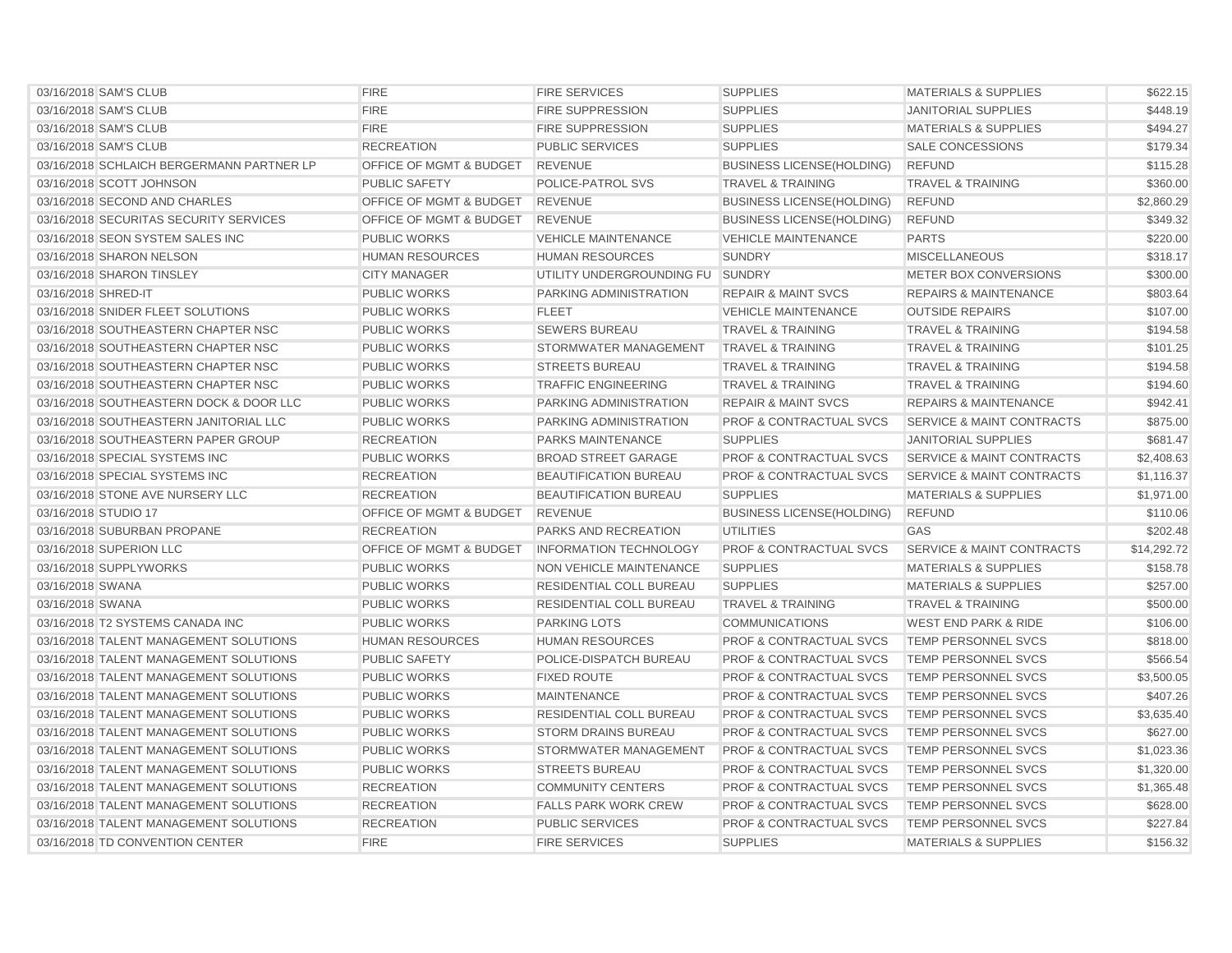| | | | | | | |
|---|---|---|---|---|---|---|
| 03/16/2018 | SAM'S CLUB | FIRE | FIRE SERVICES | SUPPLIES | MATERIALS & SUPPLIES | $622.15 |
| 03/16/2018 | SAM'S CLUB | FIRE | FIRE SUPPRESSION | SUPPLIES | JANITORIAL SUPPLIES | $448.19 |
| 03/16/2018 | SAM'S CLUB | FIRE | FIRE SUPPRESSION | SUPPLIES | MATERIALS & SUPPLIES | $494.27 |
| 03/16/2018 | SAM'S CLUB | RECREATION | PUBLIC SERVICES | SUPPLIES | SALE CONCESSIONS | $179.34 |
| 03/16/2018 | SCHLAICH BERGERMANN PARTNER LP | OFFICE OF MGMT & BUDGET | REVENUE | BUSINESS LICENSE(HOLDING) | REFUND | $115.28 |
| 03/16/2018 | SCOTT JOHNSON | PUBLIC SAFETY | POLICE-PATROL SVS | TRAVEL & TRAINING | TRAVEL & TRAINING | $360.00 |
| 03/16/2018 | SECOND AND CHARLES | OFFICE OF MGMT & BUDGET | REVENUE | BUSINESS LICENSE(HOLDING) | REFUND | $2,860.29 |
| 03/16/2018 | SECURITAS SECURITY SERVICES | OFFICE OF MGMT & BUDGET | REVENUE | BUSINESS LICENSE(HOLDING) | REFUND | $349.32 |
| 03/16/2018 | SEON SYSTEM SALES INC | PUBLIC WORKS | VEHICLE MAINTENANCE | VEHICLE MAINTENANCE | PARTS | $220.00 |
| 03/16/2018 | SHARON NELSON | HUMAN RESOURCES | HUMAN RESOURCES | SUNDRY | MISCELLANEOUS | $318.17 |
| 03/16/2018 | SHARON TINSLEY | CITY MANAGER | UTILITY UNDERGROUNDING FU | SUNDRY | METER BOX CONVERSIONS | $300.00 |
| 03/16/2018 | SHRED-IT | PUBLIC WORKS | PARKING ADMINISTRATION | REPAIR & MAINT SVCS | REPAIRS & MAINTENANCE | $803.64 |
| 03/16/2018 | SNIDER FLEET SOLUTIONS | PUBLIC WORKS | FLEET | VEHICLE MAINTENANCE | OUTSIDE REPAIRS | $107.00 |
| 03/16/2018 | SOUTHEASTERN CHAPTER NSC | PUBLIC WORKS | SEWERS BUREAU | TRAVEL & TRAINING | TRAVEL & TRAINING | $194.58 |
| 03/16/2018 | SOUTHEASTERN CHAPTER NSC | PUBLIC WORKS | STORMWATER MANAGEMENT | TRAVEL & TRAINING | TRAVEL & TRAINING | $101.25 |
| 03/16/2018 | SOUTHEASTERN CHAPTER NSC | PUBLIC WORKS | STREETS BUREAU | TRAVEL & TRAINING | TRAVEL & TRAINING | $194.58 |
| 03/16/2018 | SOUTHEASTERN CHAPTER NSC | PUBLIC WORKS | TRAFFIC ENGINEERING | TRAVEL & TRAINING | TRAVEL & TRAINING | $194.60 |
| 03/16/2018 | SOUTHEASTERN DOCK & DOOR LLC | PUBLIC WORKS | PARKING ADMINISTRATION | REPAIR & MAINT SVCS | REPAIRS & MAINTENANCE | $942.41 |
| 03/16/2018 | SOUTHEASTERN JANITORIAL LLC | PUBLIC WORKS | PARKING ADMINISTRATION | PROF & CONTRACTUAL SVCS | SERVICE & MAINT CONTRACTS | $875.00 |
| 03/16/2018 | SOUTHEASTERN PAPER GROUP | RECREATION | PARKS MAINTENANCE | SUPPLIES | JANITORIAL SUPPLIES | $681.47 |
| 03/16/2018 | SPECIAL SYSTEMS INC | PUBLIC WORKS | BROAD STREET GARAGE | PROF & CONTRACTUAL SVCS | SERVICE & MAINT CONTRACTS | $2,408.63 |
| 03/16/2018 | SPECIAL SYSTEMS INC | RECREATION | BEAUTIFICATION BUREAU | PROF & CONTRACTUAL SVCS | SERVICE & MAINT CONTRACTS | $1,116.37 |
| 03/16/2018 | STONE AVE NURSERY LLC | RECREATION | BEAUTIFICATION BUREAU | SUPPLIES | MATERIALS & SUPPLIES | $1,971.00 |
| 03/16/2018 | STUDIO 17 | OFFICE OF MGMT & BUDGET | REVENUE | BUSINESS LICENSE(HOLDING) | REFUND | $110.06 |
| 03/16/2018 | SUBURBAN PROPANE | RECREATION | PARKS AND RECREATION | UTILITIES | GAS | $202.48 |
| 03/16/2018 | SUPERION LLC | OFFICE OF MGMT & BUDGET | INFORMATION TECHNOLOGY | PROF & CONTRACTUAL SVCS | SERVICE & MAINT CONTRACTS | $14,292.72 |
| 03/16/2018 | SUPPLYWORKS | PUBLIC WORKS | NON VEHICLE MAINTENANCE | SUPPLIES | MATERIALS & SUPPLIES | $158.78 |
| 03/16/2018 | SWANA | PUBLIC WORKS | RESIDENTIAL COLL BUREAU | SUPPLIES | MATERIALS & SUPPLIES | $257.00 |
| 03/16/2018 | SWANA | PUBLIC WORKS | RESIDENTIAL COLL BUREAU | TRAVEL & TRAINING | TRAVEL & TRAINING | $500.00 |
| 03/16/2018 | T2 SYSTEMS CANADA INC | PUBLIC WORKS | PARKING LOTS | COMMUNICATIONS | WEST END PARK & RIDE | $106.00 |
| 03/16/2018 | TALENT MANAGEMENT SOLUTIONS | HUMAN RESOURCES | HUMAN RESOURCES | PROF & CONTRACTUAL SVCS | TEMP PERSONNEL SVCS | $818.00 |
| 03/16/2018 | TALENT MANAGEMENT SOLUTIONS | PUBLIC SAFETY | POLICE-DISPATCH BUREAU | PROF & CONTRACTUAL SVCS | TEMP PERSONNEL SVCS | $566.54 |
| 03/16/2018 | TALENT MANAGEMENT SOLUTIONS | PUBLIC WORKS | FIXED ROUTE | PROF & CONTRACTUAL SVCS | TEMP PERSONNEL SVCS | $3,500.05 |
| 03/16/2018 | TALENT MANAGEMENT SOLUTIONS | PUBLIC WORKS | MAINTENANCE | PROF & CONTRACTUAL SVCS | TEMP PERSONNEL SVCS | $407.26 |
| 03/16/2018 | TALENT MANAGEMENT SOLUTIONS | PUBLIC WORKS | RESIDENTIAL COLL BUREAU | PROF & CONTRACTUAL SVCS | TEMP PERSONNEL SVCS | $3,635.40 |
| 03/16/2018 | TALENT MANAGEMENT SOLUTIONS | PUBLIC WORKS | STORM DRAINS BUREAU | PROF & CONTRACTUAL SVCS | TEMP PERSONNEL SVCS | $627.00 |
| 03/16/2018 | TALENT MANAGEMENT SOLUTIONS | PUBLIC WORKS | STORMWATER MANAGEMENT | PROF & CONTRACTUAL SVCS | TEMP PERSONNEL SVCS | $1,023.36 |
| 03/16/2018 | TALENT MANAGEMENT SOLUTIONS | PUBLIC WORKS | STREETS BUREAU | PROF & CONTRACTUAL SVCS | TEMP PERSONNEL SVCS | $1,320.00 |
| 03/16/2018 | TALENT MANAGEMENT SOLUTIONS | RECREATION | COMMUNITY CENTERS | PROF & CONTRACTUAL SVCS | TEMP PERSONNEL SVCS | $1,365.48 |
| 03/16/2018 | TALENT MANAGEMENT SOLUTIONS | RECREATION | FALLS PARK WORK CREW | PROF & CONTRACTUAL SVCS | TEMP PERSONNEL SVCS | $628.00 |
| 03/16/2018 | TALENT MANAGEMENT SOLUTIONS | RECREATION | PUBLIC SERVICES | PROF & CONTRACTUAL SVCS | TEMP PERSONNEL SVCS | $227.84 |
| 03/16/2018 | TD CONVENTION CENTER | FIRE | FIRE SERVICES | SUPPLIES | MATERIALS & SUPPLIES | $156.32 |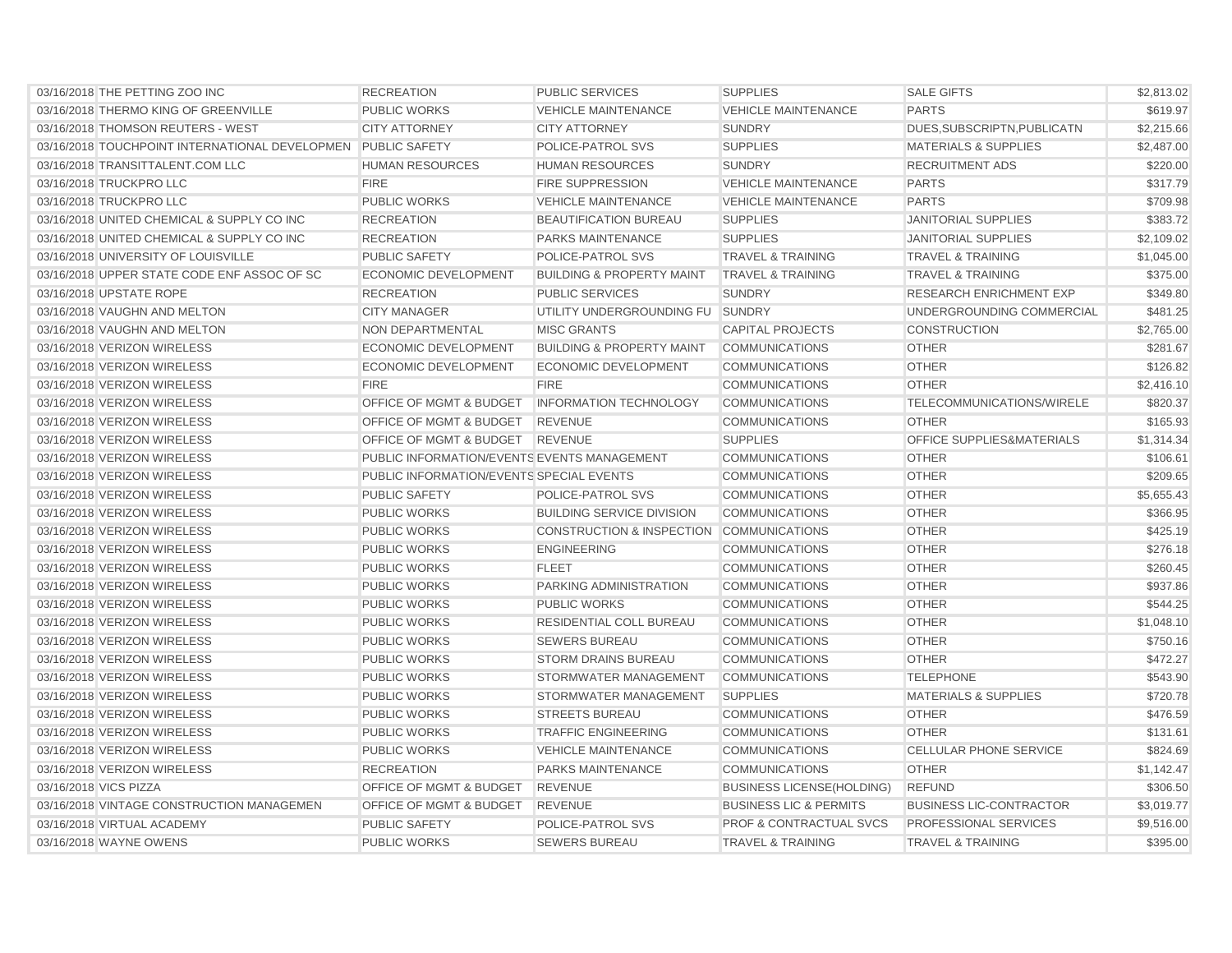| | | | | | | |
|---|---|---|---|---|---|---|
| 03/16/2018 | THE PETTING ZOO INC | RECREATION | PUBLIC SERVICES | SUPPLIES | SALE GIFTS | $2,813.02 |
| 03/16/2018 | THERMO KING OF GREENVILLE | PUBLIC WORKS | VEHICLE MAINTENANCE | VEHICLE MAINTENANCE | PARTS | $619.97 |
| 03/16/2018 | THOMSON REUTERS - WEST | CITY ATTORNEY | CITY ATTORNEY | SUNDRY | DUES,SUBSCRIPTN,PUBLICATN | $2,215.66 |
| 03/16/2018 | TOUCHPOINT INTERNATIONAL DEVELOPMEN | PUBLIC SAFETY | POLICE-PATROL SVS | SUPPLIES | MATERIALS & SUPPLIES | $2,487.00 |
| 03/16/2018 | TRANSITTALENT.COM LLC | HUMAN RESOURCES | HUMAN RESOURCES | SUNDRY | RECRUITMENT ADS | $220.00 |
| 03/16/2018 | TRUCKPRO LLC | FIRE | FIRE SUPPRESSION | VEHICLE MAINTENANCE | PARTS | $317.79 |
| 03/16/2018 | TRUCKPRO LLC | PUBLIC WORKS | VEHICLE MAINTENANCE | VEHICLE MAINTENANCE | PARTS | $709.98 |
| 03/16/2018 | UNITED CHEMICAL & SUPPLY CO INC | RECREATION | BEAUTIFICATION BUREAU | SUPPLIES | JANITORIAL SUPPLIES | $383.72 |
| 03/16/2018 | UNITED CHEMICAL & SUPPLY CO INC | RECREATION | PARKS MAINTENANCE | SUPPLIES | JANITORIAL SUPPLIES | $2,109.02 |
| 03/16/2018 | UNIVERSITY OF LOUISVILLE | PUBLIC SAFETY | POLICE-PATROL SVS | TRAVEL & TRAINING | TRAVEL & TRAINING | $1,045.00 |
| 03/16/2018 | UPPER STATE CODE ENF ASSOC OF SC | ECONOMIC DEVELOPMENT | BUILDING & PROPERTY MAINT | TRAVEL & TRAINING | TRAVEL & TRAINING | $375.00 |
| 03/16/2018 | UPSTATE ROPE | RECREATION | PUBLIC SERVICES | SUNDRY | RESEARCH ENRICHMENT EXP | $349.80 |
| 03/16/2018 | VAUGHN AND MELTON | CITY MANAGER | UTILITY UNDERGROUNDING FU | SUNDRY | UNDERGROUNDING COMMERCIAL | $481.25 |
| 03/16/2018 | VAUGHN AND MELTON | NON DEPARTMENTAL | MISC GRANTS | CAPITAL PROJECTS | CONSTRUCTION | $2,765.00 |
| 03/16/2018 | VERIZON WIRELESS | ECONOMIC DEVELOPMENT | BUILDING & PROPERTY MAINT | COMMUNICATIONS | OTHER | $281.67 |
| 03/16/2018 | VERIZON WIRELESS | ECONOMIC DEVELOPMENT | ECONOMIC DEVELOPMENT | COMMUNICATIONS | OTHER | $126.82 |
| 03/16/2018 | VERIZON WIRELESS | FIRE | FIRE | COMMUNICATIONS | OTHER | $2,416.10 |
| 03/16/2018 | VERIZON WIRELESS | OFFICE OF MGMT & BUDGET | INFORMATION TECHNOLOGY | COMMUNICATIONS | TELECOMMUNICATIONS/WIRELE | $820.37 |
| 03/16/2018 | VERIZON WIRELESS | OFFICE OF MGMT & BUDGET | REVENUE | COMMUNICATIONS | OTHER | $165.93 |
| 03/16/2018 | VERIZON WIRELESS | OFFICE OF MGMT & BUDGET | REVENUE | SUPPLIES | OFFICE SUPPLIES&MATERIALS | $1,314.34 |
| 03/16/2018 | VERIZON WIRELESS | PUBLIC INFORMATION/EVENTS | EVENTS MANAGEMENT | COMMUNICATIONS | OTHER | $106.61 |
| 03/16/2018 | VERIZON WIRELESS | PUBLIC INFORMATION/EVENTS | SPECIAL EVENTS | COMMUNICATIONS | OTHER | $209.65 |
| 03/16/2018 | VERIZON WIRELESS | PUBLIC SAFETY | POLICE-PATROL SVS | COMMUNICATIONS | OTHER | $5,655.43 |
| 03/16/2018 | VERIZON WIRELESS | PUBLIC WORKS | BUILDING SERVICE DIVISION | COMMUNICATIONS | OTHER | $366.95 |
| 03/16/2018 | VERIZON WIRELESS | PUBLIC WORKS | CONSTRUCTION & INSPECTION | COMMUNICATIONS | OTHER | $425.19 |
| 03/16/2018 | VERIZON WIRELESS | PUBLIC WORKS | ENGINEERING | COMMUNICATIONS | OTHER | $276.18 |
| 03/16/2018 | VERIZON WIRELESS | PUBLIC WORKS | FLEET | COMMUNICATIONS | OTHER | $260.45 |
| 03/16/2018 | VERIZON WIRELESS | PUBLIC WORKS | PARKING ADMINISTRATION | COMMUNICATIONS | OTHER | $937.86 |
| 03/16/2018 | VERIZON WIRELESS | PUBLIC WORKS | PUBLIC WORKS | COMMUNICATIONS | OTHER | $544.25 |
| 03/16/2018 | VERIZON WIRELESS | PUBLIC WORKS | RESIDENTIAL COLL BUREAU | COMMUNICATIONS | OTHER | $1,048.10 |
| 03/16/2018 | VERIZON WIRELESS | PUBLIC WORKS | SEWERS BUREAU | COMMUNICATIONS | OTHER | $750.16 |
| 03/16/2018 | VERIZON WIRELESS | PUBLIC WORKS | STORM DRAINS BUREAU | COMMUNICATIONS | OTHER | $472.27 |
| 03/16/2018 | VERIZON WIRELESS | PUBLIC WORKS | STORMWATER MANAGEMENT | COMMUNICATIONS | TELEPHONE | $543.90 |
| 03/16/2018 | VERIZON WIRELESS | PUBLIC WORKS | STORMWATER MANAGEMENT | SUPPLIES | MATERIALS & SUPPLIES | $720.78 |
| 03/16/2018 | VERIZON WIRELESS | PUBLIC WORKS | STREETS BUREAU | COMMUNICATIONS | OTHER | $476.59 |
| 03/16/2018 | VERIZON WIRELESS | PUBLIC WORKS | TRAFFIC ENGINEERING | COMMUNICATIONS | OTHER | $131.61 |
| 03/16/2018 | VERIZON WIRELESS | PUBLIC WORKS | VEHICLE MAINTENANCE | COMMUNICATIONS | CELLULAR PHONE SERVICE | $824.69 |
| 03/16/2018 | VERIZON WIRELESS | RECREATION | PARKS MAINTENANCE | COMMUNICATIONS | OTHER | $1,142.47 |
| 03/16/2018 | VICS PIZZA | OFFICE OF MGMT & BUDGET | REVENUE | BUSINESS LICENSE(HOLDING) | REFUND | $306.50 |
| 03/16/2018 | VINTAGE CONSTRUCTION MANAGEMEN | OFFICE OF MGMT & BUDGET | REVENUE | BUSINESS LIC & PERMITS | BUSINESS LIC-CONTRACTOR | $3,019.77 |
| 03/16/2018 | VIRTUAL ACADEMY | PUBLIC SAFETY | POLICE-PATROL SVS | PROF & CONTRACTUAL SVCS | PROFESSIONAL SERVICES | $9,516.00 |
| 03/16/2018 | WAYNE OWENS | PUBLIC WORKS | SEWERS BUREAU | TRAVEL & TRAINING | TRAVEL & TRAINING | $395.00 |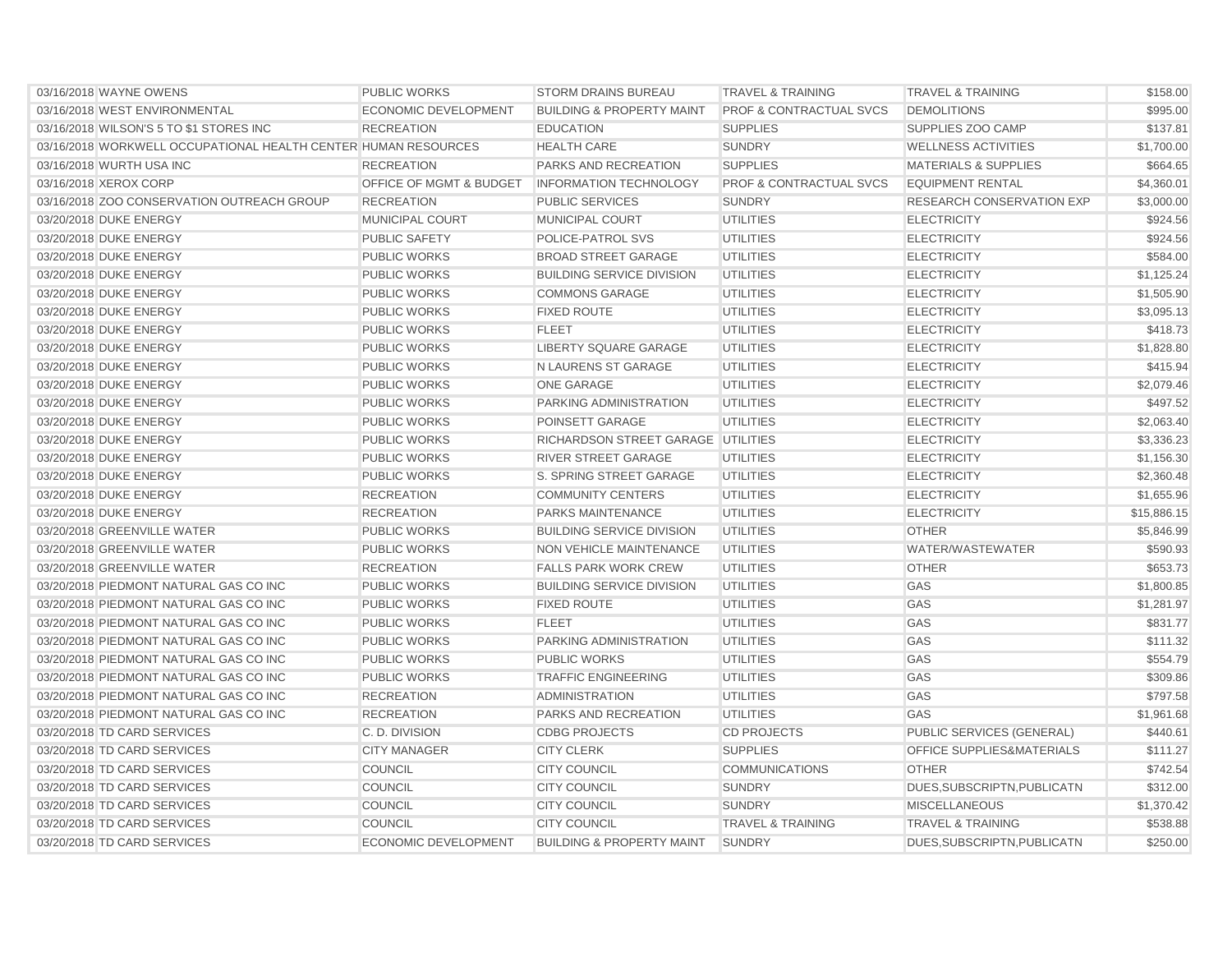| | | | | | | |
|---|---|---|---|---|---|---|
| 03/16/2018 | WAYNE OWENS | PUBLIC WORKS | STORM DRAINS BUREAU | TRAVEL & TRAINING | TRAVEL & TRAINING | $158.00 |
| 03/16/2018 | WEST ENVIRONMENTAL | ECONOMIC DEVELOPMENT | BUILDING & PROPERTY MAINT | PROF & CONTRACTUAL SVCS | DEMOLITIONS | $995.00 |
| 03/16/2018 | WILSON'S 5 TO $1 STORES INC | RECREATION | EDUCATION | SUPPLIES | SUPPLIES ZOO CAMP | $137.81 |
| 03/16/2018 | WORKWELL OCCUPATIONAL HEALTH CENTER | HUMAN RESOURCES | HEALTH CARE | SUNDRY | WELLNESS ACTIVITIES | $1,700.00 |
| 03/16/2018 | WURTH USA INC | RECREATION | PARKS AND RECREATION | SUPPLIES | MATERIALS & SUPPLIES | $664.65 |
| 03/16/2018 | XEROX CORP | OFFICE OF MGMT & BUDGET | INFORMATION TECHNOLOGY | PROF & CONTRACTUAL SVCS | EQUIPMENT RENTAL | $4,360.01 |
| 03/16/2018 | ZOO CONSERVATION OUTREACH GROUP | RECREATION | PUBLIC SERVICES | SUNDRY | RESEARCH CONSERVATION EXP | $3,000.00 |
| 03/20/2018 | DUKE ENERGY | MUNICIPAL COURT | MUNICIPAL COURT | UTILITIES | ELECTRICITY | $924.56 |
| 03/20/2018 | DUKE ENERGY | PUBLIC SAFETY | POLICE-PATROL SVS | UTILITIES | ELECTRICITY | $924.56 |
| 03/20/2018 | DUKE ENERGY | PUBLIC WORKS | BROAD STREET GARAGE | UTILITIES | ELECTRICITY | $584.00 |
| 03/20/2018 | DUKE ENERGY | PUBLIC WORKS | BUILDING SERVICE DIVISION | UTILITIES | ELECTRICITY | $1,125.24 |
| 03/20/2018 | DUKE ENERGY | PUBLIC WORKS | COMMONS GARAGE | UTILITIES | ELECTRICITY | $1,505.90 |
| 03/20/2018 | DUKE ENERGY | PUBLIC WORKS | FIXED ROUTE | UTILITIES | ELECTRICITY | $3,095.13 |
| 03/20/2018 | DUKE ENERGY | PUBLIC WORKS | FLEET | UTILITIES | ELECTRICITY | $418.73 |
| 03/20/2018 | DUKE ENERGY | PUBLIC WORKS | LIBERTY SQUARE GARAGE | UTILITIES | ELECTRICITY | $1,828.80 |
| 03/20/2018 | DUKE ENERGY | PUBLIC WORKS | N LAURENS ST GARAGE | UTILITIES | ELECTRICITY | $415.94 |
| 03/20/2018 | DUKE ENERGY | PUBLIC WORKS | ONE GARAGE | UTILITIES | ELECTRICITY | $2,079.46 |
| 03/20/2018 | DUKE ENERGY | PUBLIC WORKS | PARKING ADMINISTRATION | UTILITIES | ELECTRICITY | $497.52 |
| 03/20/2018 | DUKE ENERGY | PUBLIC WORKS | POINSETT GARAGE | UTILITIES | ELECTRICITY | $2,063.40 |
| 03/20/2018 | DUKE ENERGY | PUBLIC WORKS | RICHARDSON STREET GARAGE | UTILITIES | ELECTRICITY | $3,336.23 |
| 03/20/2018 | DUKE ENERGY | PUBLIC WORKS | RIVER STREET GARAGE | UTILITIES | ELECTRICITY | $1,156.30 |
| 03/20/2018 | DUKE ENERGY | PUBLIC WORKS | S. SPRING STREET GARAGE | UTILITIES | ELECTRICITY | $2,360.48 |
| 03/20/2018 | DUKE ENERGY | RECREATION | COMMUNITY CENTERS | UTILITIES | ELECTRICITY | $1,655.96 |
| 03/20/2018 | DUKE ENERGY | RECREATION | PARKS MAINTENANCE | UTILITIES | ELECTRICITY | $15,886.15 |
| 03/20/2018 | GREENVILLE WATER | PUBLIC WORKS | BUILDING SERVICE DIVISION | UTILITIES | OTHER | $5,846.99 |
| 03/20/2018 | GREENVILLE WATER | PUBLIC WORKS | NON VEHICLE MAINTENANCE | UTILITIES | WATER/WASTEWATER | $590.93 |
| 03/20/2018 | GREENVILLE WATER | RECREATION | FALLS PARK WORK CREW | UTILITIES | OTHER | $653.73 |
| 03/20/2018 | PIEDMONT NATURAL GAS CO INC | PUBLIC WORKS | BUILDING SERVICE DIVISION | UTILITIES | GAS | $1,800.85 |
| 03/20/2018 | PIEDMONT NATURAL GAS CO INC | PUBLIC WORKS | FIXED ROUTE | UTILITIES | GAS | $1,281.97 |
| 03/20/2018 | PIEDMONT NATURAL GAS CO INC | PUBLIC WORKS | FLEET | UTILITIES | GAS | $831.77 |
| 03/20/2018 | PIEDMONT NATURAL GAS CO INC | PUBLIC WORKS | PARKING ADMINISTRATION | UTILITIES | GAS | $111.32 |
| 03/20/2018 | PIEDMONT NATURAL GAS CO INC | PUBLIC WORKS | PUBLIC WORKS | UTILITIES | GAS | $554.79 |
| 03/20/2018 | PIEDMONT NATURAL GAS CO INC | PUBLIC WORKS | TRAFFIC ENGINEERING | UTILITIES | GAS | $309.86 |
| 03/20/2018 | PIEDMONT NATURAL GAS CO INC | RECREATION | ADMINISTRATION | UTILITIES | GAS | $797.58 |
| 03/20/2018 | PIEDMONT NATURAL GAS CO INC | RECREATION | PARKS AND RECREATION | UTILITIES | GAS | $1,961.68 |
| 03/20/2018 | TD CARD SERVICES | C. D. DIVISION | CDBG PROJECTS | CD PROJECTS | PUBLIC SERVICES (GENERAL) | $440.61 |
| 03/20/2018 | TD CARD SERVICES | CITY MANAGER | CITY CLERK | SUPPLIES | OFFICE SUPPLIES&MATERIALS | $111.27 |
| 03/20/2018 | TD CARD SERVICES | COUNCIL | CITY COUNCIL | COMMUNICATIONS | OTHER | $742.54 |
| 03/20/2018 | TD CARD SERVICES | COUNCIL | CITY COUNCIL | SUNDRY | DUES,SUBSCRIPTN,PUBLICATN | $312.00 |
| 03/20/2018 | TD CARD SERVICES | COUNCIL | CITY COUNCIL | SUNDRY | MISCELLANEOUS | $1,370.42 |
| 03/20/2018 | TD CARD SERVICES | COUNCIL | CITY COUNCIL | TRAVEL & TRAINING | TRAVEL & TRAINING | $538.88 |
| 03/20/2018 | TD CARD SERVICES | ECONOMIC DEVELOPMENT | BUILDING & PROPERTY MAINT | SUNDRY | DUES,SUBSCRIPTN,PUBLICATN | $250.00 |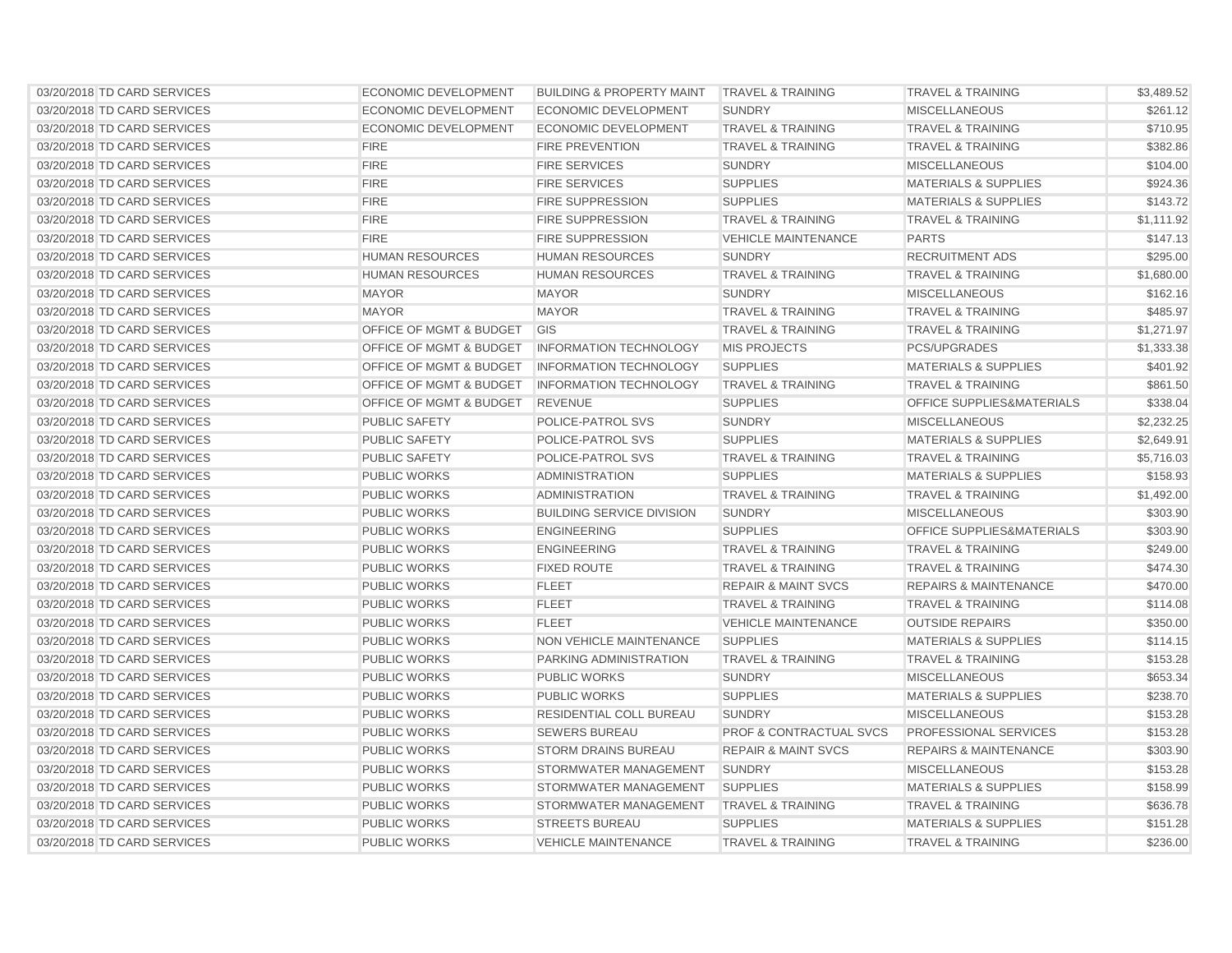| | | | | | | |
|---|---|---|---|---|---|---|
| 03/20/2018 | TD CARD SERVICES | ECONOMIC DEVELOPMENT | BUILDING & PROPERTY MAINT | TRAVEL & TRAINING | TRAVEL & TRAINING | $3,489.52 |
| 03/20/2018 | TD CARD SERVICES | ECONOMIC DEVELOPMENT | ECONOMIC DEVELOPMENT | SUNDRY | MISCELLANEOUS | $261.12 |
| 03/20/2018 | TD CARD SERVICES | ECONOMIC DEVELOPMENT | ECONOMIC DEVELOPMENT | TRAVEL & TRAINING | TRAVEL & TRAINING | $710.95 |
| 03/20/2018 | TD CARD SERVICES | FIRE | FIRE PREVENTION | TRAVEL & TRAINING | TRAVEL & TRAINING | $382.86 |
| 03/20/2018 | TD CARD SERVICES | FIRE | FIRE SERVICES | SUNDRY | MISCELLANEOUS | $104.00 |
| 03/20/2018 | TD CARD SERVICES | FIRE | FIRE SERVICES | SUPPLIES | MATERIALS & SUPPLIES | $924.36 |
| 03/20/2018 | TD CARD SERVICES | FIRE | FIRE SUPPRESSION | SUPPLIES | MATERIALS & SUPPLIES | $143.72 |
| 03/20/2018 | TD CARD SERVICES | FIRE | FIRE SUPPRESSION | TRAVEL & TRAINING | TRAVEL & TRAINING | $1,111.92 |
| 03/20/2018 | TD CARD SERVICES | FIRE | FIRE SUPPRESSION | VEHICLE MAINTENANCE | PARTS | $147.13 |
| 03/20/2018 | TD CARD SERVICES | HUMAN RESOURCES | HUMAN RESOURCES | SUNDRY | RECRUITMENT ADS | $295.00 |
| 03/20/2018 | TD CARD SERVICES | HUMAN RESOURCES | HUMAN RESOURCES | TRAVEL & TRAINING | TRAVEL & TRAINING | $1,680.00 |
| 03/20/2018 | TD CARD SERVICES | MAYOR | MAYOR | SUNDRY | MISCELLANEOUS | $162.16 |
| 03/20/2018 | TD CARD SERVICES | MAYOR | MAYOR | TRAVEL & TRAINING | TRAVEL & TRAINING | $485.97 |
| 03/20/2018 | TD CARD SERVICES | OFFICE OF MGMT & BUDGET | GIS | TRAVEL & TRAINING | TRAVEL & TRAINING | $1,271.97 |
| 03/20/2018 | TD CARD SERVICES | OFFICE OF MGMT & BUDGET | INFORMATION TECHNOLOGY | MIS PROJECTS | PCS/UPGRADES | $1,333.38 |
| 03/20/2018 | TD CARD SERVICES | OFFICE OF MGMT & BUDGET | INFORMATION TECHNOLOGY | SUPPLIES | MATERIALS & SUPPLIES | $401.92 |
| 03/20/2018 | TD CARD SERVICES | OFFICE OF MGMT & BUDGET | INFORMATION TECHNOLOGY | TRAVEL & TRAINING | TRAVEL & TRAINING | $861.50 |
| 03/20/2018 | TD CARD SERVICES | OFFICE OF MGMT & BUDGET | REVENUE | SUPPLIES | OFFICE SUPPLIES&MATERIALS | $338.04 |
| 03/20/2018 | TD CARD SERVICES | PUBLIC SAFETY | POLICE-PATROL SVS | SUNDRY | MISCELLANEOUS | $2,232.25 |
| 03/20/2018 | TD CARD SERVICES | PUBLIC SAFETY | POLICE-PATROL SVS | SUPPLIES | MATERIALS & SUPPLIES | $2,649.91 |
| 03/20/2018 | TD CARD SERVICES | PUBLIC SAFETY | POLICE-PATROL SVS | TRAVEL & TRAINING | TRAVEL & TRAINING | $5,716.03 |
| 03/20/2018 | TD CARD SERVICES | PUBLIC WORKS | ADMINISTRATION | SUPPLIES | MATERIALS & SUPPLIES | $158.93 |
| 03/20/2018 | TD CARD SERVICES | PUBLIC WORKS | ADMINISTRATION | TRAVEL & TRAINING | TRAVEL & TRAINING | $1,492.00 |
| 03/20/2018 | TD CARD SERVICES | PUBLIC WORKS | BUILDING SERVICE DIVISION | SUNDRY | MISCELLANEOUS | $303.90 |
| 03/20/2018 | TD CARD SERVICES | PUBLIC WORKS | ENGINEERING | SUPPLIES | OFFICE SUPPLIES&MATERIALS | $303.90 |
| 03/20/2018 | TD CARD SERVICES | PUBLIC WORKS | ENGINEERING | TRAVEL & TRAINING | TRAVEL & TRAINING | $249.00 |
| 03/20/2018 | TD CARD SERVICES | PUBLIC WORKS | FIXED ROUTE | TRAVEL & TRAINING | TRAVEL & TRAINING | $474.30 |
| 03/20/2018 | TD CARD SERVICES | PUBLIC WORKS | FLEET | REPAIR & MAINT SVCS | REPAIRS & MAINTENANCE | $470.00 |
| 03/20/2018 | TD CARD SERVICES | PUBLIC WORKS | FLEET | TRAVEL & TRAINING | TRAVEL & TRAINING | $114.08 |
| 03/20/2018 | TD CARD SERVICES | PUBLIC WORKS | FLEET | VEHICLE MAINTENANCE | OUTSIDE REPAIRS | $350.00 |
| 03/20/2018 | TD CARD SERVICES | PUBLIC WORKS | NON VEHICLE MAINTENANCE | SUPPLIES | MATERIALS & SUPPLIES | $114.15 |
| 03/20/2018 | TD CARD SERVICES | PUBLIC WORKS | PARKING ADMINISTRATION | TRAVEL & TRAINING | TRAVEL & TRAINING | $153.28 |
| 03/20/2018 | TD CARD SERVICES | PUBLIC WORKS | PUBLIC WORKS | SUNDRY | MISCELLANEOUS | $653.34 |
| 03/20/2018 | TD CARD SERVICES | PUBLIC WORKS | PUBLIC WORKS | SUPPLIES | MATERIALS & SUPPLIES | $238.70 |
| 03/20/2018 | TD CARD SERVICES | PUBLIC WORKS | RESIDENTIAL COLL BUREAU | SUNDRY | MISCELLANEOUS | $153.28 |
| 03/20/2018 | TD CARD SERVICES | PUBLIC WORKS | SEWERS BUREAU | PROF & CONTRACTUAL SVCS | PROFESSIONAL SERVICES | $153.28 |
| 03/20/2018 | TD CARD SERVICES | PUBLIC WORKS | STORM DRAINS BUREAU | REPAIR & MAINT SVCS | REPAIRS & MAINTENANCE | $303.90 |
| 03/20/2018 | TD CARD SERVICES | PUBLIC WORKS | STORMWATER MANAGEMENT | SUNDRY | MISCELLANEOUS | $153.28 |
| 03/20/2018 | TD CARD SERVICES | PUBLIC WORKS | STORMWATER MANAGEMENT | SUPPLIES | MATERIALS & SUPPLIES | $158.99 |
| 03/20/2018 | TD CARD SERVICES | PUBLIC WORKS | STORMWATER MANAGEMENT | TRAVEL & TRAINING | TRAVEL & TRAINING | $636.78 |
| 03/20/2018 | TD CARD SERVICES | PUBLIC WORKS | STREETS BUREAU | SUPPLIES | MATERIALS & SUPPLIES | $151.28 |
| 03/20/2018 | TD CARD SERVICES | PUBLIC WORKS | VEHICLE MAINTENANCE | TRAVEL & TRAINING | TRAVEL & TRAINING | $236.00 |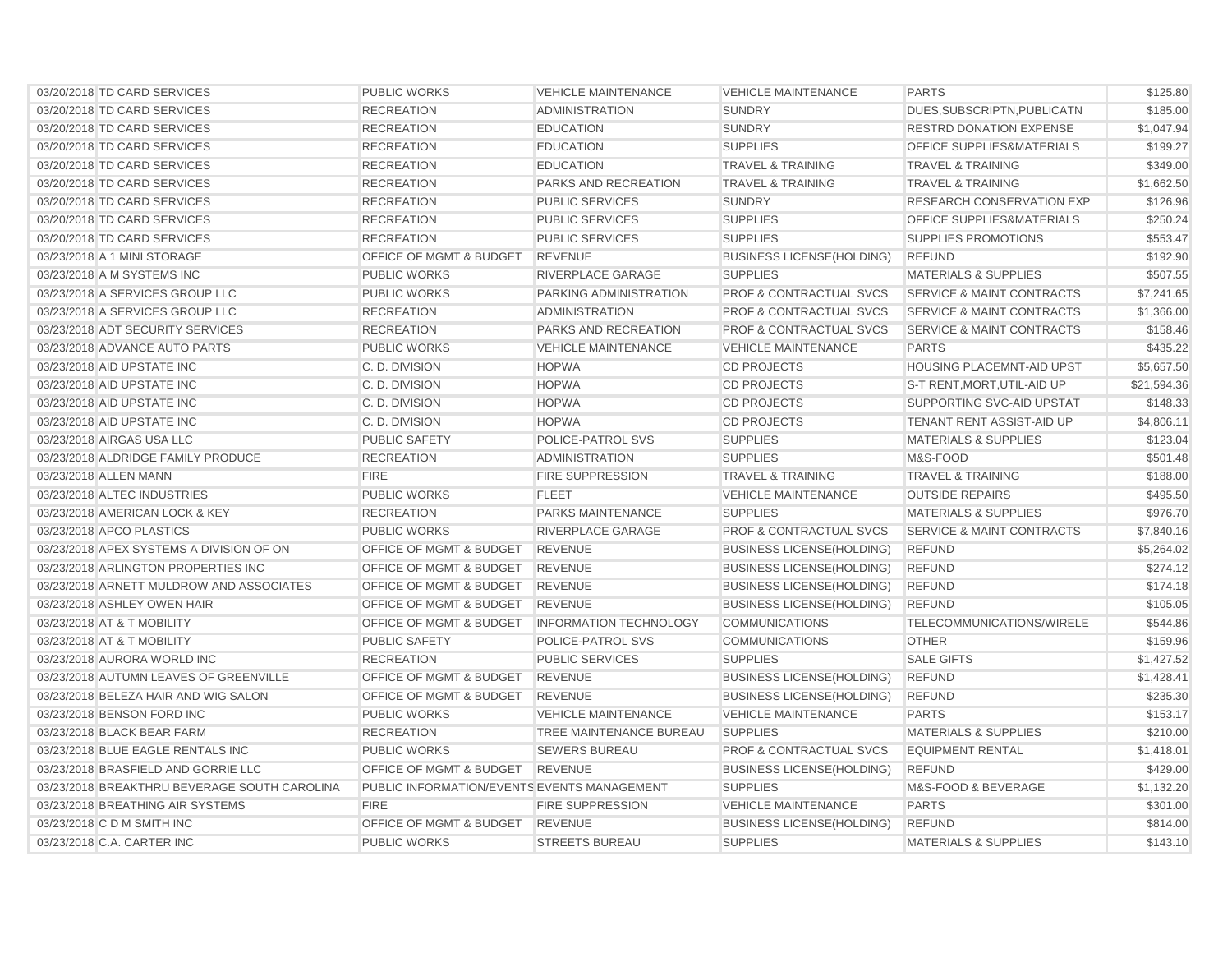| | | | | | | |
|---|---|---|---|---|---|---|
| 03/20/2018 | TD CARD SERVICES | PUBLIC WORKS | VEHICLE MAINTENANCE | VEHICLE MAINTENANCE | PARTS | $125.80 |
| 03/20/2018 | TD CARD SERVICES | RECREATION | ADMINISTRATION | SUNDRY | DUES,SUBSCRIPTN,PUBLICATN | $185.00 |
| 03/20/2018 | TD CARD SERVICES | RECREATION | EDUCATION | SUNDRY | RESTRD DONATION EXPENSE | $1,047.94 |
| 03/20/2018 | TD CARD SERVICES | RECREATION | EDUCATION | SUPPLIES | OFFICE SUPPLIES&MATERIALS | $199.27 |
| 03/20/2018 | TD CARD SERVICES | RECREATION | EDUCATION | TRAVEL & TRAINING | TRAVEL & TRAINING | $349.00 |
| 03/20/2018 | TD CARD SERVICES | RECREATION | PARKS AND RECREATION | TRAVEL & TRAINING | TRAVEL & TRAINING | $1,662.50 |
| 03/20/2018 | TD CARD SERVICES | RECREATION | PUBLIC SERVICES | SUNDRY | RESEARCH CONSERVATION EXP | $126.96 |
| 03/20/2018 | TD CARD SERVICES | RECREATION | PUBLIC SERVICES | SUPPLIES | OFFICE SUPPLIES&MATERIALS | $250.24 |
| 03/20/2018 | TD CARD SERVICES | RECREATION | PUBLIC SERVICES | SUPPLIES | SUPPLIES PROMOTIONS | $553.47 |
| 03/23/2018 | A 1 MINI STORAGE | OFFICE OF MGMT & BUDGET | REVENUE | BUSINESS LICENSE(HOLDING) | REFUND | $192.90 |
| 03/23/2018 | A M SYSTEMS INC | PUBLIC WORKS | RIVERPLACE GARAGE | SUPPLIES | MATERIALS & SUPPLIES | $507.55 |
| 03/23/2018 | A SERVICES GROUP LLC | PUBLIC WORKS | PARKING ADMINISTRATION | PROF & CONTRACTUAL SVCS | SERVICE & MAINT CONTRACTS | $7,241.65 |
| 03/23/2018 | A SERVICES GROUP LLC | RECREATION | ADMINISTRATION | PROF & CONTRACTUAL SVCS | SERVICE & MAINT CONTRACTS | $1,366.00 |
| 03/23/2018 | ADT SECURITY SERVICES | RECREATION | PARKS AND RECREATION | PROF & CONTRACTUAL SVCS | SERVICE & MAINT CONTRACTS | $158.46 |
| 03/23/2018 | ADVANCE AUTO PARTS | PUBLIC WORKS | VEHICLE MAINTENANCE | VEHICLE MAINTENANCE | PARTS | $435.22 |
| 03/23/2018 | AID UPSTATE INC | C. D. DIVISION | HOPWA | CD PROJECTS | HOUSING PLACEMNT-AID UPST | $5,657.50 |
| 03/23/2018 | AID UPSTATE INC | C. D. DIVISION | HOPWA | CD PROJECTS | S-T RENT,MORT,UTIL-AID UP | $21,594.36 |
| 03/23/2018 | AID UPSTATE INC | C. D. DIVISION | HOPWA | CD PROJECTS | SUPPORTING SVC-AID UPSTAT | $148.33 |
| 03/23/2018 | AID UPSTATE INC | C. D. DIVISION | HOPWA | CD PROJECTS | TENANT RENT ASSIST-AID UP | $4,806.11 |
| 03/23/2018 | AIRGAS USA LLC | PUBLIC SAFETY | POLICE-PATROL SVS | SUPPLIES | MATERIALS & SUPPLIES | $123.04 |
| 03/23/2018 | ALDRIDGE FAMILY PRODUCE | RECREATION | ADMINISTRATION | SUPPLIES | M&S-FOOD | $501.48 |
| 03/23/2018 | ALLEN MANN | FIRE | FIRE SUPPRESSION | TRAVEL & TRAINING | TRAVEL & TRAINING | $188.00 |
| 03/23/2018 | ALTEC INDUSTRIES | PUBLIC WORKS | FLEET | VEHICLE MAINTENANCE | OUTSIDE REPAIRS | $495.50 |
| 03/23/2018 | AMERICAN LOCK & KEY | RECREATION | PARKS MAINTENANCE | SUPPLIES | MATERIALS & SUPPLIES | $976.70 |
| 03/23/2018 | APCO PLASTICS | PUBLIC WORKS | RIVERPLACE GARAGE | PROF & CONTRACTUAL SVCS | SERVICE & MAINT CONTRACTS | $7,840.16 |
| 03/23/2018 | APEX SYSTEMS A DIVISION OF ON | OFFICE OF MGMT & BUDGET | REVENUE | BUSINESS LICENSE(HOLDING) | REFUND | $5,264.02 |
| 03/23/2018 | ARLINGTON PROPERTIES INC | OFFICE OF MGMT & BUDGET | REVENUE | BUSINESS LICENSE(HOLDING) | REFUND | $274.12 |
| 03/23/2018 | ARNETT MULDROW AND ASSOCIATES | OFFICE OF MGMT & BUDGET | REVENUE | BUSINESS LICENSE(HOLDING) | REFUND | $174.18 |
| 03/23/2018 | ASHLEY OWEN HAIR | OFFICE OF MGMT & BUDGET | REVENUE | BUSINESS LICENSE(HOLDING) | REFUND | $105.05 |
| 03/23/2018 | AT & T MOBILITY | OFFICE OF MGMT & BUDGET | INFORMATION TECHNOLOGY | COMMUNICATIONS | TELECOMMUNICATIONS/WIRELE | $544.86 |
| 03/23/2018 | AT & T MOBILITY | PUBLIC SAFETY | POLICE-PATROL SVS | COMMUNICATIONS | OTHER | $159.96 |
| 03/23/2018 | AURORA WORLD INC | RECREATION | PUBLIC SERVICES | SUPPLIES | SALE GIFTS | $1,427.52 |
| 03/23/2018 | AUTUMN LEAVES OF GREENVILLE | OFFICE OF MGMT & BUDGET | REVENUE | BUSINESS LICENSE(HOLDING) | REFUND | $1,428.41 |
| 03/23/2018 | BELEZA HAIR AND WIG SALON | OFFICE OF MGMT & BUDGET | REVENUE | BUSINESS LICENSE(HOLDING) | REFUND | $235.30 |
| 03/23/2018 | BENSON FORD INC | PUBLIC WORKS | VEHICLE MAINTENANCE | VEHICLE MAINTENANCE | PARTS | $153.17 |
| 03/23/2018 | BLACK BEAR FARM | RECREATION | TREE MAINTENANCE BUREAU | SUPPLIES | MATERIALS & SUPPLIES | $210.00 |
| 03/23/2018 | BLUE EAGLE RENTALS INC | PUBLIC WORKS | SEWERS BUREAU | PROF & CONTRACTUAL SVCS | EQUIPMENT RENTAL | $1,418.01 |
| 03/23/2018 | BRASFIELD AND GORRIE LLC | OFFICE OF MGMT & BUDGET | REVENUE | BUSINESS LICENSE(HOLDING) | REFUND | $429.00 |
| 03/23/2018 | BREAKTHRU BEVERAGE SOUTH CAROLINA | PUBLIC INFORMATION/EVENTS | EVENTS MANAGEMENT | SUPPLIES | M&S-FOOD & BEVERAGE | $1,132.20 |
| 03/23/2018 | BREATHING AIR SYSTEMS | FIRE | FIRE SUPPRESSION | VEHICLE MAINTENANCE | PARTS | $301.00 |
| 03/23/2018 | C D M SMITH INC | OFFICE OF MGMT & BUDGET | REVENUE | BUSINESS LICENSE(HOLDING) | REFUND | $814.00 |
| 03/23/2018 | C.A. CARTER INC | PUBLIC WORKS | STREETS BUREAU | SUPPLIES | MATERIALS & SUPPLIES | $143.10 |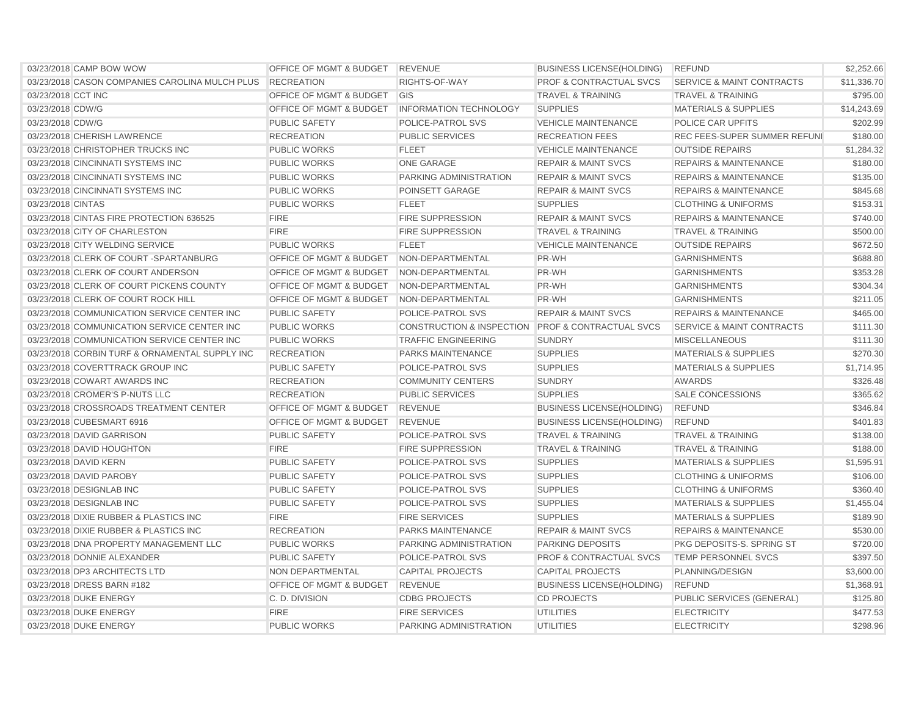| | | | | | | |
|---|---|---|---|---|---|---|
| 03/23/2018 | CAMP BOW WOW | OFFICE OF MGMT & BUDGET | REVENUE | BUSINESS LICENSE(HOLDING) | REFUND | $2,252.66 |
| 03/23/2018 | CASON COMPANIES CAROLINA MULCH PLUS | RECREATION | RIGHTS-OF-WAY | PROF & CONTRACTUAL SVCS | SERVICE & MAINT CONTRACTS | $11,336.70 |
| 03/23/2018 | CCT INC | OFFICE OF MGMT & BUDGET | GIS | TRAVEL & TRAINING | TRAVEL & TRAINING | $795.00 |
| 03/23/2018 | CDW/G | OFFICE OF MGMT & BUDGET | INFORMATION TECHNOLOGY | SUPPLIES | MATERIALS & SUPPLIES | $14,243.69 |
| 03/23/2018 | CDW/G | PUBLIC SAFETY | POLICE-PATROL SVS | VEHICLE MAINTENANCE | POLICE CAR UPFITS | $202.99 |
| 03/23/2018 | CHERISH LAWRENCE | RECREATION | PUBLIC SERVICES | RECREATION FEES | REC FEES-SUPER SUMMER REFUNI | $180.00 |
| 03/23/2018 | CHRISTOPHER TRUCKS INC | PUBLIC WORKS | FLEET | VEHICLE MAINTENANCE | OUTSIDE REPAIRS | $1,284.32 |
| 03/23/2018 | CINCINNATI SYSTEMS INC | PUBLIC WORKS | ONE GARAGE | REPAIR & MAINT SVCS | REPAIRS & MAINTENANCE | $180.00 |
| 03/23/2018 | CINCINNATI SYSTEMS INC | PUBLIC WORKS | PARKING ADMINISTRATION | REPAIR & MAINT SVCS | REPAIRS & MAINTENANCE | $135.00 |
| 03/23/2018 | CINCINNATI SYSTEMS INC | PUBLIC WORKS | POINSETT GARAGE | REPAIR & MAINT SVCS | REPAIRS & MAINTENANCE | $845.68 |
| 03/23/2018 | CINTAS | PUBLIC WORKS | FLEET | SUPPLIES | CLOTHING & UNIFORMS | $153.31 |
| 03/23/2018 | CINTAS FIRE PROTECTION 636525 | FIRE | FIRE SUPPRESSION | REPAIR & MAINT SVCS | REPAIRS & MAINTENANCE | $740.00 |
| 03/23/2018 | CITY OF CHARLESTON | FIRE | FIRE SUPPRESSION | TRAVEL & TRAINING | TRAVEL & TRAINING | $500.00 |
| 03/23/2018 | CITY WELDING SERVICE | PUBLIC WORKS | FLEET | VEHICLE MAINTENANCE | OUTSIDE REPAIRS | $672.50 |
| 03/23/2018 | CLERK OF COURT -SPARTANBURG | OFFICE OF MGMT & BUDGET | NON-DEPARTMENTAL | PR-WH | GARNISHMENTS | $688.80 |
| 03/23/2018 | CLERK OF COURT ANDERSON | OFFICE OF MGMT & BUDGET | NON-DEPARTMENTAL | PR-WH | GARNISHMENTS | $353.28 |
| 03/23/2018 | CLERK OF COURT PICKENS COUNTY | OFFICE OF MGMT & BUDGET | NON-DEPARTMENTAL | PR-WH | GARNISHMENTS | $304.34 |
| 03/23/2018 | CLERK OF COURT ROCK HILL | OFFICE OF MGMT & BUDGET | NON-DEPARTMENTAL | PR-WH | GARNISHMENTS | $211.05 |
| 03/23/2018 | COMMUNICATION SERVICE CENTER INC | PUBLIC SAFETY | POLICE-PATROL SVS | REPAIR & MAINT SVCS | REPAIRS & MAINTENANCE | $465.00 |
| 03/23/2018 | COMMUNICATION SERVICE CENTER INC | PUBLIC WORKS | CONSTRUCTION & INSPECTION | PROF & CONTRACTUAL SVCS | SERVICE & MAINT CONTRACTS | $111.30 |
| 03/23/2018 | COMMUNICATION SERVICE CENTER INC | PUBLIC WORKS | TRAFFIC ENGINEERING | SUNDRY | MISCELLANEOUS | $111.30 |
| 03/23/2018 | CORBIN TURF & ORNAMENTAL SUPPLY INC | RECREATION | PARKS MAINTENANCE | SUPPLIES | MATERIALS & SUPPLIES | $270.30 |
| 03/23/2018 | COVERTTRACK GROUP INC | PUBLIC SAFETY | POLICE-PATROL SVS | SUPPLIES | MATERIALS & SUPPLIES | $1,714.95 |
| 03/23/2018 | COWART AWARDS INC | RECREATION | COMMUNITY CENTERS | SUNDRY | AWARDS | $326.48 |
| 03/23/2018 | CROMER'S P-NUTS LLC | RECREATION | PUBLIC SERVICES | SUPPLIES | SALE CONCESSIONS | $365.62 |
| 03/23/2018 | CROSSROADS TREATMENT CENTER | OFFICE OF MGMT & BUDGET | REVENUE | BUSINESS LICENSE(HOLDING) | REFUND | $346.84 |
| 03/23/2018 | CUBESMART 6916 | OFFICE OF MGMT & BUDGET | REVENUE | BUSINESS LICENSE(HOLDING) | REFUND | $401.83 |
| 03/23/2018 | DAVID GARRISON | PUBLIC SAFETY | POLICE-PATROL SVS | TRAVEL & TRAINING | TRAVEL & TRAINING | $138.00 |
| 03/23/2018 | DAVID HOUGHTON | FIRE | FIRE SUPPRESSION | TRAVEL & TRAINING | TRAVEL & TRAINING | $188.00 |
| 03/23/2018 | DAVID KERN | PUBLIC SAFETY | POLICE-PATROL SVS | SUPPLIES | MATERIALS & SUPPLIES | $1,595.91 |
| 03/23/2018 | DAVID PAROBY | PUBLIC SAFETY | POLICE-PATROL SVS | SUPPLIES | CLOTHING & UNIFORMS | $106.00 |
| 03/23/2018 | DESIGNLAB INC | PUBLIC SAFETY | POLICE-PATROL SVS | SUPPLIES | CLOTHING & UNIFORMS | $360.40 |
| 03/23/2018 | DESIGNLAB INC | PUBLIC SAFETY | POLICE-PATROL SVS | SUPPLIES | MATERIALS & SUPPLIES | $1,455.04 |
| 03/23/2018 | DIXIE RUBBER & PLASTICS INC | FIRE | FIRE SERVICES | SUPPLIES | MATERIALS & SUPPLIES | $189.90 |
| 03/23/2018 | DIXIE RUBBER & PLASTICS INC | RECREATION | PARKS MAINTENANCE | REPAIR & MAINT SVCS | REPAIRS & MAINTENANCE | $530.00 |
| 03/23/2018 | DNA PROPERTY MANAGEMENT LLC | PUBLIC WORKS | PARKING ADMINISTRATION | PARKING DEPOSITS | PKG DEPOSITS-S. SPRING ST | $720.00 |
| 03/23/2018 | DONNIE ALEXANDER | PUBLIC SAFETY | POLICE-PATROL SVS | PROF & CONTRACTUAL SVCS | TEMP PERSONNEL SVCS | $397.50 |
| 03/23/2018 | DP3 ARCHITECTS LTD | NON DEPARTMENTAL | CAPITAL PROJECTS | CAPITAL PROJECTS | PLANNING/DESIGN | $3,600.00 |
| 03/23/2018 | DRESS BARN #182 | OFFICE OF MGMT & BUDGET | REVENUE | BUSINESS LICENSE(HOLDING) | REFUND | $1,368.91 |
| 03/23/2018 | DUKE ENERGY | C. D. DIVISION | CDBG PROJECTS | CD PROJECTS | PUBLIC SERVICES (GENERAL) | $125.80 |
| 03/23/2018 | DUKE ENERGY | FIRE | FIRE SERVICES | UTILITIES | ELECTRICITY | $477.53 |
| 03/23/2018 | DUKE ENERGY | PUBLIC WORKS | PARKING ADMINISTRATION | UTILITIES | ELECTRICITY | $298.96 |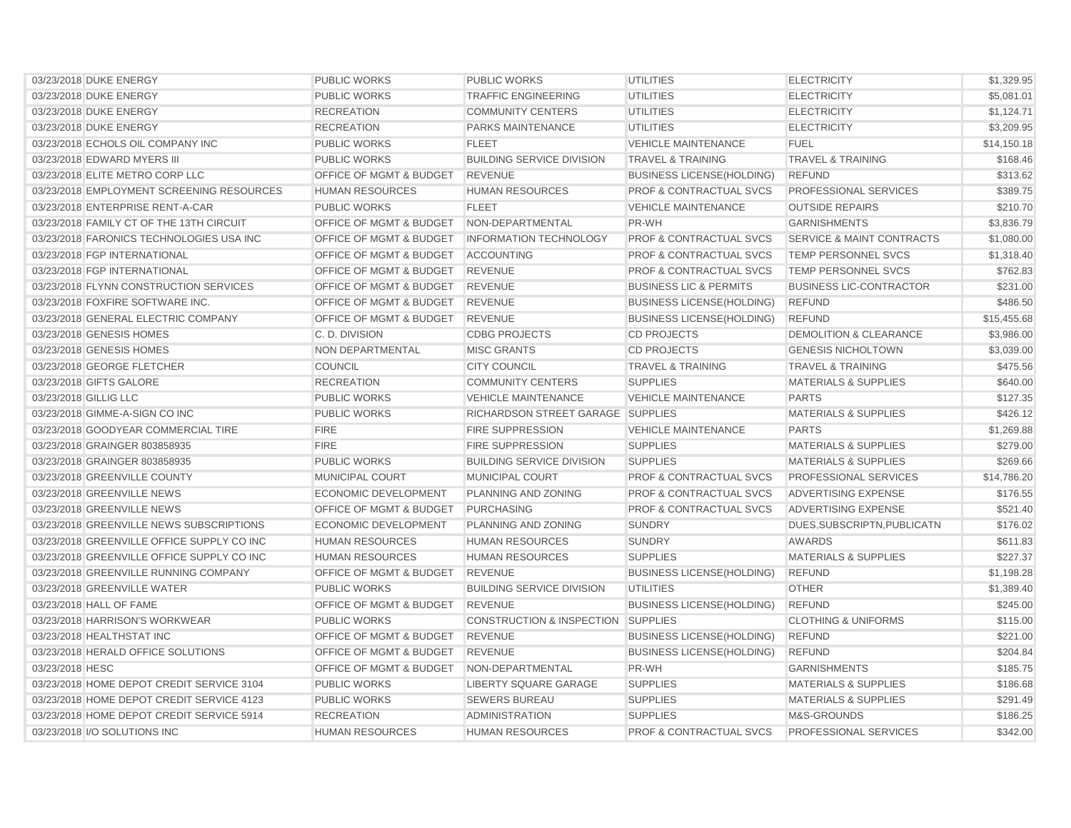| | | | | | | |
|---|---|---|---|---|---|---|
| 03/23/2018 | DUKE ENERGY | PUBLIC WORKS | PUBLIC WORKS | UTILITIES | ELECTRICITY | $1,329.95 |
| 03/23/2018 | DUKE ENERGY | PUBLIC WORKS | TRAFFIC ENGINEERING | UTILITIES | ELECTRICITY | $5,081.01 |
| 03/23/2018 | DUKE ENERGY | RECREATION | COMMUNITY CENTERS | UTILITIES | ELECTRICITY | $1,124.71 |
| 03/23/2018 | DUKE ENERGY | RECREATION | PARKS MAINTENANCE | UTILITIES | ELECTRICITY | $3,209.95 |
| 03/23/2018 | ECHOLS OIL COMPANY INC | PUBLIC WORKS | FLEET | VEHICLE MAINTENANCE | FUEL | $14,150.18 |
| 03/23/2018 | EDWARD MYERS III | PUBLIC WORKS | BUILDING SERVICE DIVISION | TRAVEL & TRAINING | TRAVEL & TRAINING | $168.46 |
| 03/23/2018 | ELITE METRO CORP LLC | OFFICE OF MGMT & BUDGET | REVENUE | BUSINESS LICENSE(HOLDING) | REFUND | $313.62 |
| 03/23/2018 | EMPLOYMENT SCREENING RESOURCES | HUMAN RESOURCES | HUMAN RESOURCES | PROF & CONTRACTUAL SVCS | PROFESSIONAL SERVICES | $389.75 |
| 03/23/2018 | ENTERPRISE RENT-A-CAR | PUBLIC WORKS | FLEET | VEHICLE MAINTENANCE | OUTSIDE REPAIRS | $210.70 |
| 03/23/2018 | FAMILY CT OF THE 13TH CIRCUIT | OFFICE OF MGMT & BUDGET | NON-DEPARTMENTAL | PR-WH | GARNISHMENTS | $3,836.79 |
| 03/23/2018 | FARONICS TECHNOLOGIES USA INC | OFFICE OF MGMT & BUDGET | INFORMATION TECHNOLOGY | PROF & CONTRACTUAL SVCS | SERVICE & MAINT CONTRACTS | $1,080.00 |
| 03/23/2018 | FGP INTERNATIONAL | OFFICE OF MGMT & BUDGET | ACCOUNTING | PROF & CONTRACTUAL SVCS | TEMP PERSONNEL SVCS | $1,318.40 |
| 03/23/2018 | FGP INTERNATIONAL | OFFICE OF MGMT & BUDGET | REVENUE | PROF & CONTRACTUAL SVCS | TEMP PERSONNEL SVCS | $762.83 |
| 03/23/2018 | FLYNN CONSTRUCTION SERVICES | OFFICE OF MGMT & BUDGET | REVENUE | BUSINESS LIC & PERMITS | BUSINESS LIC-CONTRACTOR | $231.00 |
| 03/23/2018 | FOXFIRE SOFTWARE INC. | OFFICE OF MGMT & BUDGET | REVENUE | BUSINESS LICENSE(HOLDING) | REFUND | $486.50 |
| 03/23/2018 | GENERAL ELECTRIC COMPANY | OFFICE OF MGMT & BUDGET | REVENUE | BUSINESS LICENSE(HOLDING) | REFUND | $15,455.68 |
| 03/23/2018 | GENESIS HOMES | C. D. DIVISION | CDBG PROJECTS | CD PROJECTS | DEMOLITION & CLEARANCE | $3,986.00 |
| 03/23/2018 | GENESIS HOMES | NON DEPARTMENTAL | MISC GRANTS | CD PROJECTS | GENESIS NICHOLTOWN | $3,039.00 |
| 03/23/2018 | GEORGE FLETCHER | COUNCIL | CITY COUNCIL | TRAVEL & TRAINING | TRAVEL & TRAINING | $475.56 |
| 03/23/2018 | GIFTS GALORE | RECREATION | COMMUNITY CENTERS | SUPPLIES | MATERIALS & SUPPLIES | $640.00 |
| 03/23/2018 | GILLIG LLC | PUBLIC WORKS | VEHICLE MAINTENANCE | VEHICLE MAINTENANCE | PARTS | $127.35 |
| 03/23/2018 | GIMME-A-SIGN CO INC | PUBLIC WORKS | RICHARDSON STREET GARAGE | SUPPLIES | MATERIALS & SUPPLIES | $426.12 |
| 03/23/2018 | GOODYEAR COMMERCIAL TIRE | FIRE | FIRE SUPPRESSION | VEHICLE MAINTENANCE | PARTS | $1,269.88 |
| 03/23/2018 | GRAINGER 803858935 | FIRE | FIRE SUPPRESSION | SUPPLIES | MATERIALS & SUPPLIES | $279.00 |
| 03/23/2018 | GRAINGER 803858935 | PUBLIC WORKS | BUILDING SERVICE DIVISION | SUPPLIES | MATERIALS & SUPPLIES | $269.66 |
| 03/23/2018 | GREENVILLE COUNTY | MUNICIPAL COURT | MUNICIPAL COURT | PROF & CONTRACTUAL SVCS | PROFESSIONAL SERVICES | $14,786.20 |
| 03/23/2018 | GREENVILLE NEWS | ECONOMIC DEVELOPMENT | PLANNING AND ZONING | PROF & CONTRACTUAL SVCS | ADVERTISING EXPENSE | $176.55 |
| 03/23/2018 | GREENVILLE NEWS | OFFICE OF MGMT & BUDGET | PURCHASING | PROF & CONTRACTUAL SVCS | ADVERTISING EXPENSE | $521.40 |
| 03/23/2018 | GREENVILLE NEWS SUBSCRIPTIONS | ECONOMIC DEVELOPMENT | PLANNING AND ZONING | SUNDRY | DUES,SUBSCRIPTN,PUBLICATN | $176.02 |
| 03/23/2018 | GREENVILLE OFFICE SUPPLY CO INC | HUMAN RESOURCES | HUMAN RESOURCES | SUNDRY | AWARDS | $611.83 |
| 03/23/2018 | GREENVILLE OFFICE SUPPLY CO INC | HUMAN RESOURCES | HUMAN RESOURCES | SUPPLIES | MATERIALS & SUPPLIES | $227.37 |
| 03/23/2018 | GREENVILLE RUNNING COMPANY | OFFICE OF MGMT & BUDGET | REVENUE | BUSINESS LICENSE(HOLDING) | REFUND | $1,198.28 |
| 03/23/2018 | GREENVILLE WATER | PUBLIC WORKS | BUILDING SERVICE DIVISION | UTILITIES | OTHER | $1,389.40 |
| 03/23/2018 | HALL OF FAME | OFFICE OF MGMT & BUDGET | REVENUE | BUSINESS LICENSE(HOLDING) | REFUND | $245.00 |
| 03/23/2018 | HARRISON'S WORKWEAR | PUBLIC WORKS | CONSTRUCTION & INSPECTION | SUPPLIES | CLOTHING & UNIFORMS | $115.00 |
| 03/23/2018 | HEALTHSTAT INC | OFFICE OF MGMT & BUDGET | REVENUE | BUSINESS LICENSE(HOLDING) | REFUND | $221.00 |
| 03/23/2018 | HERALD OFFICE SOLUTIONS | OFFICE OF MGMT & BUDGET | REVENUE | BUSINESS LICENSE(HOLDING) | REFUND | $204.84 |
| 03/23/2018 | HESC | OFFICE OF MGMT & BUDGET | NON-DEPARTMENTAL | PR-WH | GARNISHMENTS | $185.75 |
| 03/23/2018 | HOME DEPOT CREDIT SERVICE 3104 | PUBLIC WORKS | LIBERTY SQUARE GARAGE | SUPPLIES | MATERIALS & SUPPLIES | $186.68 |
| 03/23/2018 | HOME DEPOT CREDIT SERVICE 4123 | PUBLIC WORKS | SEWERS BUREAU | SUPPLIES | MATERIALS & SUPPLIES | $291.49 |
| 03/23/2018 | HOME DEPOT CREDIT SERVICE 5914 | RECREATION | ADMINISTRATION | SUPPLIES | M&S-GROUNDS | $186.25 |
| 03/23/2018 | I/O SOLUTIONS INC | HUMAN RESOURCES | HUMAN RESOURCES | PROF & CONTRACTUAL SVCS | PROFESSIONAL SERVICES | $342.00 |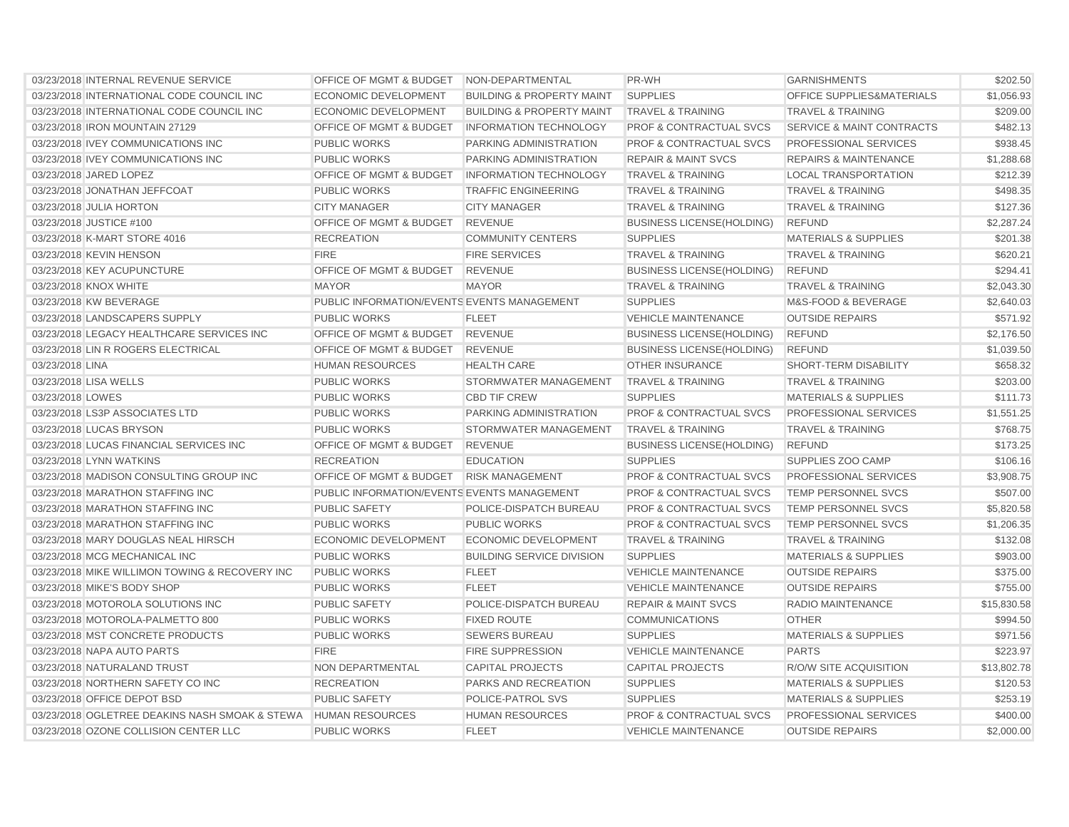| | | | | | | |
|---|---|---|---|---|---|---|
| 03/23/2018 | INTERNAL REVENUE SERVICE | OFFICE OF MGMT & BUDGET | NON-DEPARTMENTAL | PR-WH | GARNISHMENTS | $202.50 |
| 03/23/2018 | INTERNATIONAL CODE COUNCIL INC | ECONOMIC DEVELOPMENT | BUILDING & PROPERTY MAINT | SUPPLIES | OFFICE SUPPLIES&MATERIALS | $1,056.93 |
| 03/23/2018 | INTERNATIONAL CODE COUNCIL INC | ECONOMIC DEVELOPMENT | BUILDING & PROPERTY MAINT | TRAVEL & TRAINING | TRAVEL & TRAINING | $209.00 |
| 03/23/2018 | IRON MOUNTAIN 27129 | OFFICE OF MGMT & BUDGET | INFORMATION TECHNOLOGY | PROF & CONTRACTUAL SVCS | SERVICE & MAINT CONTRACTS | $482.13 |
| 03/23/2018 | IVEY COMMUNICATIONS INC | PUBLIC WORKS | PARKING ADMINISTRATION | PROF & CONTRACTUAL SVCS | PROFESSIONAL SERVICES | $938.45 |
| 03/23/2018 | IVEY COMMUNICATIONS INC | PUBLIC WORKS | PARKING ADMINISTRATION | REPAIR & MAINT SVCS | REPAIRS & MAINTENANCE | $1,288.68 |
| 03/23/2018 | JARED LOPEZ | OFFICE OF MGMT & BUDGET | INFORMATION TECHNOLOGY | TRAVEL & TRAINING | LOCAL TRANSPORTATION | $212.39 |
| 03/23/2018 | JONATHAN JEFFCOAT | PUBLIC WORKS | TRAFFIC ENGINEERING | TRAVEL & TRAINING | TRAVEL & TRAINING | $498.35 |
| 03/23/2018 | JULIA HORTON | CITY MANAGER | CITY MANAGER | TRAVEL & TRAINING | TRAVEL & TRAINING | $127.36 |
| 03/23/2018 | JUSTICE #100 | OFFICE OF MGMT & BUDGET | REVENUE | BUSINESS LICENSE(HOLDING) | REFUND | $2,287.24 |
| 03/23/2018 | K-MART STORE 4016 | RECREATION | COMMUNITY CENTERS | SUPPLIES | MATERIALS & SUPPLIES | $201.38 |
| 03/23/2018 | KEVIN HENSON | FIRE | FIRE SERVICES | TRAVEL & TRAINING | TRAVEL & TRAINING | $620.21 |
| 03/23/2018 | KEY ACUPUNCTURE | OFFICE OF MGMT & BUDGET | REVENUE | BUSINESS LICENSE(HOLDING) | REFUND | $294.41 |
| 03/23/2018 | KNOX WHITE | MAYOR | MAYOR | TRAVEL & TRAINING | TRAVEL & TRAINING | $2,043.30 |
| 03/23/2018 | KW BEVERAGE | PUBLIC INFORMATION/EVENTS | EVENTS MANAGEMENT | SUPPLIES | M&S-FOOD & BEVERAGE | $2,640.03 |
| 03/23/2018 | LANDSCAPERS SUPPLY | PUBLIC WORKS | FLEET | VEHICLE MAINTENANCE | OUTSIDE REPAIRS | $571.92 |
| 03/23/2018 | LEGACY HEALTHCARE SERVICES INC | OFFICE OF MGMT & BUDGET | REVENUE | BUSINESS LICENSE(HOLDING) | REFUND | $2,176.50 |
| 03/23/2018 | LIN R ROGERS ELECTRICAL | OFFICE OF MGMT & BUDGET | REVENUE | BUSINESS LICENSE(HOLDING) | REFUND | $1,039.50 |
| 03/23/2018 | LINA | HUMAN RESOURCES | HEALTH CARE | OTHER INSURANCE | SHORT-TERM DISABILITY | $658.32 |
| 03/23/2018 | LISA WELLS | PUBLIC WORKS | STORMWATER MANAGEMENT | TRAVEL & TRAINING | TRAVEL & TRAINING | $203.00 |
| 03/23/2018 | LOWES | PUBLIC WORKS | CBD TIF CREW | SUPPLIES | MATERIALS & SUPPLIES | $111.73 |
| 03/23/2018 | LS3P ASSOCIATES LTD | PUBLIC WORKS | PARKING ADMINISTRATION | PROF & CONTRACTUAL SVCS | PROFESSIONAL SERVICES | $1,551.25 |
| 03/23/2018 | LUCAS BRYSON | PUBLIC WORKS | STORMWATER MANAGEMENT | TRAVEL & TRAINING | TRAVEL & TRAINING | $768.75 |
| 03/23/2018 | LUCAS FINANCIAL SERVICES INC | OFFICE OF MGMT & BUDGET | REVENUE | BUSINESS LICENSE(HOLDING) | REFUND | $173.25 |
| 03/23/2018 | LYNN WATKINS | RECREATION | EDUCATION | SUPPLIES | SUPPLIES ZOO CAMP | $106.16 |
| 03/23/2018 | MADISON CONSULTING GROUP INC | OFFICE OF MGMT & BUDGET | RISK MANAGEMENT | PROF & CONTRACTUAL SVCS | PROFESSIONAL SERVICES | $3,908.75 |
| 03/23/2018 | MARATHON STAFFING INC | PUBLIC INFORMATION/EVENTS | EVENTS MANAGEMENT | PROF & CONTRACTUAL SVCS | TEMP PERSONNEL SVCS | $507.00 |
| 03/23/2018 | MARATHON STAFFING INC | PUBLIC SAFETY | POLICE-DISPATCH BUREAU | PROF & CONTRACTUAL SVCS | TEMP PERSONNEL SVCS | $5,820.58 |
| 03/23/2018 | MARATHON STAFFING INC | PUBLIC WORKS | PUBLIC WORKS | PROF & CONTRACTUAL SVCS | TEMP PERSONNEL SVCS | $1,206.35 |
| 03/23/2018 | MARY DOUGLAS NEAL HIRSCH | ECONOMIC DEVELOPMENT | ECONOMIC DEVELOPMENT | TRAVEL & TRAINING | TRAVEL & TRAINING | $132.08 |
| 03/23/2018 | MCG MECHANICAL INC | PUBLIC WORKS | BUILDING SERVICE DIVISION | SUPPLIES | MATERIALS & SUPPLIES | $903.00 |
| 03/23/2018 | MIKE WILLIMON TOWING & RECOVERY INC | PUBLIC WORKS | FLEET | VEHICLE MAINTENANCE | OUTSIDE REPAIRS | $375.00 |
| 03/23/2018 | MIKE'S BODY SHOP | PUBLIC WORKS | FLEET | VEHICLE MAINTENANCE | OUTSIDE REPAIRS | $755.00 |
| 03/23/2018 | MOTOROLA SOLUTIONS INC | PUBLIC SAFETY | POLICE-DISPATCH BUREAU | REPAIR & MAINT SVCS | RADIO MAINTENANCE | $15,830.58 |
| 03/23/2018 | MOTOROLA-PALMETTO 800 | PUBLIC WORKS | FIXED ROUTE | COMMUNICATIONS | OTHER | $994.50 |
| 03/23/2018 | MST CONCRETE PRODUCTS | PUBLIC WORKS | SEWERS BUREAU | SUPPLIES | MATERIALS & SUPPLIES | $971.56 |
| 03/23/2018 | NAPA AUTO PARTS | FIRE | FIRE SUPPRESSION | VEHICLE MAINTENANCE | PARTS | $223.97 |
| 03/23/2018 | NATURALAND TRUST | NON DEPARTMENTAL | CAPITAL PROJECTS | CAPITAL PROJECTS | R/O/W SITE ACQUISITION | $13,802.78 |
| 03/23/2018 | NORTHERN SAFETY CO INC | RECREATION | PARKS AND RECREATION | SUPPLIES | MATERIALS & SUPPLIES | $120.53 |
| 03/23/2018 | OFFICE DEPOT BSD | PUBLIC SAFETY | POLICE-PATROL SVS | SUPPLIES | MATERIALS & SUPPLIES | $253.19 |
| 03/23/2018 | OGLETREE DEAKINS NASH SMOAK & STEWA | HUMAN RESOURCES | HUMAN RESOURCES | PROF & CONTRACTUAL SVCS | PROFESSIONAL SERVICES | $400.00 |
| 03/23/2018 | OZONE COLLISION CENTER LLC | PUBLIC WORKS | FLEET | VEHICLE MAINTENANCE | OUTSIDE REPAIRS | $2,000.00 |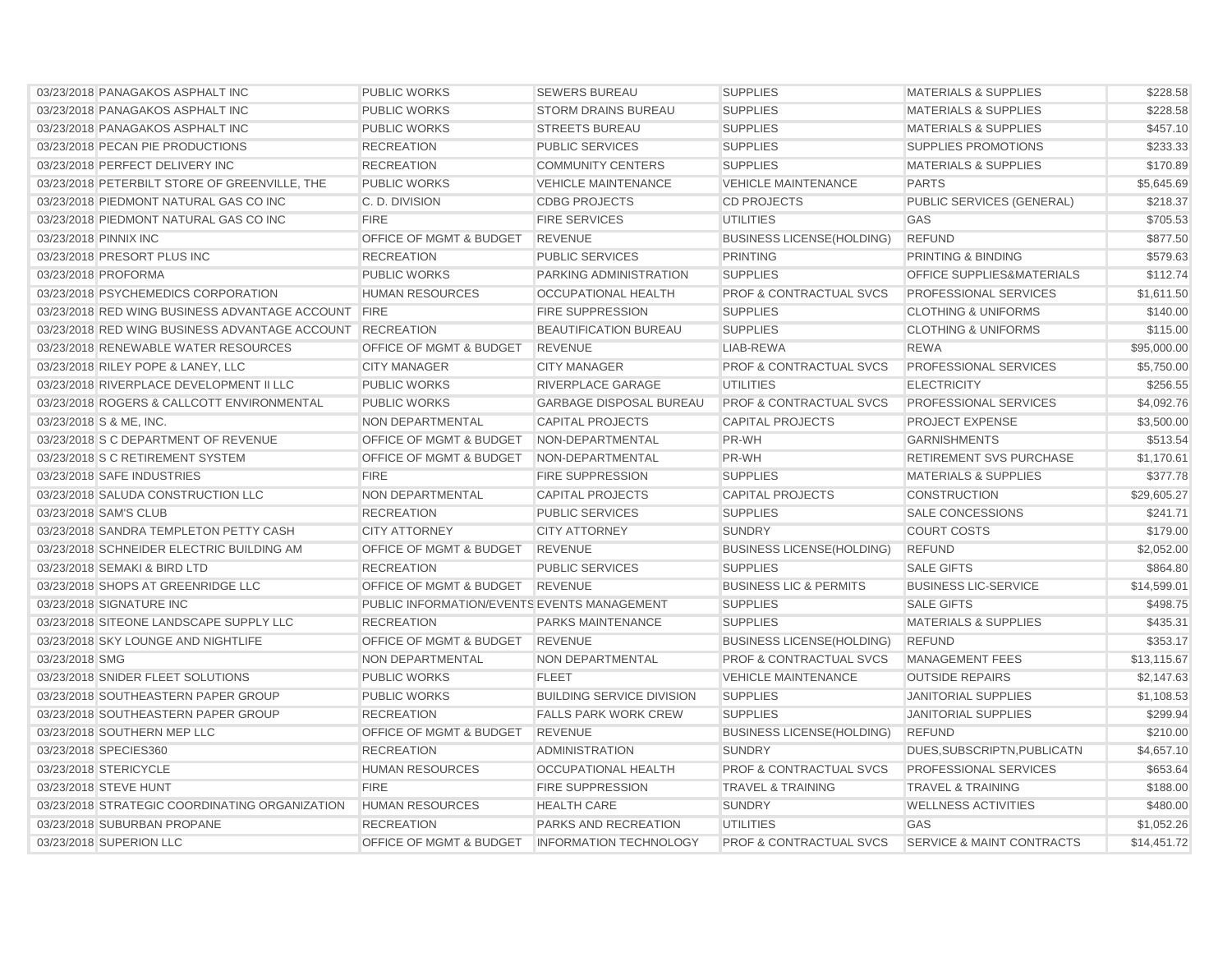| | | | | | | |
|---|---|---|---|---|---|---|
| 03/23/2018 | PANAGAKOS ASPHALT INC | PUBLIC WORKS | SEWERS BUREAU | SUPPLIES | MATERIALS & SUPPLIES | $228.58 |
| 03/23/2018 | PANAGAKOS ASPHALT INC | PUBLIC WORKS | STORM DRAINS BUREAU | SUPPLIES | MATERIALS & SUPPLIES | $228.58 |
| 03/23/2018 | PANAGAKOS ASPHALT INC | PUBLIC WORKS | STREETS BUREAU | SUPPLIES | MATERIALS & SUPPLIES | $457.10 |
| 03/23/2018 | PECAN PIE PRODUCTIONS | RECREATION | PUBLIC SERVICES | SUPPLIES | SUPPLIES PROMOTIONS | $233.33 |
| 03/23/2018 | PERFECT DELIVERY INC | RECREATION | COMMUNITY CENTERS | SUPPLIES | MATERIALS & SUPPLIES | $170.89 |
| 03/23/2018 | PETERBILT STORE OF GREENVILLE, THE | PUBLIC WORKS | VEHICLE MAINTENANCE | VEHICLE MAINTENANCE | PARTS | $5,645.69 |
| 03/23/2018 | PIEDMONT NATURAL GAS CO INC | C. D. DIVISION | CDBG PROJECTS | CD PROJECTS | PUBLIC SERVICES (GENERAL) | $218.37 |
| 03/23/2018 | PIEDMONT NATURAL GAS CO INC | FIRE | FIRE SERVICES | UTILITIES | GAS | $705.53 |
| 03/23/2018 | PINNIX INC | OFFICE OF MGMT & BUDGET | REVENUE | BUSINESS LICENSE(HOLDING) | REFUND | $877.50 |
| 03/23/2018 | PRESORT PLUS INC | RECREATION | PUBLIC SERVICES | PRINTING | PRINTING & BINDING | $579.63 |
| 03/23/2018 | PROFORMA | PUBLIC WORKS | PARKING ADMINISTRATION | SUPPLIES | OFFICE SUPPLIES&MATERIALS | $112.74 |
| 03/23/2018 | PSYCHEMEDICS CORPORATION | HUMAN RESOURCES | OCCUPATIONAL HEALTH | PROF & CONTRACTUAL SVCS | PROFESSIONAL SERVICES | $1,611.50 |
| 03/23/2018 | RED WING BUSINESS ADVANTAGE ACCOUNT | FIRE | FIRE SUPPRESSION | SUPPLIES | CLOTHING & UNIFORMS | $140.00 |
| 03/23/2018 | RED WING BUSINESS ADVANTAGE ACCOUNT | RECREATION | BEAUTIFICATION BUREAU | SUPPLIES | CLOTHING & UNIFORMS | $115.00 |
| 03/23/2018 | RENEWABLE WATER RESOURCES | OFFICE OF MGMT & BUDGET | REVENUE | LIAB-REWA | REWA | $95,000.00 |
| 03/23/2018 | RILEY POPE & LANEY, LLC | CITY MANAGER | CITY MANAGER | PROF & CONTRACTUAL SVCS | PROFESSIONAL SERVICES | $5,750.00 |
| 03/23/2018 | RIVERPLACE DEVELOPMENT II LLC | PUBLIC WORKS | RIVERPLACE GARAGE | UTILITIES | ELECTRICITY | $256.55 |
| 03/23/2018 | ROGERS & CALLCOTT ENVIRONMENTAL | PUBLIC WORKS | GARBAGE DISPOSAL BUREAU | PROF & CONTRACTUAL SVCS | PROFESSIONAL SERVICES | $4,092.76 |
| 03/23/2018 | S & ME, INC. | NON DEPARTMENTAL | CAPITAL PROJECTS | CAPITAL PROJECTS | PROJECT EXPENSE | $3,500.00 |
| 03/23/2018 | S C DEPARTMENT OF REVENUE | OFFICE OF MGMT & BUDGET | NON-DEPARTMENTAL | PR-WH | GARNISHMENTS | $513.54 |
| 03/23/2018 | S C RETIREMENT SYSTEM | OFFICE OF MGMT & BUDGET | NON-DEPARTMENTAL | PR-WH | RETIREMENT SVS PURCHASE | $1,170.61 |
| 03/23/2018 | SAFE INDUSTRIES | FIRE | FIRE SUPPRESSION | SUPPLIES | MATERIALS & SUPPLIES | $377.78 |
| 03/23/2018 | SALUDA CONSTRUCTION LLC | NON DEPARTMENTAL | CAPITAL PROJECTS | CAPITAL PROJECTS | CONSTRUCTION | $29,605.27 |
| 03/23/2018 | SAM'S CLUB | RECREATION | PUBLIC SERVICES | SUPPLIES | SALE CONCESSIONS | $241.71 |
| 03/23/2018 | SANDRA TEMPLETON PETTY CASH | CITY ATTORNEY | CITY ATTORNEY | SUNDRY | COURT COSTS | $179.00 |
| 03/23/2018 | SCHNEIDER ELECTRIC BUILDING AM | OFFICE OF MGMT & BUDGET | REVENUE | BUSINESS LICENSE(HOLDING) | REFUND | $2,052.00 |
| 03/23/2018 | SEMAKI & BIRD LTD | RECREATION | PUBLIC SERVICES | SUPPLIES | SALE GIFTS | $864.80 |
| 03/23/2018 | SHOPS AT GREENRIDGE LLC | OFFICE OF MGMT & BUDGET | REVENUE | BUSINESS LIC & PERMITS | BUSINESS LIC-SERVICE | $14,599.01 |
| 03/23/2018 | SIGNATURE INC | PUBLIC INFORMATION/EVENTS | EVENTS MANAGEMENT | SUPPLIES | SALE GIFTS | $498.75 |
| 03/23/2018 | SITEONE LANDSCAPE SUPPLY LLC | RECREATION | PARKS MAINTENANCE | SUPPLIES | MATERIALS & SUPPLIES | $435.31 |
| 03/23/2018 | SKY LOUNGE AND NIGHTLIFE | OFFICE OF MGMT & BUDGET | REVENUE | BUSINESS LICENSE(HOLDING) | REFUND | $353.17 |
| 03/23/2018 | SMG | NON DEPARTMENTAL | NON DEPARTMENTAL | PROF & CONTRACTUAL SVCS | MANAGEMENT FEES | $13,115.67 |
| 03/23/2018 | SNIDER FLEET SOLUTIONS | PUBLIC WORKS | FLEET | VEHICLE MAINTENANCE | OUTSIDE REPAIRS | $2,147.63 |
| 03/23/2018 | SOUTHEASTERN PAPER GROUP | PUBLIC WORKS | BUILDING SERVICE DIVISION | SUPPLIES | JANITORIAL SUPPLIES | $1,108.53 |
| 03/23/2018 | SOUTHEASTERN PAPER GROUP | RECREATION | FALLS PARK WORK CREW | SUPPLIES | JANITORIAL SUPPLIES | $299.94 |
| 03/23/2018 | SOUTHERN MEP LLC | OFFICE OF MGMT & BUDGET | REVENUE | BUSINESS LICENSE(HOLDING) | REFUND | $210.00 |
| 03/23/2018 | SPECIES360 | RECREATION | ADMINISTRATION | SUNDRY | DUES,SUBSCRIPTN,PUBLICATN | $4,657.10 |
| 03/23/2018 | STERICYCLE | HUMAN RESOURCES | OCCUPATIONAL HEALTH | PROF & CONTRACTUAL SVCS | PROFESSIONAL SERVICES | $653.64 |
| 03/23/2018 | STEVE HUNT | FIRE | FIRE SUPPRESSION | TRAVEL & TRAINING | TRAVEL & TRAINING | $188.00 |
| 03/23/2018 | STRATEGIC COORDINATING ORGANIZATION | HUMAN RESOURCES | HEALTH CARE | SUNDRY | WELLNESS ACTIVITIES | $480.00 |
| 03/23/2018 | SUBURBAN PROPANE | RECREATION | PARKS AND RECREATION | UTILITIES | GAS | $1,052.26 |
| 03/23/2018 | SUPERION LLC | OFFICE OF MGMT & BUDGET | INFORMATION TECHNOLOGY | PROF & CONTRACTUAL SVCS | SERVICE & MAINT CONTRACTS | $14,451.72 |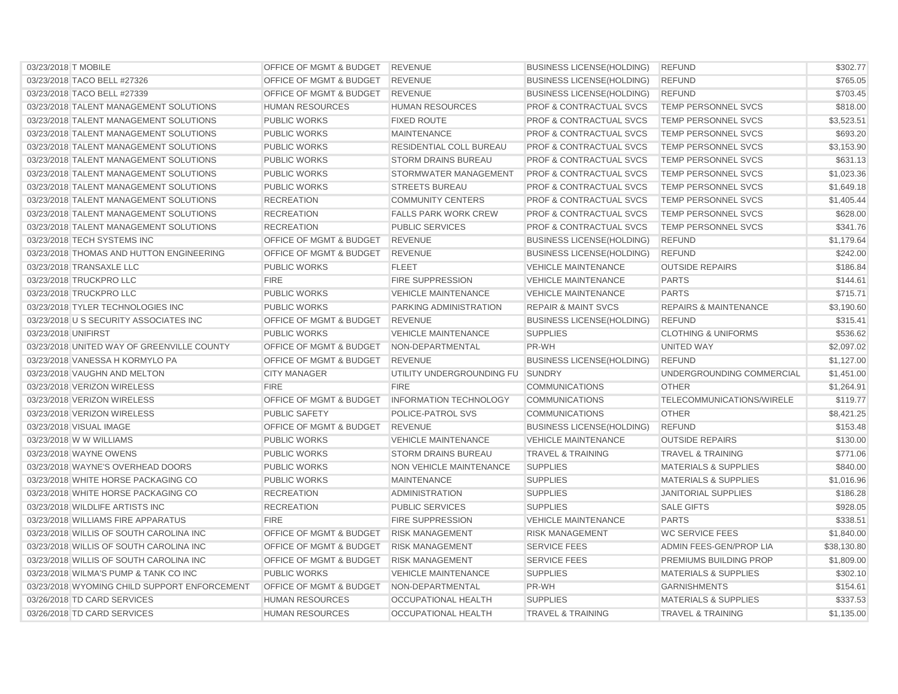| | | | | | | |
|---|---|---|---|---|---|---|
| 03/23/2018 | T MOBILE | OFFICE OF MGMT & BUDGET | REVENUE | BUSINESS LICENSE(HOLDING) | REFUND | $302.77 |
| 03/23/2018 | TACO BELL #27326 | OFFICE OF MGMT & BUDGET | REVENUE | BUSINESS LICENSE(HOLDING) | REFUND | $765.05 |
| 03/23/2018 | TACO BELL #27339 | OFFICE OF MGMT & BUDGET | REVENUE | BUSINESS LICENSE(HOLDING) | REFUND | $703.45 |
| 03/23/2018 | TALENT MANAGEMENT SOLUTIONS | HUMAN RESOURCES | HUMAN RESOURCES | PROF & CONTRACTUAL SVCS | TEMP PERSONNEL SVCS | $818.00 |
| 03/23/2018 | TALENT MANAGEMENT SOLUTIONS | PUBLIC WORKS | FIXED ROUTE | PROF & CONTRACTUAL SVCS | TEMP PERSONNEL SVCS | $3,523.51 |
| 03/23/2018 | TALENT MANAGEMENT SOLUTIONS | PUBLIC WORKS | MAINTENANCE | PROF & CONTRACTUAL SVCS | TEMP PERSONNEL SVCS | $693.20 |
| 03/23/2018 | TALENT MANAGEMENT SOLUTIONS | PUBLIC WORKS | RESIDENTIAL COLL BUREAU | PROF & CONTRACTUAL SVCS | TEMP PERSONNEL SVCS | $3,153.90 |
| 03/23/2018 | TALENT MANAGEMENT SOLUTIONS | PUBLIC WORKS | STORM DRAINS BUREAU | PROF & CONTRACTUAL SVCS | TEMP PERSONNEL SVCS | $631.13 |
| 03/23/2018 | TALENT MANAGEMENT SOLUTIONS | PUBLIC WORKS | STORMWATER MANAGEMENT | PROF & CONTRACTUAL SVCS | TEMP PERSONNEL SVCS | $1,023.36 |
| 03/23/2018 | TALENT MANAGEMENT SOLUTIONS | PUBLIC WORKS | STREETS BUREAU | PROF & CONTRACTUAL SVCS | TEMP PERSONNEL SVCS | $1,649.18 |
| 03/23/2018 | TALENT MANAGEMENT SOLUTIONS | RECREATION | COMMUNITY CENTERS | PROF & CONTRACTUAL SVCS | TEMP PERSONNEL SVCS | $1,405.44 |
| 03/23/2018 | TALENT MANAGEMENT SOLUTIONS | RECREATION | FALLS PARK WORK CREW | PROF & CONTRACTUAL SVCS | TEMP PERSONNEL SVCS | $628.00 |
| 03/23/2018 | TALENT MANAGEMENT SOLUTIONS | RECREATION | PUBLIC SERVICES | PROF & CONTRACTUAL SVCS | TEMP PERSONNEL SVCS | $341.76 |
| 03/23/2018 | TECH SYSTEMS INC | OFFICE OF MGMT & BUDGET | REVENUE | BUSINESS LICENSE(HOLDING) | REFUND | $1,179.64 |
| 03/23/2018 | THOMAS AND HUTTON ENGINEERING | OFFICE OF MGMT & BUDGET | REVENUE | BUSINESS LICENSE(HOLDING) | REFUND | $242.00 |
| 03/23/2018 | TRANSAXLE LLC | PUBLIC WORKS | FLEET | VEHICLE MAINTENANCE | OUTSIDE REPAIRS | $186.84 |
| 03/23/2018 | TRUCKPRO LLC | FIRE | FIRE SUPPRESSION | VEHICLE MAINTENANCE | PARTS | $144.61 |
| 03/23/2018 | TRUCKPRO LLC | PUBLIC WORKS | VEHICLE MAINTENANCE | VEHICLE MAINTENANCE | PARTS | $715.71 |
| 03/23/2018 | TYLER TECHNOLOGIES INC | PUBLIC WORKS | PARKING ADMINISTRATION | REPAIR & MAINT SVCS | REPAIRS & MAINTENANCE | $3,190.60 |
| 03/23/2018 | U S SECURITY ASSOCIATES INC | OFFICE OF MGMT & BUDGET | REVENUE | BUSINESS LICENSE(HOLDING) | REFUND | $315.41 |
| 03/23/2018 | UNIFIRST | PUBLIC WORKS | VEHICLE MAINTENANCE | SUPPLIES | CLOTHING & UNIFORMS | $536.62 |
| 03/23/2018 | UNITED WAY OF GREENVILLE COUNTY | OFFICE OF MGMT & BUDGET | NON-DEPARTMENTAL | PR-WH | UNITED WAY | $2,097.02 |
| 03/23/2018 | VANESSA H KORMYLO PA | OFFICE OF MGMT & BUDGET | REVENUE | BUSINESS LICENSE(HOLDING) | REFUND | $1,127.00 |
| 03/23/2018 | VAUGHN AND MELTON | CITY MANAGER | UTILITY UNDERGROUNDING FU | SUNDRY | UNDERGROUNDING COMMERCIAL | $1,451.00 |
| 03/23/2018 | VERIZON WIRELESS | FIRE | FIRE | COMMUNICATIONS | OTHER | $1,264.91 |
| 03/23/2018 | VERIZON WIRELESS | OFFICE OF MGMT & BUDGET | INFORMATION TECHNOLOGY | COMMUNICATIONS | TELECOMMUNICATIONS/WIRELE | $119.77 |
| 03/23/2018 | VERIZON WIRELESS | PUBLIC SAFETY | POLICE-PATROL SVS | COMMUNICATIONS | OTHER | $8,421.25 |
| 03/23/2018 | VISUAL IMAGE | OFFICE OF MGMT & BUDGET | REVENUE | BUSINESS LICENSE(HOLDING) | REFUND | $153.48 |
| 03/23/2018 | W W WILLIAMS | PUBLIC WORKS | VEHICLE MAINTENANCE | VEHICLE MAINTENANCE | OUTSIDE REPAIRS | $130.00 |
| 03/23/2018 | WAYNE OWENS | PUBLIC WORKS | STORM DRAINS BUREAU | TRAVEL & TRAINING | TRAVEL & TRAINING | $771.06 |
| 03/23/2018 | WAYNE'S OVERHEAD DOORS | PUBLIC WORKS | NON VEHICLE MAINTENANCE | SUPPLIES | MATERIALS & SUPPLIES | $840.00 |
| 03/23/2018 | WHITE HORSE PACKAGING CO | PUBLIC WORKS | MAINTENANCE | SUPPLIES | MATERIALS & SUPPLIES | $1,016.96 |
| 03/23/2018 | WHITE HORSE PACKAGING CO | RECREATION | ADMINISTRATION | SUPPLIES | JANITORIAL SUPPLIES | $186.28 |
| 03/23/2018 | WILDLIFE ARTISTS INC | RECREATION | PUBLIC SERVICES | SUPPLIES | SALE GIFTS | $928.05 |
| 03/23/2018 | WILLIAMS FIRE APPARATUS | FIRE | FIRE SUPPRESSION | VEHICLE MAINTENANCE | PARTS | $338.51 |
| 03/23/2018 | WILLIS OF SOUTH CAROLINA INC | OFFICE OF MGMT & BUDGET | RISK MANAGEMENT | RISK MANAGEMENT | WC SERVICE FEES | $1,840.00 |
| 03/23/2018 | WILLIS OF SOUTH CAROLINA INC | OFFICE OF MGMT & BUDGET | RISK MANAGEMENT | SERVICE FEES | ADMIN FEES-GEN/PROP LIA | $38,130.80 |
| 03/23/2018 | WILLIS OF SOUTH CAROLINA INC | OFFICE OF MGMT & BUDGET | RISK MANAGEMENT | SERVICE FEES | PREMIUMS BUILDING PROP | $1,809.00 |
| 03/23/2018 | WILMA'S PUMP & TANK CO INC | PUBLIC WORKS | VEHICLE MAINTENANCE | SUPPLIES | MATERIALS & SUPPLIES | $302.10 |
| 03/23/2018 | WYOMING CHILD SUPPORT ENFORCEMENT | OFFICE OF MGMT & BUDGET | NON-DEPARTMENTAL | PR-WH | GARNISHMENTS | $154.61 |
| 03/26/2018 | TD CARD SERVICES | HUMAN RESOURCES | OCCUPATIONAL HEALTH | SUPPLIES | MATERIALS & SUPPLIES | $337.53 |
| 03/26/2018 | TD CARD SERVICES | HUMAN RESOURCES | OCCUPATIONAL HEALTH | TRAVEL & TRAINING | TRAVEL & TRAINING | $1,135.00 |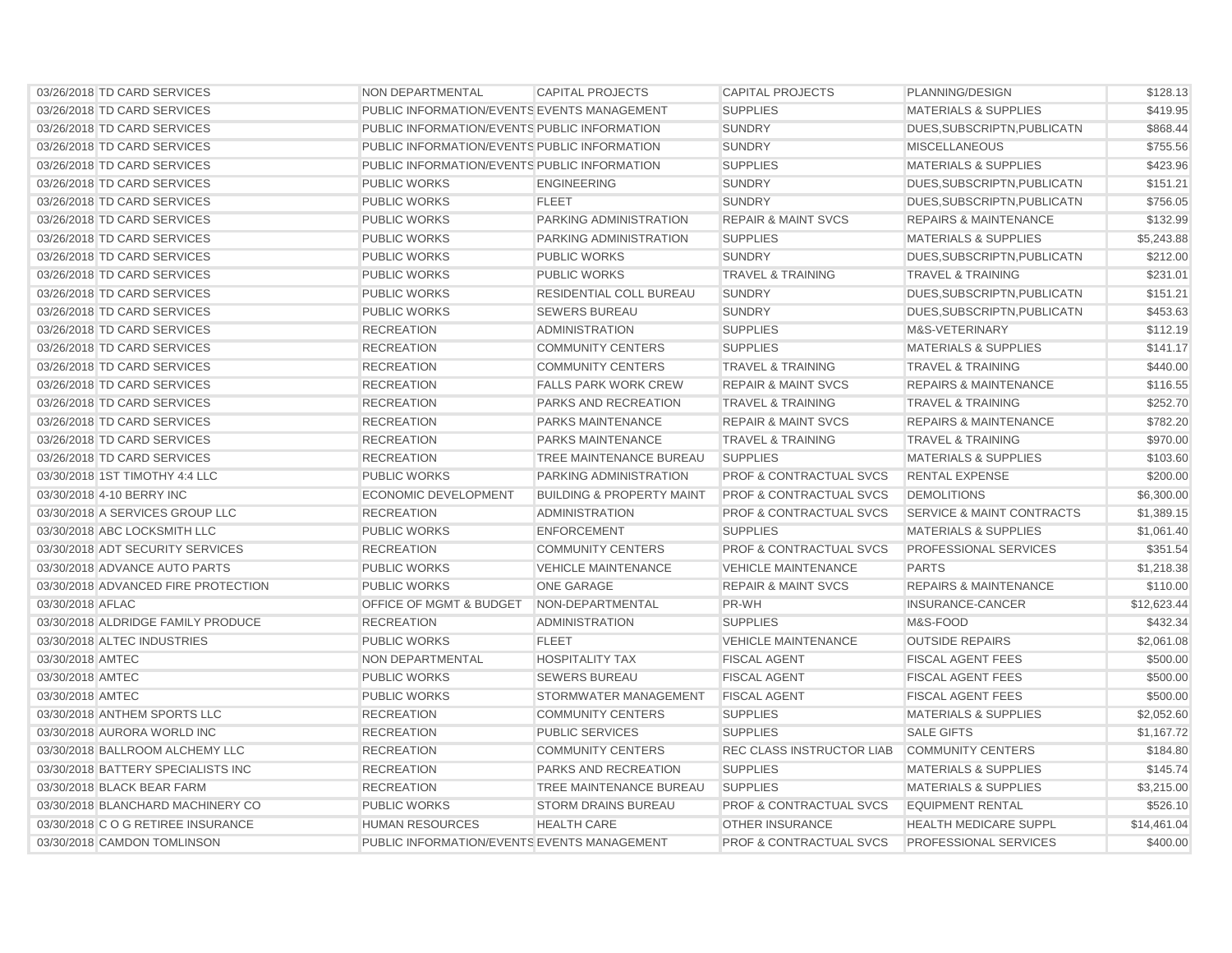| | | | | | | |
|---|---|---|---|---|---|---|
| 03/26/2018 | TD CARD SERVICES | NON DEPARTMENTAL | CAPITAL PROJECTS | CAPITAL PROJECTS | PLANNING/DESIGN | $128.13 |
| 03/26/2018 | TD CARD SERVICES | PUBLIC INFORMATION/EVENTS | EVENTS MANAGEMENT | SUPPLIES | MATERIALS & SUPPLIES | $419.95 |
| 03/26/2018 | TD CARD SERVICES | PUBLIC INFORMATION/EVENTS | PUBLIC INFORMATION | SUNDRY | DUES,SUBSCRIPTN,PUBLICATN | $868.44 |
| 03/26/2018 | TD CARD SERVICES | PUBLIC INFORMATION/EVENTS | PUBLIC INFORMATION | SUNDRY | MISCELLANEOUS | $755.56 |
| 03/26/2018 | TD CARD SERVICES | PUBLIC INFORMATION/EVENTS | PUBLIC INFORMATION | SUPPLIES | MATERIALS & SUPPLIES | $423.96 |
| 03/26/2018 | TD CARD SERVICES | PUBLIC WORKS | ENGINEERING | SUNDRY | DUES,SUBSCRIPTN,PUBLICATN | $151.21 |
| 03/26/2018 | TD CARD SERVICES | PUBLIC WORKS | FLEET | SUNDRY | DUES,SUBSCRIPTN,PUBLICATN | $756.05 |
| 03/26/2018 | TD CARD SERVICES | PUBLIC WORKS | PARKING ADMINISTRATION | REPAIR & MAINT SVCS | REPAIRS & MAINTENANCE | $132.99 |
| 03/26/2018 | TD CARD SERVICES | PUBLIC WORKS | PARKING ADMINISTRATION | SUPPLIES | MATERIALS & SUPPLIES | $5,243.88 |
| 03/26/2018 | TD CARD SERVICES | PUBLIC WORKS | PUBLIC WORKS | SUNDRY | DUES,SUBSCRIPTN,PUBLICATN | $212.00 |
| 03/26/2018 | TD CARD SERVICES | PUBLIC WORKS | PUBLIC WORKS | TRAVEL & TRAINING | TRAVEL & TRAINING | $231.01 |
| 03/26/2018 | TD CARD SERVICES | PUBLIC WORKS | RESIDENTIAL COLL BUREAU | SUNDRY | DUES,SUBSCRIPTN,PUBLICATN | $151.21 |
| 03/26/2018 | TD CARD SERVICES | PUBLIC WORKS | SEWERS BUREAU | SUNDRY | DUES,SUBSCRIPTN,PUBLICATN | $453.63 |
| 03/26/2018 | TD CARD SERVICES | RECREATION | ADMINISTRATION | SUPPLIES | M&S-VETERINARY | $112.19 |
| 03/26/2018 | TD CARD SERVICES | RECREATION | COMMUNITY CENTERS | SUPPLIES | MATERIALS & SUPPLIES | $141.17 |
| 03/26/2018 | TD CARD SERVICES | RECREATION | COMMUNITY CENTERS | TRAVEL & TRAINING | TRAVEL & TRAINING | $440.00 |
| 03/26/2018 | TD CARD SERVICES | RECREATION | FALLS PARK WORK CREW | REPAIR & MAINT SVCS | REPAIRS & MAINTENANCE | $116.55 |
| 03/26/2018 | TD CARD SERVICES | RECREATION | PARKS AND RECREATION | TRAVEL & TRAINING | TRAVEL & TRAINING | $252.70 |
| 03/26/2018 | TD CARD SERVICES | RECREATION | PARKS MAINTENANCE | REPAIR & MAINT SVCS | REPAIRS & MAINTENANCE | $782.20 |
| 03/26/2018 | TD CARD SERVICES | RECREATION | PARKS MAINTENANCE | TRAVEL & TRAINING | TRAVEL & TRAINING | $970.00 |
| 03/26/2018 | TD CARD SERVICES | RECREATION | TREE MAINTENANCE BUREAU | SUPPLIES | MATERIALS & SUPPLIES | $103.60 |
| 03/30/2018 | 1ST TIMOTHY 4:4 LLC | PUBLIC WORKS | PARKING ADMINISTRATION | PROF & CONTRACTUAL SVCS | RENTAL EXPENSE | $200.00 |
| 03/30/2018 | 4-10 BERRY INC | ECONOMIC DEVELOPMENT | BUILDING & PROPERTY MAINT | PROF & CONTRACTUAL SVCS | DEMOLITIONS | $6,300.00 |
| 03/30/2018 | A SERVICES GROUP LLC | RECREATION | ADMINISTRATION | PROF & CONTRACTUAL SVCS | SERVICE & MAINT CONTRACTS | $1,389.15 |
| 03/30/2018 | ABC LOCKSMITH LLC | PUBLIC WORKS | ENFORCEMENT | SUPPLIES | MATERIALS & SUPPLIES | $1,061.40 |
| 03/30/2018 | ADT SECURITY SERVICES | RECREATION | COMMUNITY CENTERS | PROF & CONTRACTUAL SVCS | PROFESSIONAL SERVICES | $351.54 |
| 03/30/2018 | ADVANCE AUTO PARTS | PUBLIC WORKS | VEHICLE MAINTENANCE | VEHICLE MAINTENANCE | PARTS | $1,218.38 |
| 03/30/2018 | ADVANCED FIRE PROTECTION | PUBLIC WORKS | ONE GARAGE | REPAIR & MAINT SVCS | REPAIRS & MAINTENANCE | $110.00 |
| 03/30/2018 | AFLAC | OFFICE OF MGMT & BUDGET | NON-DEPARTMENTAL | PR-WH | INSURANCE-CANCER | $12,623.44 |
| 03/30/2018 | ALDRIDGE FAMILY PRODUCE | RECREATION | ADMINISTRATION | SUPPLIES | M&S-FOOD | $432.34 |
| 03/30/2018 | ALTEC INDUSTRIES | PUBLIC WORKS | FLEET | VEHICLE MAINTENANCE | OUTSIDE REPAIRS | $2,061.08 |
| 03/30/2018 | AMTEC | NON DEPARTMENTAL | HOSPITALITY TAX | FISCAL AGENT | FISCAL AGENT FEES | $500.00 |
| 03/30/2018 | AMTEC | PUBLIC WORKS | SEWERS BUREAU | FISCAL AGENT | FISCAL AGENT FEES | $500.00 |
| 03/30/2018 | AMTEC | PUBLIC WORKS | STORMWATER MANAGEMENT | FISCAL AGENT | FISCAL AGENT FEES | $500.00 |
| 03/30/2018 | ANTHEM SPORTS LLC | RECREATION | COMMUNITY CENTERS | SUPPLIES | MATERIALS & SUPPLIES | $2,052.60 |
| 03/30/2018 | AURORA WORLD INC | RECREATION | PUBLIC SERVICES | SUPPLIES | SALE GIFTS | $1,167.72 |
| 03/30/2018 | BALLROOM ALCHEMY LLC | RECREATION | COMMUNITY CENTERS | REC CLASS INSTRUCTOR LIAB | COMMUNITY CENTERS | $184.80 |
| 03/30/2018 | BATTERY SPECIALISTS INC | RECREATION | PARKS AND RECREATION | SUPPLIES | MATERIALS & SUPPLIES | $145.74 |
| 03/30/2018 | BLACK BEAR FARM | RECREATION | TREE MAINTENANCE BUREAU | SUPPLIES | MATERIALS & SUPPLIES | $3,215.00 |
| 03/30/2018 | BLANCHARD MACHINERY CO | PUBLIC WORKS | STORM DRAINS BUREAU | PROF & CONTRACTUAL SVCS | EQUIPMENT RENTAL | $526.10 |
| 03/30/2018 | C O G RETIREE INSURANCE | HUMAN RESOURCES | HEALTH CARE | OTHER INSURANCE | HEALTH MEDICARE SUPPL | $14,461.04 |
| 03/30/2018 | CAMDON TOMLINSON | PUBLIC INFORMATION/EVENTS | EVENTS MANAGEMENT | PROF & CONTRACTUAL SVCS | PROFESSIONAL SERVICES | $400.00 |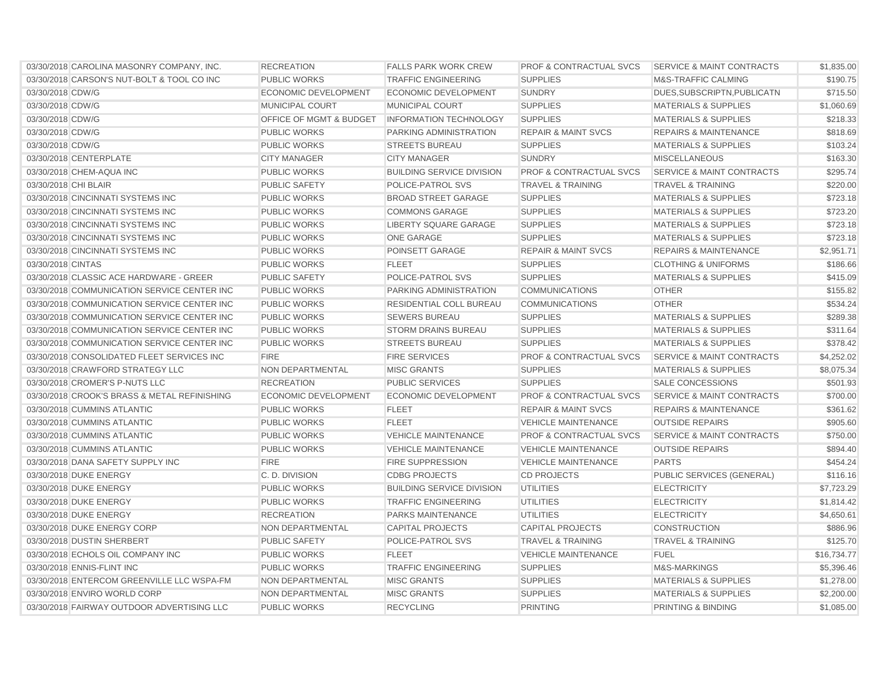| | | | | | | |
|---|---|---|---|---|---|---|
| 03/30/2018 | CAROLINA MASONRY COMPANY, INC. | RECREATION | FALLS PARK WORK CREW | PROF & CONTRACTUAL SVCS | SERVICE & MAINT CONTRACTS | $1,835.00 |
| 03/30/2018 | CARSON'S NUT-BOLT & TOOL CO INC | PUBLIC WORKS | TRAFFIC ENGINEERING | SUPPLIES | M&S-TRAFFIC CALMING | $190.75 |
| 03/30/2018 | CDW/G | ECONOMIC DEVELOPMENT | ECONOMIC DEVELOPMENT | SUNDRY | DUES,SUBSCRIPTN,PUBLICATN | $715.50 |
| 03/30/2018 | CDW/G | MUNICIPAL COURT | MUNICIPAL COURT | SUPPLIES | MATERIALS & SUPPLIES | $1,060.69 |
| 03/30/2018 | CDW/G | OFFICE OF MGMT & BUDGET | INFORMATION TECHNOLOGY | SUPPLIES | MATERIALS & SUPPLIES | $218.33 |
| 03/30/2018 | CDW/G | PUBLIC WORKS | PARKING ADMINISTRATION | REPAIR & MAINT SVCS | REPAIRS & MAINTENANCE | $818.69 |
| 03/30/2018 | CDW/G | PUBLIC WORKS | STREETS BUREAU | SUPPLIES | MATERIALS & SUPPLIES | $103.24 |
| 03/30/2018 | CENTERPLATE | CITY MANAGER | CITY MANAGER | SUNDRY | MISCELLANEOUS | $163.30 |
| 03/30/2018 | CHEM-AQUA INC | PUBLIC WORKS | BUILDING SERVICE DIVISION | PROF & CONTRACTUAL SVCS | SERVICE & MAINT CONTRACTS | $295.74 |
| 03/30/2018 | CHI BLAIR | PUBLIC SAFETY | POLICE-PATROL SVS | TRAVEL & TRAINING | TRAVEL & TRAINING | $220.00 |
| 03/30/2018 | CINCINNATI SYSTEMS INC | PUBLIC WORKS | BROAD STREET GARAGE | SUPPLIES | MATERIALS & SUPPLIES | $723.18 |
| 03/30/2018 | CINCINNATI SYSTEMS INC | PUBLIC WORKS | COMMONS GARAGE | SUPPLIES | MATERIALS & SUPPLIES | $723.20 |
| 03/30/2018 | CINCINNATI SYSTEMS INC | PUBLIC WORKS | LIBERTY SQUARE GARAGE | SUPPLIES | MATERIALS & SUPPLIES | $723.18 |
| 03/30/2018 | CINCINNATI SYSTEMS INC | PUBLIC WORKS | ONE GARAGE | SUPPLIES | MATERIALS & SUPPLIES | $723.18 |
| 03/30/2018 | CINCINNATI SYSTEMS INC | PUBLIC WORKS | POINSETT GARAGE | REPAIR & MAINT SVCS | REPAIRS & MAINTENANCE | $2,951.71 |
| 03/30/2018 | CINTAS | PUBLIC WORKS | FLEET | SUPPLIES | CLOTHING & UNIFORMS | $186.66 |
| 03/30/2018 | CLASSIC ACE HARDWARE - GREER | PUBLIC SAFETY | POLICE-PATROL SVS | SUPPLIES | MATERIALS & SUPPLIES | $415.09 |
| 03/30/2018 | COMMUNICATION SERVICE CENTER INC | PUBLIC WORKS | PARKING ADMINISTRATION | COMMUNICATIONS | OTHER | $155.82 |
| 03/30/2018 | COMMUNICATION SERVICE CENTER INC | PUBLIC WORKS | RESIDENTIAL COLL BUREAU | COMMUNICATIONS | OTHER | $534.24 |
| 03/30/2018 | COMMUNICATION SERVICE CENTER INC | PUBLIC WORKS | SEWERS BUREAU | SUPPLIES | MATERIALS & SUPPLIES | $289.38 |
| 03/30/2018 | COMMUNICATION SERVICE CENTER INC | PUBLIC WORKS | STORM DRAINS BUREAU | SUPPLIES | MATERIALS & SUPPLIES | $311.64 |
| 03/30/2018 | COMMUNICATION SERVICE CENTER INC | PUBLIC WORKS | STREETS BUREAU | SUPPLIES | MATERIALS & SUPPLIES | $378.42 |
| 03/30/2018 | CONSOLIDATED FLEET SERVICES INC | FIRE | FIRE SERVICES | PROF & CONTRACTUAL SVCS | SERVICE & MAINT CONTRACTS | $4,252.02 |
| 03/30/2018 | CRAWFORD STRATEGY LLC | NON DEPARTMENTAL | MISC GRANTS | SUPPLIES | MATERIALS & SUPPLIES | $8,075.34 |
| 03/30/2018 | CROMER'S P-NUTS LLC | RECREATION | PUBLIC SERVICES | SUPPLIES | SALE CONCESSIONS | $501.93 |
| 03/30/2018 | CROOK'S BRASS & METAL REFINISHING | ECONOMIC DEVELOPMENT | ECONOMIC DEVELOPMENT | PROF & CONTRACTUAL SVCS | SERVICE & MAINT CONTRACTS | $700.00 |
| 03/30/2018 | CUMMINS ATLANTIC | PUBLIC WORKS | FLEET | REPAIR & MAINT SVCS | REPAIRS & MAINTENANCE | $361.62 |
| 03/30/2018 | CUMMINS ATLANTIC | PUBLIC WORKS | FLEET | VEHICLE MAINTENANCE | OUTSIDE REPAIRS | $905.60 |
| 03/30/2018 | CUMMINS ATLANTIC | PUBLIC WORKS | VEHICLE MAINTENANCE | PROF & CONTRACTUAL SVCS | SERVICE & MAINT CONTRACTS | $750.00 |
| 03/30/2018 | CUMMINS ATLANTIC | PUBLIC WORKS | VEHICLE MAINTENANCE | VEHICLE MAINTENANCE | OUTSIDE REPAIRS | $894.40 |
| 03/30/2018 | DANA SAFETY SUPPLY INC | FIRE | FIRE SUPPRESSION | VEHICLE MAINTENANCE | PARTS | $454.24 |
| 03/30/2018 | DUKE ENERGY | C. D. DIVISION | CDBG PROJECTS | CD PROJECTS | PUBLIC SERVICES (GENERAL) | $116.16 |
| 03/30/2018 | DUKE ENERGY | PUBLIC WORKS | BUILDING SERVICE DIVISION | UTILITIES | ELECTRICITY | $7,723.29 |
| 03/30/2018 | DUKE ENERGY | PUBLIC WORKS | TRAFFIC ENGINEERING | UTILITIES | ELECTRICITY | $1,814.42 |
| 03/30/2018 | DUKE ENERGY | RECREATION | PARKS MAINTENANCE | UTILITIES | ELECTRICITY | $4,650.61 |
| 03/30/2018 | DUKE ENERGY CORP | NON DEPARTMENTAL | CAPITAL PROJECTS | CAPITAL PROJECTS | CONSTRUCTION | $886.96 |
| 03/30/2018 | DUSTIN SHERBERT | PUBLIC SAFETY | POLICE-PATROL SVS | TRAVEL & TRAINING | TRAVEL & TRAINING | $125.70 |
| 03/30/2018 | ECHOLS OIL COMPANY INC | PUBLIC WORKS | FLEET | VEHICLE MAINTENANCE | FUEL | $16,734.77 |
| 03/30/2018 | ENNIS-FLINT INC | PUBLIC WORKS | TRAFFIC ENGINEERING | SUPPLIES | M&S-MARKINGS | $5,396.46 |
| 03/30/2018 | ENTERCOM GREENVILLE LLC WSPA-FM | NON DEPARTMENTAL | MISC GRANTS | SUPPLIES | MATERIALS & SUPPLIES | $1,278.00 |
| 03/30/2018 | ENVIRO WORLD CORP | NON DEPARTMENTAL | MISC GRANTS | SUPPLIES | MATERIALS & SUPPLIES | $2,200.00 |
| 03/30/2018 | FAIRWAY OUTDOOR ADVERTISING LLC | PUBLIC WORKS | RECYCLING | PRINTING | PRINTING & BINDING | $1,085.00 |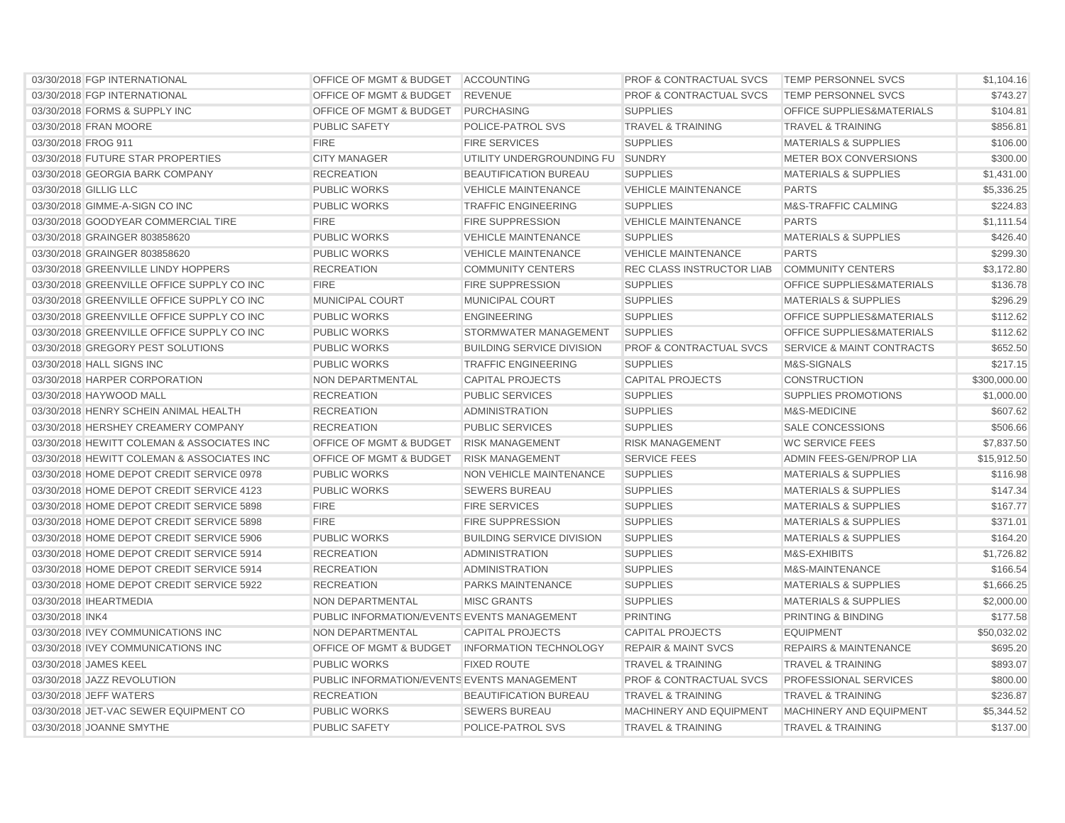| | | | | | | |
|---|---|---|---|---|---|---|
| 03/30/2018 | FGP INTERNATIONAL | OFFICE OF MGMT & BUDGET | ACCOUNTING | PROF & CONTRACTUAL SVCS | TEMP PERSONNEL SVCS | $1,104.16 |
| 03/30/2018 | FGP INTERNATIONAL | OFFICE OF MGMT & BUDGET | REVENUE | PROF & CONTRACTUAL SVCS | TEMP PERSONNEL SVCS | $743.27 |
| 03/30/2018 | FORMS & SUPPLY INC | OFFICE OF MGMT & BUDGET | PURCHASING | SUPPLIES | OFFICE SUPPLIES&MATERIALS | $104.81 |
| 03/30/2018 | FRAN MOORE | PUBLIC SAFETY | POLICE-PATROL SVS | TRAVEL & TRAINING | TRAVEL & TRAINING | $856.81 |
| 03/30/2018 | FROG 911 | FIRE | FIRE SERVICES | SUPPLIES | MATERIALS & SUPPLIES | $106.00 |
| 03/30/2018 | FUTURE STAR PROPERTIES | CITY MANAGER | UTILITY UNDERGROUNDING FU | SUNDRY | METER BOX CONVERSIONS | $300.00 |
| 03/30/2018 | GEORGIA BARK COMPANY | RECREATION | BEAUTIFICATION BUREAU | SUPPLIES | MATERIALS & SUPPLIES | $1,431.00 |
| 03/30/2018 | GILLIG LLC | PUBLIC WORKS | VEHICLE MAINTENANCE | VEHICLE MAINTENANCE | PARTS | $5,336.25 |
| 03/30/2018 | GIMME-A-SIGN CO INC | PUBLIC WORKS | TRAFFIC ENGINEERING | SUPPLIES | M&S-TRAFFIC CALMING | $224.83 |
| 03/30/2018 | GOODYEAR COMMERCIAL TIRE | FIRE | FIRE SUPPRESSION | VEHICLE MAINTENANCE | PARTS | $1,111.54 |
| 03/30/2018 | GRAINGER 803858620 | PUBLIC WORKS | VEHICLE MAINTENANCE | SUPPLIES | MATERIALS & SUPPLIES | $426.40 |
| 03/30/2018 | GRAINGER 803858620 | PUBLIC WORKS | VEHICLE MAINTENANCE | VEHICLE MAINTENANCE | PARTS | $299.30 |
| 03/30/2018 | GREENVILLE LINDY HOPPERS | RECREATION | COMMUNITY CENTERS | REC CLASS INSTRUCTOR LIAB | COMMUNITY CENTERS | $3,172.80 |
| 03/30/2018 | GREENVILLE OFFICE SUPPLY CO INC | FIRE | FIRE SUPPRESSION | SUPPLIES | OFFICE SUPPLIES&MATERIALS | $136.78 |
| 03/30/2018 | GREENVILLE OFFICE SUPPLY CO INC | MUNICIPAL COURT | MUNICIPAL COURT | SUPPLIES | MATERIALS & SUPPLIES | $296.29 |
| 03/30/2018 | GREENVILLE OFFICE SUPPLY CO INC | PUBLIC WORKS | ENGINEERING | SUPPLIES | OFFICE SUPPLIES&MATERIALS | $112.62 |
| 03/30/2018 | GREENVILLE OFFICE SUPPLY CO INC | PUBLIC WORKS | STORMWATER MANAGEMENT | SUPPLIES | OFFICE SUPPLIES&MATERIALS | $112.62 |
| 03/30/2018 | GREGORY PEST SOLUTIONS | PUBLIC WORKS | BUILDING SERVICE DIVISION | PROF & CONTRACTUAL SVCS | SERVICE & MAINT CONTRACTS | $652.50 |
| 03/30/2018 | HALL SIGNS INC | PUBLIC WORKS | TRAFFIC ENGINEERING | SUPPLIES | M&S-SIGNALS | $217.15 |
| 03/30/2018 | HARPER CORPORATION | NON DEPARTMENTAL | CAPITAL PROJECTS | CAPITAL PROJECTS | CONSTRUCTION | $300,000.00 |
| 03/30/2018 | HAYWOOD MALL | RECREATION | PUBLIC SERVICES | SUPPLIES | SUPPLIES PROMOTIONS | $1,000.00 |
| 03/30/2018 | HENRY SCHEIN ANIMAL HEALTH | RECREATION | ADMINISTRATION | SUPPLIES | M&S-MEDICINE | $607.62 |
| 03/30/2018 | HERSHEY CREAMERY COMPANY | RECREATION | PUBLIC SERVICES | SUPPLIES | SALE CONCESSIONS | $506.66 |
| 03/30/2018 | HEWITT COLEMAN & ASSOCIATES INC | OFFICE OF MGMT & BUDGET | RISK MANAGEMENT | RISK MANAGEMENT | WC SERVICE FEES | $7,837.50 |
| 03/30/2018 | HEWITT COLEMAN & ASSOCIATES INC | OFFICE OF MGMT & BUDGET | RISK MANAGEMENT | SERVICE FEES | ADMIN FEES-GEN/PROP LIA | $15,912.50 |
| 03/30/2018 | HOME DEPOT CREDIT SERVICE 0978 | PUBLIC WORKS | NON VEHICLE MAINTENANCE | SUPPLIES | MATERIALS & SUPPLIES | $116.98 |
| 03/30/2018 | HOME DEPOT CREDIT SERVICE 4123 | PUBLIC WORKS | SEWERS BUREAU | SUPPLIES | MATERIALS & SUPPLIES | $147.34 |
| 03/30/2018 | HOME DEPOT CREDIT SERVICE 5898 | FIRE | FIRE SERVICES | SUPPLIES | MATERIALS & SUPPLIES | $167.77 |
| 03/30/2018 | HOME DEPOT CREDIT SERVICE 5898 | FIRE | FIRE SUPPRESSION | SUPPLIES | MATERIALS & SUPPLIES | $371.01 |
| 03/30/2018 | HOME DEPOT CREDIT SERVICE 5906 | PUBLIC WORKS | BUILDING SERVICE DIVISION | SUPPLIES | MATERIALS & SUPPLIES | $164.20 |
| 03/30/2018 | HOME DEPOT CREDIT SERVICE 5914 | RECREATION | ADMINISTRATION | SUPPLIES | M&S-EXHIBITS | $1,726.82 |
| 03/30/2018 | HOME DEPOT CREDIT SERVICE 5914 | RECREATION | ADMINISTRATION | SUPPLIES | M&S-MAINTENANCE | $166.54 |
| 03/30/2018 | HOME DEPOT CREDIT SERVICE 5922 | RECREATION | PARKS MAINTENANCE | SUPPLIES | MATERIALS & SUPPLIES | $1,666.25 |
| 03/30/2018 | IHEARTMEDIA | NON DEPARTMENTAL | MISC GRANTS | SUPPLIES | MATERIALS & SUPPLIES | $2,000.00 |
| 03/30/2018 | INK4 | PUBLIC INFORMATION/EVENTS | EVENTS MANAGEMENT | PRINTING | PRINTING & BINDING | $177.58 |
| 03/30/2018 | IVEY COMMUNICATIONS INC | NON DEPARTMENTAL | CAPITAL PROJECTS | CAPITAL PROJECTS | EQUIPMENT | $50,032.02 |
| 03/30/2018 | IVEY COMMUNICATIONS INC | OFFICE OF MGMT & BUDGET | INFORMATION TECHNOLOGY | REPAIR & MAINT SVCS | REPAIRS & MAINTENANCE | $695.20 |
| 03/30/2018 | JAMES KEEL | PUBLIC WORKS | FIXED ROUTE | TRAVEL & TRAINING | TRAVEL & TRAINING | $893.07 |
| 03/30/2018 | JAZZ REVOLUTION | PUBLIC INFORMATION/EVENTS | EVENTS MANAGEMENT | PROF & CONTRACTUAL SVCS | PROFESSIONAL SERVICES | $800.00 |
| 03/30/2018 | JEFF WATERS | RECREATION | BEAUTIFICATION BUREAU | TRAVEL & TRAINING | TRAVEL & TRAINING | $236.87 |
| 03/30/2018 | JET-VAC SEWER EQUIPMENT CO | PUBLIC WORKS | SEWERS BUREAU | MACHINERY AND EQUIPMENT | MACHINERY AND EQUIPMENT | $5,344.52 |
| 03/30/2018 | JOANNE SMYTHE | PUBLIC SAFETY | POLICE-PATROL SVS | TRAVEL & TRAINING | TRAVEL & TRAINING | $137.00 |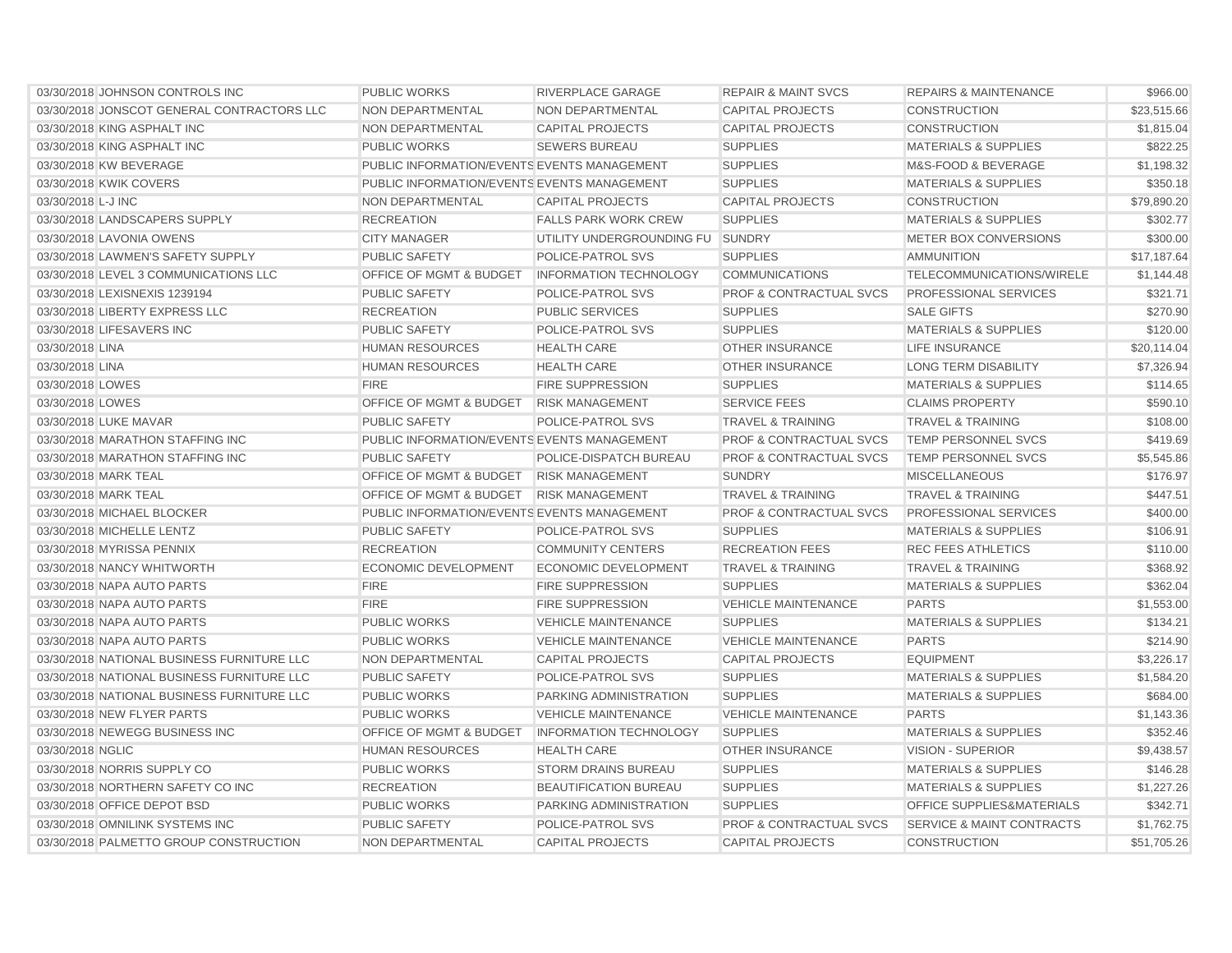| | | | | | | |
|---|---|---|---|---|---|---|
| 03/30/2018 | JOHNSON CONTROLS INC | PUBLIC WORKS | RIVERPLACE GARAGE | REPAIR & MAINT SVCS | REPAIRS & MAINTENANCE | $966.00 |
| 03/30/2018 | JONSCOT GENERAL CONTRACTORS LLC | NON DEPARTMENTAL | NON DEPARTMENTAL | CAPITAL PROJECTS | CONSTRUCTION | $23,515.66 |
| 03/30/2018 | KING ASPHALT INC | NON DEPARTMENTAL | CAPITAL PROJECTS | CAPITAL PROJECTS | CONSTRUCTION | $1,815.04 |
| 03/30/2018 | KING ASPHALT INC | PUBLIC WORKS | SEWERS BUREAU | SUPPLIES | MATERIALS & SUPPLIES | $822.25 |
| 03/30/2018 | KW BEVERAGE | PUBLIC INFORMATION/EVENTS | EVENTS MANAGEMENT | SUPPLIES | M&S-FOOD & BEVERAGE | $1,198.32 |
| 03/30/2018 | KWIK COVERS | PUBLIC INFORMATION/EVENTS | EVENTS MANAGEMENT | SUPPLIES | MATERIALS & SUPPLIES | $350.18 |
| 03/30/2018 | L-J INC | NON DEPARTMENTAL | CAPITAL PROJECTS | CAPITAL PROJECTS | CONSTRUCTION | $79,890.20 |
| 03/30/2018 | LANDSCAPERS SUPPLY | RECREATION | FALLS PARK WORK CREW | SUPPLIES | MATERIALS & SUPPLIES | $302.77 |
| 03/30/2018 | LAVONIA OWENS | CITY MANAGER | UTILITY UNDERGROUNDING FU | SUNDRY | METER BOX CONVERSIONS | $300.00 |
| 03/30/2018 | LAWMEN'S SAFETY SUPPLY | PUBLIC SAFETY | POLICE-PATROL SVS | SUPPLIES | AMMUNITION | $17,187.64 |
| 03/30/2018 | LEVEL 3 COMMUNICATIONS LLC | OFFICE OF MGMT & BUDGET | INFORMATION TECHNOLOGY | COMMUNICATIONS | TELECOMMUNICATIONS/WIRELE | $1,144.48 |
| 03/30/2018 | LEXISNEXIS 1239194 | PUBLIC SAFETY | POLICE-PATROL SVS | PROF & CONTRACTUAL SVCS | PROFESSIONAL SERVICES | $321.71 |
| 03/30/2018 | LIBERTY EXPRESS LLC | RECREATION | PUBLIC SERVICES | SUPPLIES | SALE GIFTS | $270.90 |
| 03/30/2018 | LIFESAVERS INC | PUBLIC SAFETY | POLICE-PATROL SVS | SUPPLIES | MATERIALS & SUPPLIES | $120.00 |
| 03/30/2018 | LINA | HUMAN RESOURCES | HEALTH CARE | OTHER INSURANCE | LIFE INSURANCE | $20,114.04 |
| 03/30/2018 | LINA | HUMAN RESOURCES | HEALTH CARE | OTHER INSURANCE | LONG TERM DISABILITY | $7,326.94 |
| 03/30/2018 | LOWES | FIRE | FIRE SUPPRESSION | SUPPLIES | MATERIALS & SUPPLIES | $114.65 |
| 03/30/2018 | LOWES | OFFICE OF MGMT & BUDGET | RISK MANAGEMENT | SERVICE FEES | CLAIMS PROPERTY | $590.10 |
| 03/30/2018 | LUKE MAVAR | PUBLIC SAFETY | POLICE-PATROL SVS | TRAVEL & TRAINING | TRAVEL & TRAINING | $108.00 |
| 03/30/2018 | MARATHON STAFFING INC | PUBLIC INFORMATION/EVENTS | EVENTS MANAGEMENT | PROF & CONTRACTUAL SVCS | TEMP PERSONNEL SVCS | $419.69 |
| 03/30/2018 | MARATHON STAFFING INC | PUBLIC SAFETY | POLICE-DISPATCH BUREAU | PROF & CONTRACTUAL SVCS | TEMP PERSONNEL SVCS | $5,545.86 |
| 03/30/2018 | MARK TEAL | OFFICE OF MGMT & BUDGET | RISK MANAGEMENT | SUNDRY | MISCELLANEOUS | $176.97 |
| 03/30/2018 | MARK TEAL | OFFICE OF MGMT & BUDGET | RISK MANAGEMENT | TRAVEL & TRAINING | TRAVEL & TRAINING | $447.51 |
| 03/30/2018 | MICHAEL BLOCKER | PUBLIC INFORMATION/EVENTS | EVENTS MANAGEMENT | PROF & CONTRACTUAL SVCS | PROFESSIONAL SERVICES | $400.00 |
| 03/30/2018 | MICHELLE LENTZ | PUBLIC SAFETY | POLICE-PATROL SVS | SUPPLIES | MATERIALS & SUPPLIES | $106.91 |
| 03/30/2018 | MYRISSA PENNIX | RECREATION | COMMUNITY CENTERS | RECREATION FEES | REC FEES ATHLETICS | $110.00 |
| 03/30/2018 | NANCY WHITWORTH | ECONOMIC DEVELOPMENT | ECONOMIC DEVELOPMENT | TRAVEL & TRAINING | TRAVEL & TRAINING | $368.92 |
| 03/30/2018 | NAPA AUTO PARTS | FIRE | FIRE SUPPRESSION | SUPPLIES | MATERIALS & SUPPLIES | $362.04 |
| 03/30/2018 | NAPA AUTO PARTS | FIRE | FIRE SUPPRESSION | VEHICLE MAINTENANCE | PARTS | $1,553.00 |
| 03/30/2018 | NAPA AUTO PARTS | PUBLIC WORKS | VEHICLE MAINTENANCE | SUPPLIES | MATERIALS & SUPPLIES | $134.21 |
| 03/30/2018 | NAPA AUTO PARTS | PUBLIC WORKS | VEHICLE MAINTENANCE | VEHICLE MAINTENANCE | PARTS | $214.90 |
| 03/30/2018 | NATIONAL BUSINESS FURNITURE LLC | NON DEPARTMENTAL | CAPITAL PROJECTS | CAPITAL PROJECTS | EQUIPMENT | $3,226.17 |
| 03/30/2018 | NATIONAL BUSINESS FURNITURE LLC | PUBLIC SAFETY | POLICE-PATROL SVS | SUPPLIES | MATERIALS & SUPPLIES | $1,584.20 |
| 03/30/2018 | NATIONAL BUSINESS FURNITURE LLC | PUBLIC WORKS | PARKING ADMINISTRATION | SUPPLIES | MATERIALS & SUPPLIES | $684.00 |
| 03/30/2018 | NEW FLYER PARTS | PUBLIC WORKS | VEHICLE MAINTENANCE | VEHICLE MAINTENANCE | PARTS | $1,143.36 |
| 03/30/2018 | NEWEGG BUSINESS INC | OFFICE OF MGMT & BUDGET | INFORMATION TECHNOLOGY | SUPPLIES | MATERIALS & SUPPLIES | $352.46 |
| 03/30/2018 | NGLIC | HUMAN RESOURCES | HEALTH CARE | OTHER INSURANCE | VISION - SUPERIOR | $9,438.57 |
| 03/30/2018 | NORRIS SUPPLY CO | PUBLIC WORKS | STORM DRAINS BUREAU | SUPPLIES | MATERIALS & SUPPLIES | $146.28 |
| 03/30/2018 | NORTHERN SAFETY CO INC | RECREATION | BEAUTIFICATION BUREAU | SUPPLIES | MATERIALS & SUPPLIES | $1,227.26 |
| 03/30/2018 | OFFICE DEPOT BSD | PUBLIC WORKS | PARKING ADMINISTRATION | SUPPLIES | OFFICE SUPPLIES&MATERIALS | $342.71 |
| 03/30/2018 | OMNILINK SYSTEMS INC | PUBLIC SAFETY | POLICE-PATROL SVS | PROF & CONTRACTUAL SVCS | SERVICE & MAINT CONTRACTS | $1,762.75 |
| 03/30/2018 | PALMETTO GROUP CONSTRUCTION | NON DEPARTMENTAL | CAPITAL PROJECTS | CAPITAL PROJECTS | CONSTRUCTION | $51,705.26 |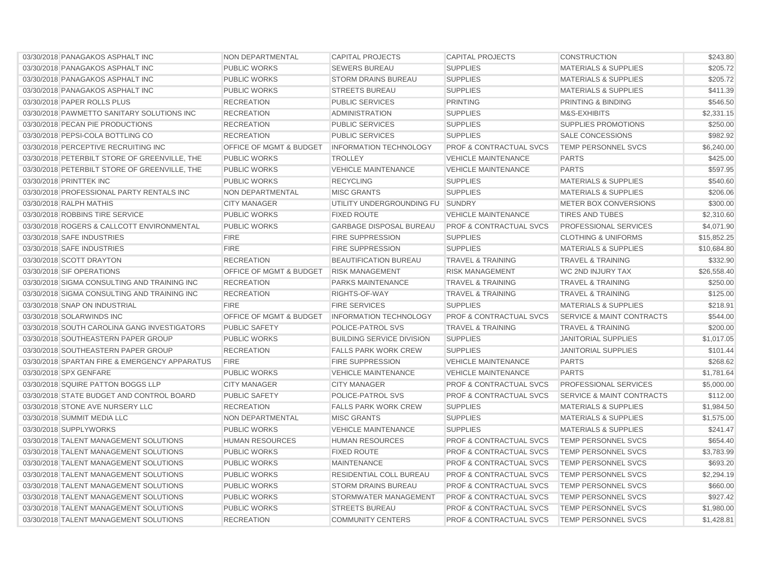| | | | | | | |
|---|---|---|---|---|---|---|
| 03/30/2018 | PANAGAKOS ASPHALT INC | NON DEPARTMENTAL | CAPITAL PROJECTS | CAPITAL PROJECTS | CONSTRUCTION | $243.80 |
| 03/30/2018 | PANAGAKOS ASPHALT INC | PUBLIC WORKS | SEWERS BUREAU | SUPPLIES | MATERIALS & SUPPLIES | $205.72 |
| 03/30/2018 | PANAGAKOS ASPHALT INC | PUBLIC WORKS | STORM DRAINS BUREAU | SUPPLIES | MATERIALS & SUPPLIES | $205.72 |
| 03/30/2018 | PANAGAKOS ASPHALT INC | PUBLIC WORKS | STREETS BUREAU | SUPPLIES | MATERIALS & SUPPLIES | $411.39 |
| 03/30/2018 | PAPER ROLLS PLUS | RECREATION | PUBLIC SERVICES | PRINTING | PRINTING & BINDING | $546.50 |
| 03/30/2018 | PAWMETTO SANITARY SOLUTIONS INC | RECREATION | ADMINISTRATION | SUPPLIES | M&S-EXHIBITS | $2,331.15 |
| 03/30/2018 | PECAN PIE PRODUCTIONS | RECREATION | PUBLIC SERVICES | SUPPLIES | SUPPLIES PROMOTIONS | $250.00 |
| 03/30/2018 | PEPSI-COLA BOTTLING CO | RECREATION | PUBLIC SERVICES | SUPPLIES | SALE CONCESSIONS | $982.92 |
| 03/30/2018 | PERCEPTIVE RECRUITING INC | OFFICE OF MGMT & BUDGET | INFORMATION TECHNOLOGY | PROF & CONTRACTUAL SVCS | TEMP PERSONNEL SVCS | $6,240.00 |
| 03/30/2018 | PETERBILT STORE OF GREENVILLE, THE | PUBLIC WORKS | TROLLEY | VEHICLE MAINTENANCE | PARTS | $425.00 |
| 03/30/2018 | PETERBILT STORE OF GREENVILLE, THE | PUBLIC WORKS | VEHICLE MAINTENANCE | VEHICLE MAINTENANCE | PARTS | $597.95 |
| 03/30/2018 | PRINTTEK INC | PUBLIC WORKS | RECYCLING | SUPPLIES | MATERIALS & SUPPLIES | $540.60 |
| 03/30/2018 | PROFESSIONAL PARTY RENTALS INC | NON DEPARTMENTAL | MISC GRANTS | SUPPLIES | MATERIALS & SUPPLIES | $206.06 |
| 03/30/2018 | RALPH MATHIS | CITY MANAGER | UTILITY UNDERGROUNDING FU | SUNDRY | METER BOX CONVERSIONS | $300.00 |
| 03/30/2018 | ROBBINS TIRE SERVICE | PUBLIC WORKS | FIXED ROUTE | VEHICLE MAINTENANCE | TIRES AND TUBES | $2,310.60 |
| 03/30/2018 | ROGERS & CALLCOTT ENVIRONMENTAL | PUBLIC WORKS | GARBAGE DISPOSAL BUREAU | PROF & CONTRACTUAL SVCS | PROFESSIONAL SERVICES | $4,071.90 |
| 03/30/2018 | SAFE INDUSTRIES | FIRE | FIRE SUPPRESSION | SUPPLIES | CLOTHING & UNIFORMS | $15,852.25 |
| 03/30/2018 | SAFE INDUSTRIES | FIRE | FIRE SUPPRESSION | SUPPLIES | MATERIALS & SUPPLIES | $10,684.80 |
| 03/30/2018 | SCOTT DRAYTON | RECREATION | BEAUTIFICATION BUREAU | TRAVEL & TRAINING | TRAVEL & TRAINING | $332.90 |
| 03/30/2018 | SIF OPERATIONS | OFFICE OF MGMT & BUDGET | RISK MANAGEMENT | RISK MANAGEMENT | WC 2ND INJURY TAX | $26,558.40 |
| 03/30/2018 | SIGMA CONSULTING AND TRAINING INC | RECREATION | PARKS MAINTENANCE | TRAVEL & TRAINING | TRAVEL & TRAINING | $250.00 |
| 03/30/2018 | SIGMA CONSULTING AND TRAINING INC | RECREATION | RIGHTS-OF-WAY | TRAVEL & TRAINING | TRAVEL & TRAINING | $125.00 |
| 03/30/2018 | SNAP ON INDUSTRIAL | FIRE | FIRE SERVICES | SUPPLIES | MATERIALS & SUPPLIES | $218.91 |
| 03/30/2018 | SOLARWINDS INC | OFFICE OF MGMT & BUDGET | INFORMATION TECHNOLOGY | PROF & CONTRACTUAL SVCS | SERVICE & MAINT CONTRACTS | $544.00 |
| 03/30/2018 | SOUTH CAROLINA GANG INVESTIGATORS | PUBLIC SAFETY | POLICE-PATROL SVS | TRAVEL & TRAINING | TRAVEL & TRAINING | $200.00 |
| 03/30/2018 | SOUTHEASTERN PAPER GROUP | PUBLIC WORKS | BUILDING SERVICE DIVISION | SUPPLIES | JANITORIAL SUPPLIES | $1,017.05 |
| 03/30/2018 | SOUTHEASTERN PAPER GROUP | RECREATION | FALLS PARK WORK CREW | SUPPLIES | JANITORIAL SUPPLIES | $101.44 |
| 03/30/2018 | SPARTAN FIRE & EMERGENCY APPARATUS | FIRE | FIRE SUPPRESSION | VEHICLE MAINTENANCE | PARTS | $268.62 |
| 03/30/2018 | SPX GENFARE | PUBLIC WORKS | VEHICLE MAINTENANCE | VEHICLE MAINTENANCE | PARTS | $1,781.64 |
| 03/30/2018 | SQUIRE PATTON BOGGS LLP | CITY MANAGER | CITY MANAGER | PROF & CONTRACTUAL SVCS | PROFESSIONAL SERVICES | $5,000.00 |
| 03/30/2018 | STATE BUDGET AND CONTROL BOARD | PUBLIC SAFETY | POLICE-PATROL SVS | PROF & CONTRACTUAL SVCS | SERVICE & MAINT CONTRACTS | $112.00 |
| 03/30/2018 | STONE AVE NURSERY LLC | RECREATION | FALLS PARK WORK CREW | SUPPLIES | MATERIALS & SUPPLIES | $1,984.50 |
| 03/30/2018 | SUMMIT MEDIA LLC | NON DEPARTMENTAL | MISC GRANTS | SUPPLIES | MATERIALS & SUPPLIES | $1,575.00 |
| 03/30/2018 | SUPPLYWORKS | PUBLIC WORKS | VEHICLE MAINTENANCE | SUPPLIES | MATERIALS & SUPPLIES | $241.47 |
| 03/30/2018 | TALENT MANAGEMENT SOLUTIONS | HUMAN RESOURCES | HUMAN RESOURCES | PROF & CONTRACTUAL SVCS | TEMP PERSONNEL SVCS | $654.40 |
| 03/30/2018 | TALENT MANAGEMENT SOLUTIONS | PUBLIC WORKS | FIXED ROUTE | PROF & CONTRACTUAL SVCS | TEMP PERSONNEL SVCS | $3,783.99 |
| 03/30/2018 | TALENT MANAGEMENT SOLUTIONS | PUBLIC WORKS | MAINTENANCE | PROF & CONTRACTUAL SVCS | TEMP PERSONNEL SVCS | $693.20 |
| 03/30/2018 | TALENT MANAGEMENT SOLUTIONS | PUBLIC WORKS | RESIDENTIAL COLL BUREAU | PROF & CONTRACTUAL SVCS | TEMP PERSONNEL SVCS | $2,294.19 |
| 03/30/2018 | TALENT MANAGEMENT SOLUTIONS | PUBLIC WORKS | STORM DRAINS BUREAU | PROF & CONTRACTUAL SVCS | TEMP PERSONNEL SVCS | $660.00 |
| 03/30/2018 | TALENT MANAGEMENT SOLUTIONS | PUBLIC WORKS | STORMWATER MANAGEMENT | PROF & CONTRACTUAL SVCS | TEMP PERSONNEL SVCS | $927.42 |
| 03/30/2018 | TALENT MANAGEMENT SOLUTIONS | PUBLIC WORKS | STREETS BUREAU | PROF & CONTRACTUAL SVCS | TEMP PERSONNEL SVCS | $1,980.00 |
| 03/30/2018 | TALENT MANAGEMENT SOLUTIONS | RECREATION | COMMUNITY CENTERS | PROF & CONTRACTUAL SVCS | TEMP PERSONNEL SVCS | $1,428.81 |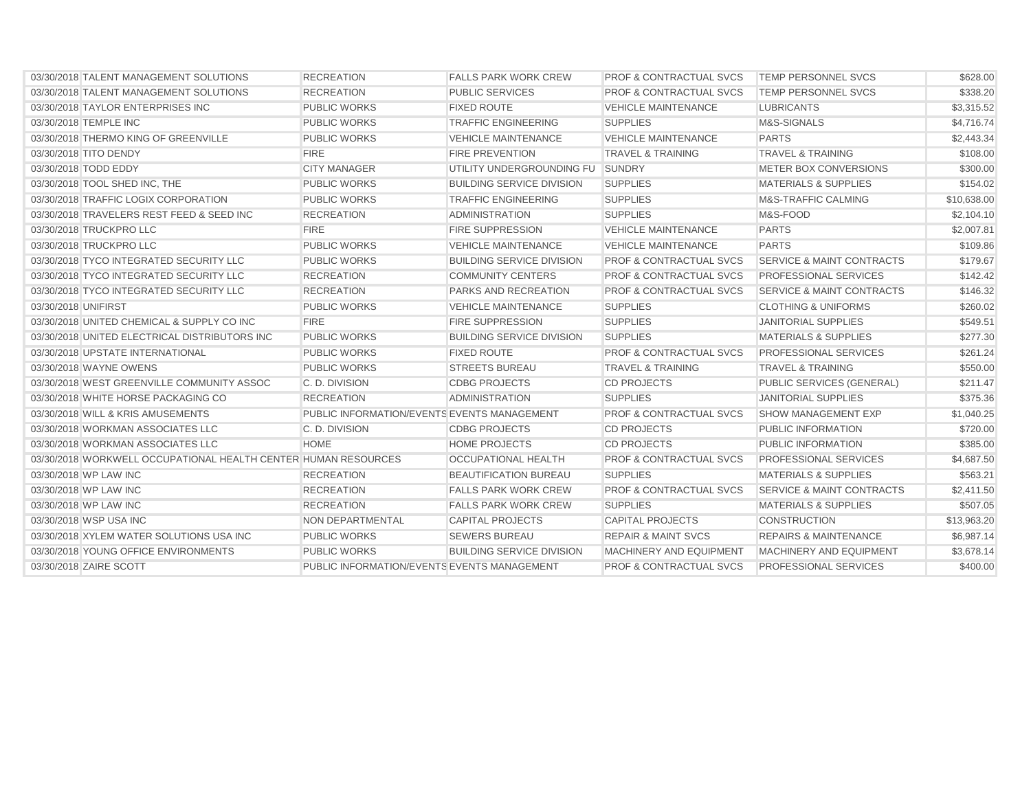| | | | | | | |
|---|---|---|---|---|---|---|
| 03/30/2018 | TALENT MANAGEMENT SOLUTIONS | RECREATION | FALLS PARK WORK CREW | PROF & CONTRACTUAL SVCS | TEMP PERSONNEL SVCS | $628.00 |
| 03/30/2018 | TALENT MANAGEMENT SOLUTIONS | RECREATION | PUBLIC SERVICES | PROF & CONTRACTUAL SVCS | TEMP PERSONNEL SVCS | $338.20 |
| 03/30/2018 | TAYLOR ENTERPRISES INC | PUBLIC WORKS | FIXED ROUTE | VEHICLE MAINTENANCE | LUBRICANTS | $3,315.52 |
| 03/30/2018 | TEMPLE INC | PUBLIC WORKS | TRAFFIC ENGINEERING | SUPPLIES | M&S-SIGNALS | $4,716.74 |
| 03/30/2018 | THERMO KING OF GREENVILLE | PUBLIC WORKS | VEHICLE MAINTENANCE | VEHICLE MAINTENANCE | PARTS | $2,443.34 |
| 03/30/2018 | TITO DENDY | FIRE | FIRE PREVENTION | TRAVEL & TRAINING | TRAVEL & TRAINING | $108.00 |
| 03/30/2018 | TODD EDDY | CITY MANAGER | UTILITY UNDERGROUNDING FU | SUNDRY | METER BOX CONVERSIONS | $300.00 |
| 03/30/2018 | TOOL SHED INC, THE | PUBLIC WORKS | BUILDING SERVICE DIVISION | SUPPLIES | MATERIALS & SUPPLIES | $154.02 |
| 03/30/2018 | TRAFFIC LOGIX CORPORATION | PUBLIC WORKS | TRAFFIC ENGINEERING | SUPPLIES | M&S-TRAFFIC CALMING | $10,638.00 |
| 03/30/2018 | TRAVELERS REST FEED & SEED INC | RECREATION | ADMINISTRATION | SUPPLIES | M&S-FOOD | $2,104.10 |
| 03/30/2018 | TRUCKPRO LLC | FIRE | FIRE SUPPRESSION | VEHICLE MAINTENANCE | PARTS | $2,007.81 |
| 03/30/2018 | TRUCKPRO LLC | PUBLIC WORKS | VEHICLE MAINTENANCE | VEHICLE MAINTENANCE | PARTS | $109.86 |
| 03/30/2018 | TYCO INTEGRATED SECURITY LLC | PUBLIC WORKS | BUILDING SERVICE DIVISION | PROF & CONTRACTUAL SVCS | SERVICE & MAINT CONTRACTS | $179.67 |
| 03/30/2018 | TYCO INTEGRATED SECURITY LLC | RECREATION | COMMUNITY CENTERS | PROF & CONTRACTUAL SVCS | PROFESSIONAL SERVICES | $142.42 |
| 03/30/2018 | TYCO INTEGRATED SECURITY LLC | RECREATION | PARKS AND RECREATION | PROF & CONTRACTUAL SVCS | SERVICE & MAINT CONTRACTS | $146.32 |
| 03/30/2018 | UNIFIRST | PUBLIC WORKS | VEHICLE MAINTENANCE | SUPPLIES | CLOTHING & UNIFORMS | $260.02 |
| 03/30/2018 | UNITED CHEMICAL & SUPPLY CO INC | FIRE | FIRE SUPPRESSION | SUPPLIES | JANITORIAL SUPPLIES | $549.51 |
| 03/30/2018 | UNITED ELECTRICAL DISTRIBUTORS INC | PUBLIC WORKS | BUILDING SERVICE DIVISION | SUPPLIES | MATERIALS & SUPPLIES | $277.30 |
| 03/30/2018 | UPSTATE INTERNATIONAL | PUBLIC WORKS | FIXED ROUTE | PROF & CONTRACTUAL SVCS | PROFESSIONAL SERVICES | $261.24 |
| 03/30/2018 | WAYNE OWENS | PUBLIC WORKS | STREETS BUREAU | TRAVEL & TRAINING | TRAVEL & TRAINING | $550.00 |
| 03/30/2018 | WEST GREENVILLE COMMUNITY ASSOC | C. D. DIVISION | CDBG PROJECTS | CD PROJECTS | PUBLIC SERVICES (GENERAL) | $211.47 |
| 03/30/2018 | WHITE HORSE PACKAGING CO | RECREATION | ADMINISTRATION | SUPPLIES | JANITORIAL SUPPLIES | $375.36 |
| 03/30/2018 | WILL & KRIS AMUSEMENTS | PUBLIC INFORMATION/EVENTS | EVENTS MANAGEMENT | PROF & CONTRACTUAL SVCS | SHOW MANAGEMENT EXP | $1,040.25 |
| 03/30/2018 | WORKMAN ASSOCIATES LLC | C. D. DIVISION | CDBG PROJECTS | CD PROJECTS | PUBLIC INFORMATION | $720.00 |
| 03/30/2018 | WORKMAN ASSOCIATES LLC | HOME | HOME PROJECTS | CD PROJECTS | PUBLIC INFORMATION | $385.00 |
| 03/30/2018 | WORKWELL OCCUPATIONAL HEALTH CENTER | HUMAN RESOURCES | OCCUPATIONAL HEALTH | PROF & CONTRACTUAL SVCS | PROFESSIONAL SERVICES | $4,687.50 |
| 03/30/2018 | WP LAW INC | RECREATION | BEAUTIFICATION BUREAU | SUPPLIES | MATERIALS & SUPPLIES | $563.21 |
| 03/30/2018 | WP LAW INC | RECREATION | FALLS PARK WORK CREW | PROF & CONTRACTUAL SVCS | SERVICE & MAINT CONTRACTS | $2,411.50 |
| 03/30/2018 | WP LAW INC | RECREATION | FALLS PARK WORK CREW | SUPPLIES | MATERIALS & SUPPLIES | $507.05 |
| 03/30/2018 | WSP USA INC | NON DEPARTMENTAL | CAPITAL PROJECTS | CAPITAL PROJECTS | CONSTRUCTION | $13,963.20 |
| 03/30/2018 | XYLEM WATER SOLUTIONS USA INC | PUBLIC WORKS | SEWERS BUREAU | REPAIR & MAINT SVCS | REPAIRS & MAINTENANCE | $6,987.14 |
| 03/30/2018 | YOUNG OFFICE ENVIRONMENTS | PUBLIC WORKS | BUILDING SERVICE DIVISION | MACHINERY AND EQUIPMENT | MACHINERY AND EQUIPMENT | $3,678.14 |
| 03/30/2018 | ZAIRE SCOTT | PUBLIC INFORMATION/EVENTS | EVENTS MANAGEMENT | PROF & CONTRACTUAL SVCS | PROFESSIONAL SERVICES | $400.00 |